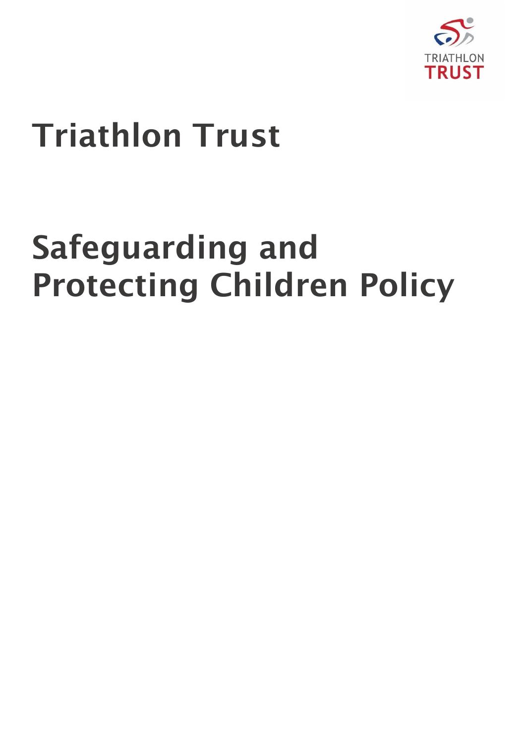# Triathlon Trust

# Safeguarding and Protecting Children Policy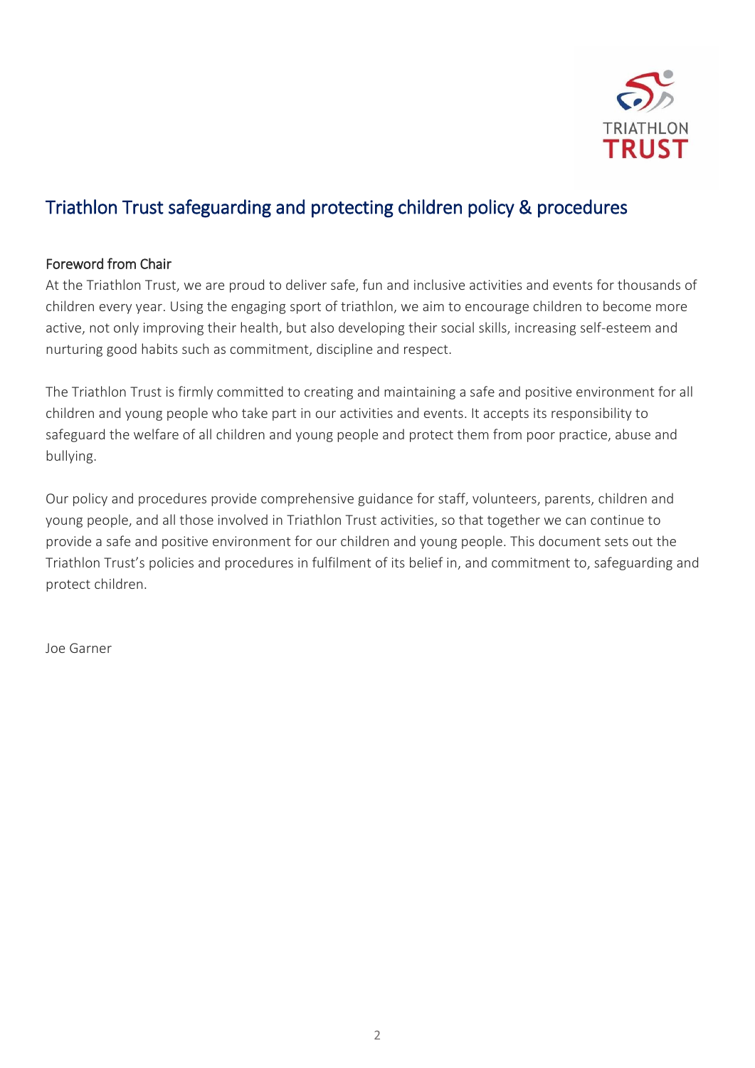# Triathlon Trust safeguarding and protecting children policy & procedures

## Foreword from Chair

At the Triathlon Trust, we are proud to deliver safe, fun and inclusive activities and events for thousands of children every year. Using the engaging sport of triathlon, we aim to encourage children to become more active, not only improving their health, but also developing their social skills, increasing self-esteem and nurturing good habits such as commitment, discipline and respect.

The Triathlon Trust is firmly committed to creating and maintaining a safe and positive environment for all children and young people who take part in our activities and events. It accepts its responsibility to safeguard the welfare of all children and young people and protect them from poor practice, abuse and bullying.

Our policy and procedures provide comprehensive guidance for staff, volunteers, parents, children and young people, and all those involved in Triathlon Trust activities, so that together we can continue to provide a safe and positive environment for our children and young people. This document sets out the Triathlon Trust's policies and procedures in fulfilment of its belief in, and commitment to, safeguarding and protect children.

Joe Garner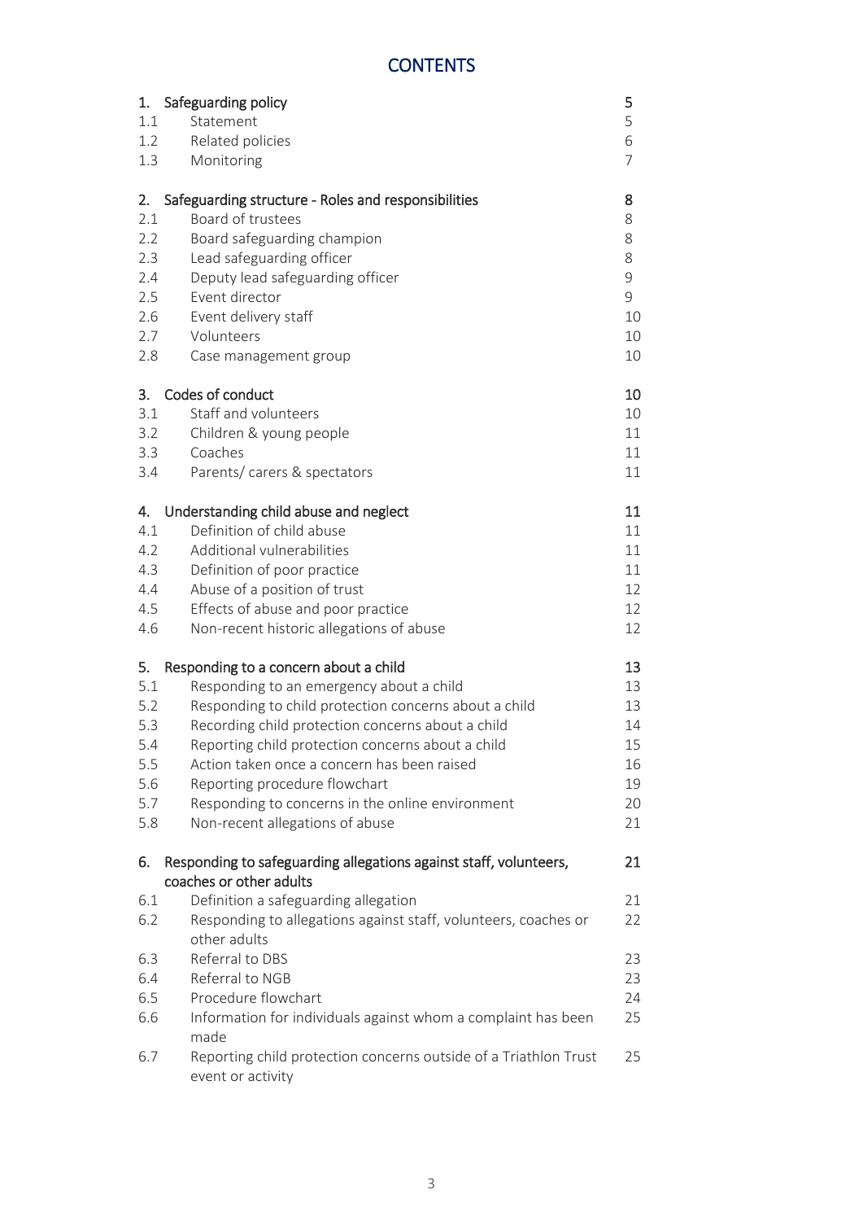# CONTENTS

| | | |
|---|---|---|
| **1.** | **Safeguarding policy** | **5** |
| 1.1 | Statement | 5 |
| 1.2 | Related policies | 6 |
| 1.3 | Monitoring | 7 |
| **2.** | **Safeguarding structure - Roles and responsibilities** | **8** |
| 2.1 | Board of trustees | 8 |
| 2.2 | Board safeguarding champion | 8 |
| 2.3 | Lead safeguarding officer | 8 |
| 2.4 | Deputy lead safeguarding officer | 9 |
| 2.5 | Event director | 9 |
| 2.6 | Event delivery staff | 10 |
| 2.7 | Volunteers | 10 |
| 2.8 | Case management group | 10 |
| **3.** | **Codes of conduct** | **10** |
| 3.1 | Staff and volunteers | 10 |
| 3.2 | Children & young people | 11 |
| 3.3 | Coaches | 11 |
| 3.4 | Parents/ carers & spectators | 11 |
| **4.** | **Understanding child abuse and neglect** | **11** |
| 4.1 | Definition of child abuse | 11 |
| 4.2 | Additional vulnerabilities | 11 |
| 4.3 | Definition of poor practice | 11 |
| 4.4 | Abuse of a position of trust | 12 |
| 4.5 | Effects of abuse and poor practice | 12 |
| 4.6 | Non-recent historic allegations of abuse | 12 |
| **5.** | **Responding to a concern about a child** | **13** |
| 5.1 | Responding to an emergency about a child | 13 |
| 5.2 | Responding to child protection concerns about a child | 13 |
| 5.3 | Recording child protection concerns about a child | 14 |
| 5.4 | Reporting child protection concerns about a child | 15 |
| 5.5 | Action taken once a concern has been raised | 16 |
| 5.6 | Reporting procedure flowchart | 19 |
| 5.7 | Responding to concerns in the online environment | 20 |
| 5.8 | Non-recent allegations of abuse | 21 |
| **6.** | **Responding to safeguarding allegations against staff, volunteers, coaches or other adults** | **21** |
| 6.1 | Definition a safeguarding allegation | 21 |
| 6.2 | Responding to allegations against staff, volunteers, coaches or other adults | 22 |
| 6.3 | Referral to DBS | 23 |
| 6.4 | Referral to NGB | 23 |
| 6.5 | Procedure flowchart | 24 |
| 6.6 | Information for individuals against whom a complaint has been made | 25 |
| 6.7 | Reporting child protection concerns outside of a Triathlon Trust event or activity | 25 |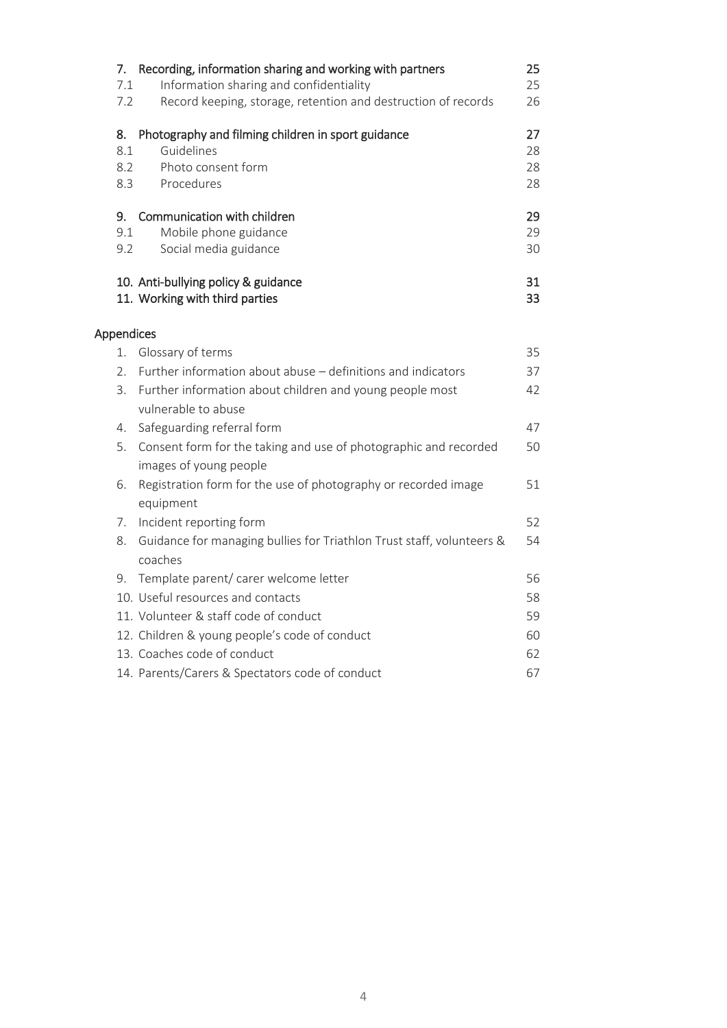| | | |
|---|---|---|
| **7.** | **Recording, information sharing and working with partners** | **25** |
| 7.1 | Information sharing and confidentiality | 25 |
| 7.2 | Record keeping, storage, retention and destruction of records | 26 |
| **8.** | **Photography and filming children in sport guidance** | **27** |
| 8.1 | Guidelines | 28 |
| 8.2 | Photo consent form | 28 |
| 8.3 | Procedures | 28 |
| **9.** | **Communication with children** | **29** |
| 9.1 | Mobile phone guidance | 29 |
| 9.2 | Social media guidance | 30 |
| **10.** | **Anti-bullying policy & guidance** | **31** |
| **11.** | **Working with third parties** | **33** |

**Appendices**

| | | |
|---|---|---|
| 1. | Glossary of terms | 35 |
| 2. | Further information about abuse – definitions and indicators | 37 |
| 3. | Further information about children and young people most vulnerable to abuse | 42 |
| 4. | Safeguarding referral form | 47 |
| 5. | Consent form for the taking and use of photographic and recorded images of young people | 50 |
| 6. | Registration form for the use of photography or recorded image equipment | 51 |
| 7. | Incident reporting form | 52 |
| 8. | Guidance for managing bullies for Triathlon Trust staff, volunteers & coaches | 54 |
| 9. | Template parent/ carer welcome letter | 56 |
| 10. | Useful resources and contacts | 58 |
| 11. | Volunteer & staff code of conduct | 59 |
| 12. | Children & young people's code of conduct | 60 |
| 13. | Coaches code of conduct | 62 |
| 14. | Parents/Carers & Spectators code of conduct | 67 |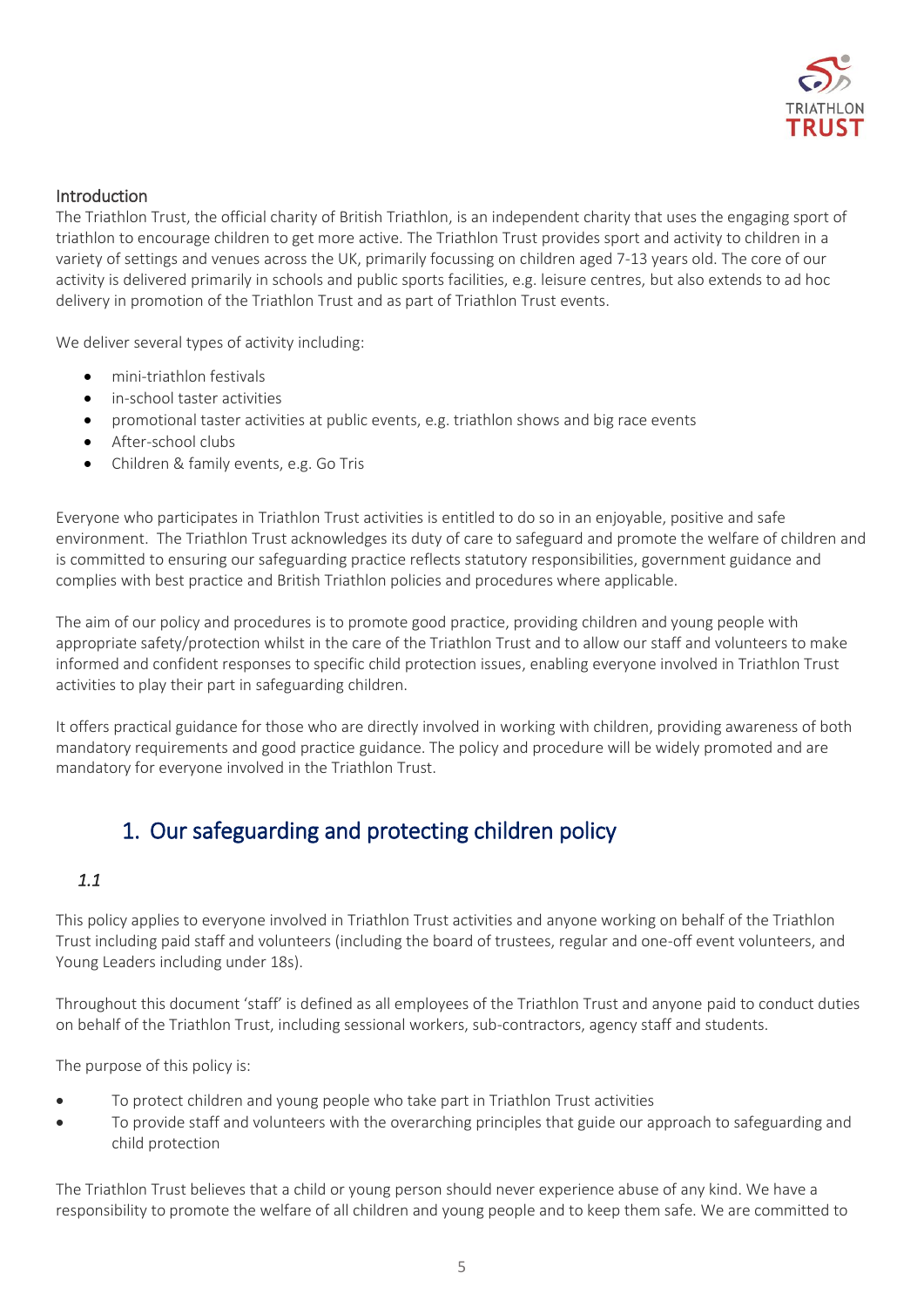## Introduction

The Triathlon Trust, the official charity of British Triathlon, is an independent charity that uses the engaging sport of triathlon to encourage children to get more active. The Triathlon Trust provides sport and activity to children in a variety of settings and venues across the UK, primarily focussing on children aged 7-13 years old. The core of our activity is delivered primarily in schools and public sports facilities, e.g. leisure centres, but also extends to ad hoc delivery in promotion of the Triathlon Trust and as part of Triathlon Trust events.

We deliver several types of activity including:

- mini-triathlon festivals
- in-school taster activities
- promotional taster activities at public events, e.g. triathlon shows and big race events
- After-school clubs
- Children & family events, e.g. Go Tris

Everyone who participates in Triathlon Trust activities is entitled to do so in an enjoyable, positive and safe environment. The Triathlon Trust acknowledges its duty of care to safeguard and promote the welfare of children and is committed to ensuring our safeguarding practice reflects statutory responsibilities, government guidance and complies with best practice and British Triathlon policies and procedures where applicable.

The aim of our policy and procedures is to promote good practice, providing children and young people with appropriate safety/protection whilst in the care of the Triathlon Trust and to allow our staff and volunteers to make informed and confident responses to specific child protection issues, enabling everyone involved in Triathlon Trust activities to play their part in safeguarding children.

It offers practical guidance for those who are directly involved in working with children, providing awareness of both mandatory requirements and good practice guidance. The policy and procedure will be widely promoted and are mandatory for everyone involved in the Triathlon Trust.

# 1. Our safeguarding and protecting children policy

### *1.1*

This policy applies to everyone involved in Triathlon Trust activities and anyone working on behalf of the Triathlon Trust including paid staff and volunteers (including the board of trustees, regular and one-off event volunteers, and Young Leaders including under 18s).

Throughout this document 'staff' is defined as all employees of the Triathlon Trust and anyone paid to conduct duties on behalf of the Triathlon Trust, including sessional workers, sub-contractors, agency staff and students.

The purpose of this policy is:

- To protect children and young people who take part in Triathlon Trust activities
- To provide staff and volunteers with the overarching principles that guide our approach to safeguarding and child protection

The Triathlon Trust believes that a child or young person should never experience abuse of any kind. We have a responsibility to promote the welfare of all children and young people and to keep them safe. We are committed to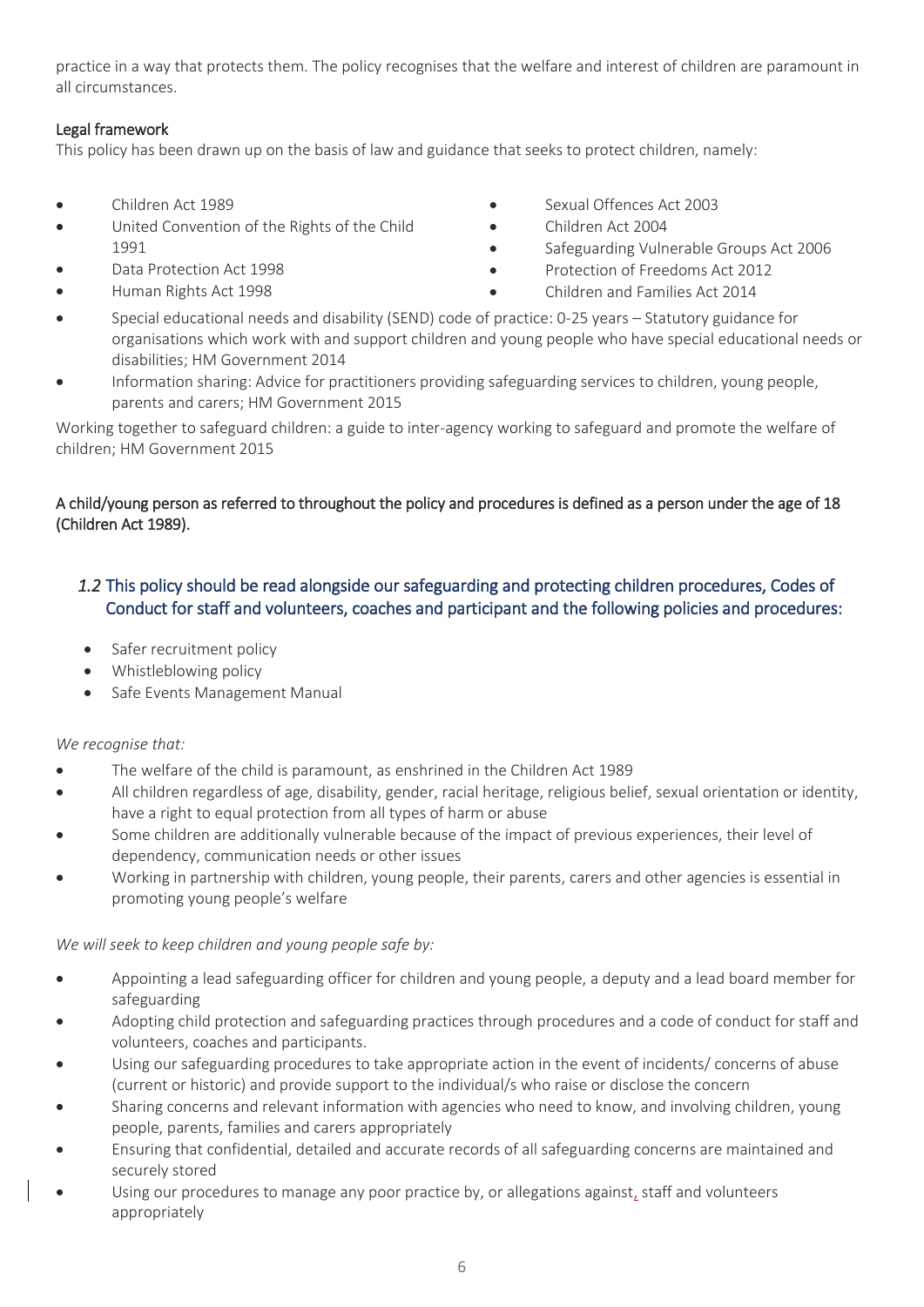practice in a way that protects them. The policy recognises that the welfare and interest of children are paramount in all circumstances.

### Legal framework

This policy has been drawn up on the basis of law and guidance that seeks to protect children, namely:

- Children Act 1989
- United Convention of the Rights of the Child 1991
- Data Protection Act 1998
- Human Rights Act 1998
- Sexual Offences Act 2003
- Children Act 2004
- Safeguarding Vulnerable Groups Act 2006
- Protection of Freedoms Act 2012
- Children and Families Act 2014
- Special educational needs and disability (SEND) code of practice: 0-25 years – Statutory guidance for organisations which work with and support children and young people who have special educational needs or disabilities; HM Government 2014
- Information sharing: Advice for practitioners providing safeguarding services to children, young people, parents and carers; HM Government 2015

Working together to safeguard children: a guide to inter-agency working to safeguard and promote the welfare of children; HM Government 2015

A child/young person as referred to throughout the policy and procedures is defined as a person under the age of 18 (Children Act 1989).

### *1.2* This policy should be read alongside our safeguarding and protecting children procedures, Codes of Conduct for staff and volunteers, coaches and participant and the following policies and procedures:

- Safer recruitment policy
- Whistleblowing policy
- Safe Events Management Manual

*We recognise that:*

- The welfare of the child is paramount, as enshrined in the Children Act 1989
- All children regardless of age, disability, gender, racial heritage, religious belief, sexual orientation or identity, have a right to equal protection from all types of harm or abuse
- Some children are additionally vulnerable because of the impact of previous experiences, their level of dependency, communication needs or other issues
- Working in partnership with children, young people, their parents, carers and other agencies is essential in promoting young people's welfare

*We will seek to keep children and young people safe by:*

- Appointing a lead safeguarding officer for children and young people, a deputy and a lead board member for safeguarding
- Adopting child protection and safeguarding practices through procedures and a code of conduct for staff and volunteers, coaches and participants.
- Using our safeguarding procedures to take appropriate action in the event of incidents/ concerns of abuse (current or historic) and provide support to the individual/s who raise or disclose the concern
- Sharing concerns and relevant information with agencies who need to know, and involving children, young people, parents, families and carers appropriately
- Ensuring that confidential, detailed and accurate records of all safeguarding concerns are maintained and securely stored
- Using our procedures to manage any poor practice by, or allegations against, staff and volunteers appropriately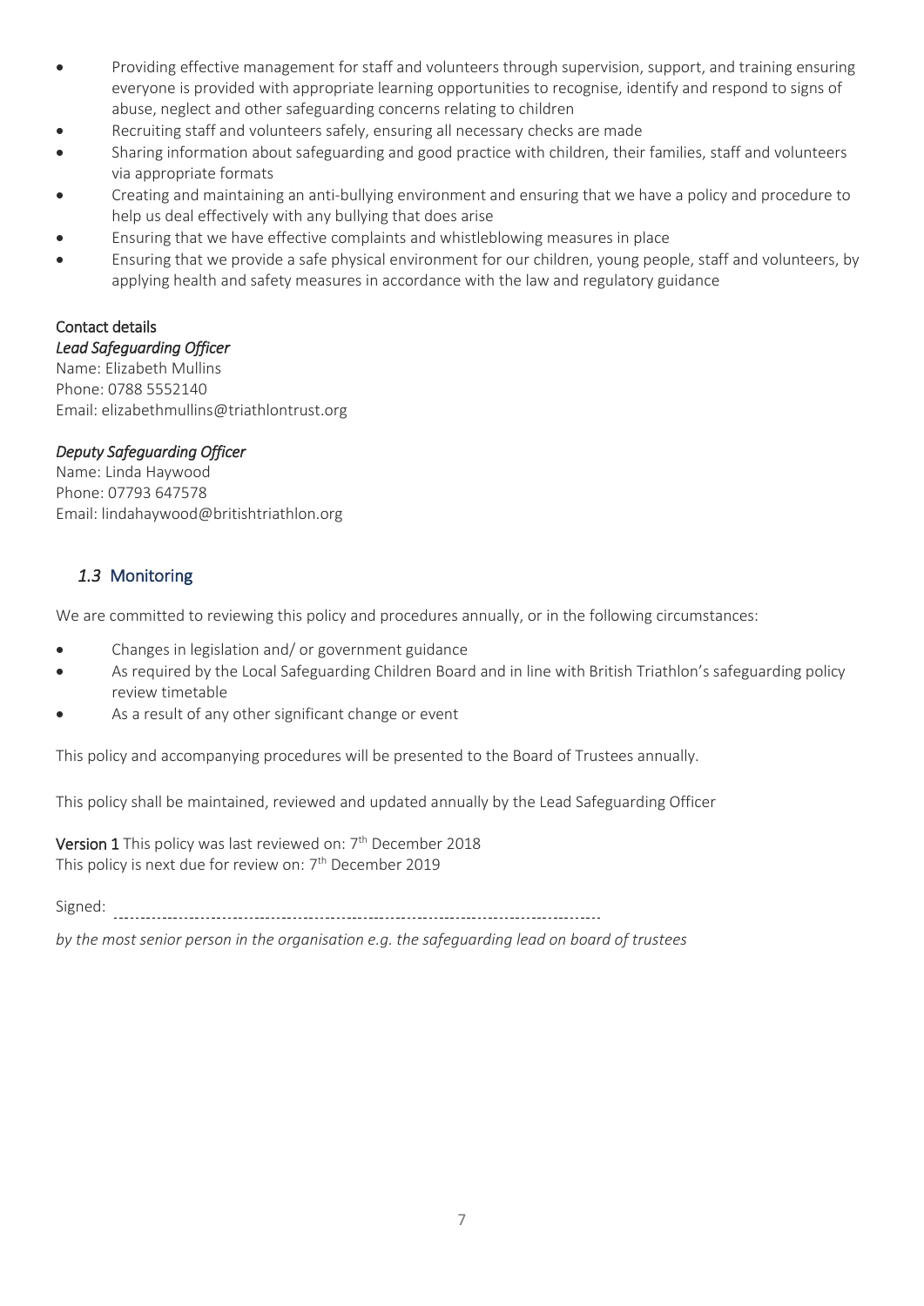- Providing effective management for staff and volunteers through supervision, support, and training ensuring everyone is provided with appropriate learning opportunities to recognise, identify and respond to signs of abuse, neglect and other safeguarding concerns relating to children
- Recruiting staff and volunteers safely, ensuring all necessary checks are made
- Sharing information about safeguarding and good practice with children, their families, staff and volunteers via appropriate formats
- Creating and maintaining an anti-bullying environment and ensuring that we have a policy and procedure to help us deal effectively with any bullying that does arise
- Ensuring that we have effective complaints and whistleblowing measures in place
- Ensuring that we provide a safe physical environment for our children, young people, staff and volunteers, by applying health and safety measures in accordance with the law and regulatory guidance

Contact details

*Lead Safeguarding Officer*

Name: Elizabeth Mullins
Phone: 0788 5552140
Email: elizabethmullins@triathlontrust.org

*Deputy Safeguarding Officer*

Name: Linda Haywood
Phone: 07793 647578
Email: lindahaywood@britishtriathlon.org

## *1.3* Monitoring

We are committed to reviewing this policy and procedures annually, or in the following circumstances:

- Changes in legislation and/ or government guidance
- As required by the Local Safeguarding Children Board and in line with British Triathlon's safeguarding policy review timetable
- As a result of any other significant change or event

This policy and accompanying procedures will be presented to the Board of Trustees annually.

This policy shall be maintained, reviewed and updated annually by the Lead Safeguarding Officer

**Version 1** This policy was last reviewed on: 7th December 2018
This policy is next due for review on: 7th December 2019

Signed: ..........................................................................................

*by the most senior person in the organisation e.g. the safeguarding lead on board of trustees*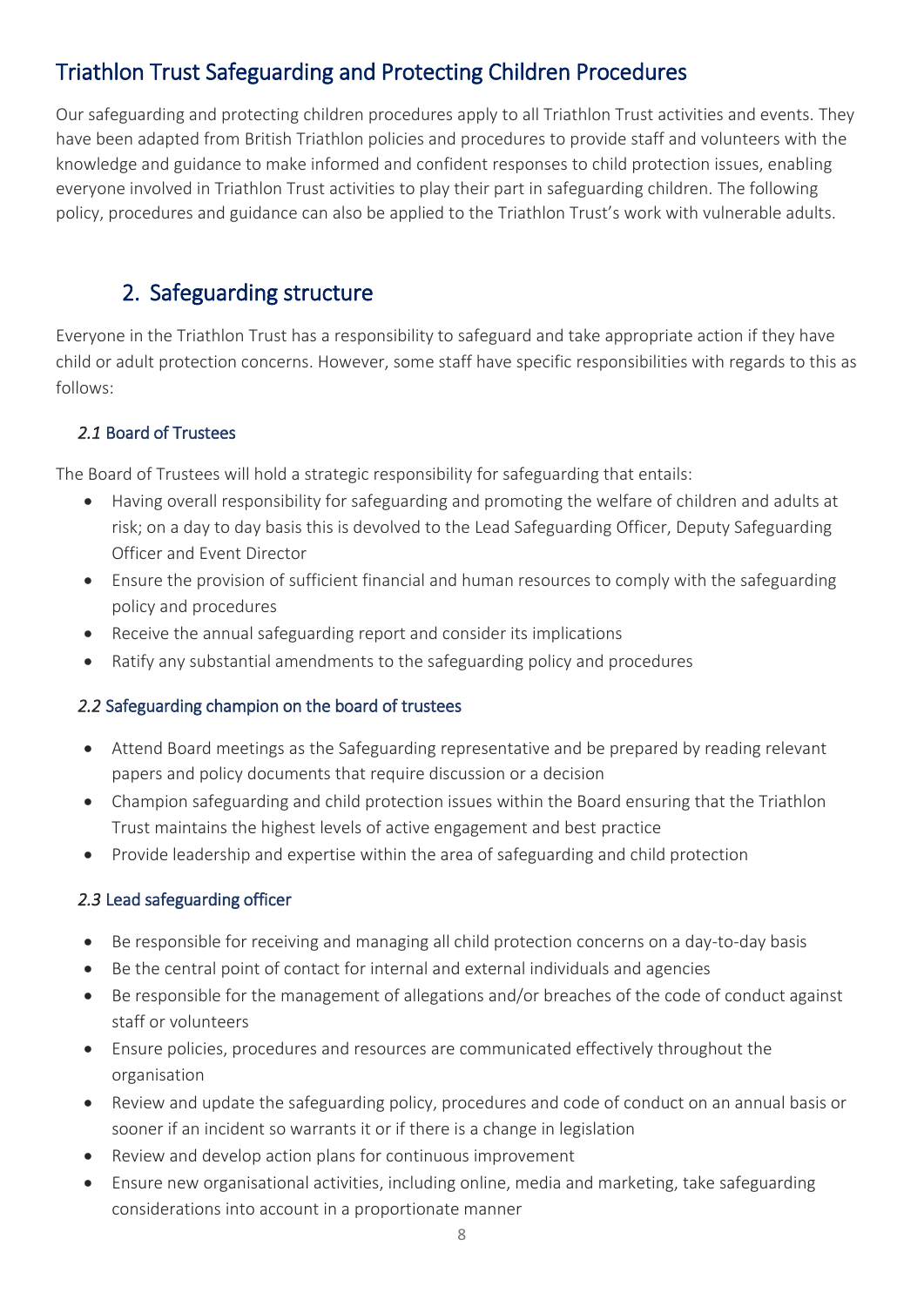## Triathlon Trust Safeguarding and Protecting Children Procedures

Our safeguarding and protecting children procedures apply to all Triathlon Trust activities and events. They have been adapted from British Triathlon policies and procedures to provide staff and volunteers with the knowledge and guidance to make informed and confident responses to child protection issues, enabling everyone involved in Triathlon Trust activities to play their part in safeguarding children. The following policy, procedures and guidance can also be applied to the Triathlon Trust's work with vulnerable adults.

## 2. Safeguarding structure

Everyone in the Triathlon Trust has a responsibility to safeguard and take appropriate action if they have child or adult protection concerns. However, some staff have specific responsibilities with regards to this as follows:

### *2.1* Board of Trustees

The Board of Trustees will hold a strategic responsibility for safeguarding that entails:

- Having overall responsibility for safeguarding and promoting the welfare of children and adults at risk; on a day to day basis this is devolved to the Lead Safeguarding Officer, Deputy Safeguarding Officer and Event Director
- Ensure the provision of sufficient financial and human resources to comply with the safeguarding policy and procedures
- Receive the annual safeguarding report and consider its implications
- Ratify any substantial amendments to the safeguarding policy and procedures

### *2.2* Safeguarding champion on the board of trustees

- Attend Board meetings as the Safeguarding representative and be prepared by reading relevant papers and policy documents that require discussion or a decision
- Champion safeguarding and child protection issues within the Board ensuring that the Triathlon Trust maintains the highest levels of active engagement and best practice
- Provide leadership and expertise within the area of safeguarding and child protection

### *2.3* Lead safeguarding officer

- Be responsible for receiving and managing all child protection concerns on a day-to-day basis
- Be the central point of contact for internal and external individuals and agencies
- Be responsible for the management of allegations and/or breaches of the code of conduct against staff or volunteers
- Ensure policies, procedures and resources are communicated effectively throughout the organisation
- Review and update the safeguarding policy, procedures and code of conduct on an annual basis or sooner if an incident so warrants it or if there is a change in legislation
- Review and develop action plans for continuous improvement
- Ensure new organisational activities, including online, media and marketing, take safeguarding considerations into account in a proportionate manner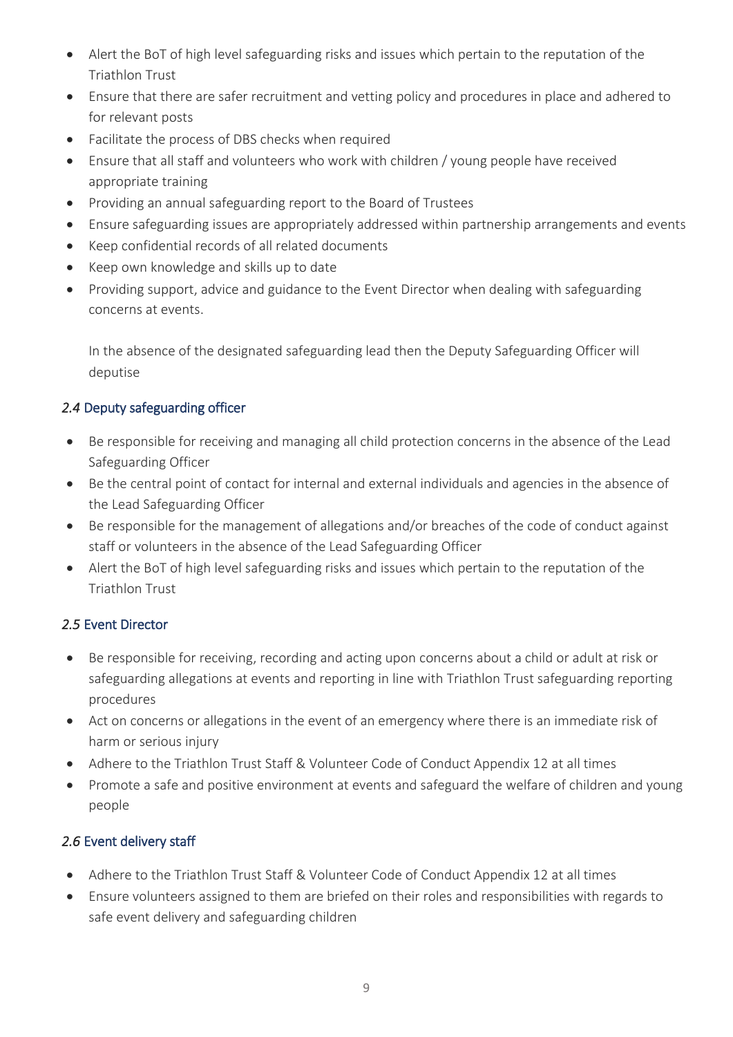- Alert the BoT of high level safeguarding risks and issues which pertain to the reputation of the Triathlon Trust
- Ensure that there are safer recruitment and vetting policy and procedures in place and adhered to for relevant posts
- Facilitate the process of DBS checks when required
- Ensure that all staff and volunteers who work with children / young people have received appropriate training
- Providing an annual safeguarding report to the Board of Trustees
- Ensure safeguarding issues are appropriately addressed within partnership arrangements and events
- Keep confidential records of all related documents
- Keep own knowledge and skills up to date
- Providing support, advice and guidance to the Event Director when dealing with safeguarding concerns at events.

  In the absence of the designated safeguarding lead then the Deputy Safeguarding Officer will deputise

### *2.4* Deputy safeguarding officer

- Be responsible for receiving and managing all child protection concerns in the absence of the Lead Safeguarding Officer
- Be the central point of contact for internal and external individuals and agencies in the absence of the Lead Safeguarding Officer
- Be responsible for the management of allegations and/or breaches of the code of conduct against staff or volunteers in the absence of the Lead Safeguarding Officer
- Alert the BoT of high level safeguarding risks and issues which pertain to the reputation of the Triathlon Trust

### *2.5* Event Director

- Be responsible for receiving, recording and acting upon concerns about a child or adult at risk or safeguarding allegations at events and reporting in line with Triathlon Trust safeguarding reporting procedures
- Act on concerns or allegations in the event of an emergency where there is an immediate risk of harm or serious injury
- Adhere to the Triathlon Trust Staff & Volunteer Code of Conduct Appendix 12 at all times
- Promote a safe and positive environment at events and safeguard the welfare of children and young people

### *2.6* Event delivery staff

- Adhere to the Triathlon Trust Staff & Volunteer Code of Conduct Appendix 12 at all times
- Ensure volunteers assigned to them are briefed on their roles and responsibilities with regards to safe event delivery and safeguarding children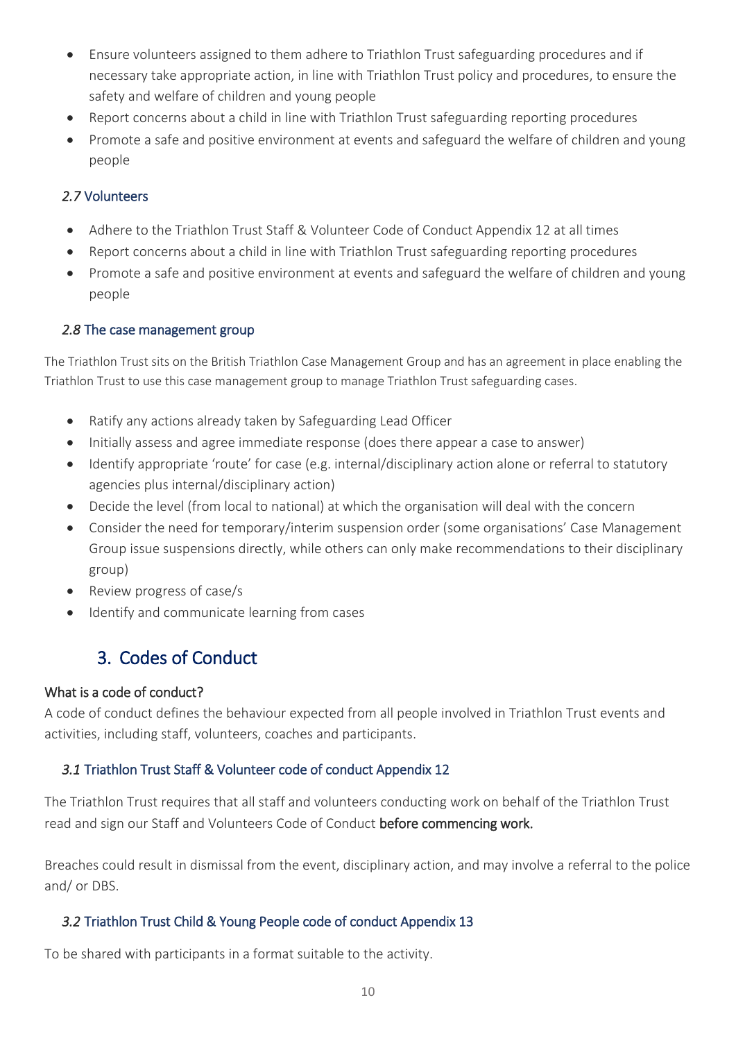- Ensure volunteers assigned to them adhere to Triathlon Trust safeguarding procedures and if necessary take appropriate action, in line with Triathlon Trust policy and procedures, to ensure the safety and welfare of children and young people
- Report concerns about a child in line with Triathlon Trust safeguarding reporting procedures
- Promote a safe and positive environment at events and safeguard the welfare of children and young people

### *2.7* Volunteers

- Adhere to the Triathlon Trust Staff & Volunteer Code of Conduct Appendix 12 at all times
- Report concerns about a child in line with Triathlon Trust safeguarding reporting procedures
- Promote a safe and positive environment at events and safeguard the welfare of children and young people

### *2.8* The case management group

The Triathlon Trust sits on the British Triathlon Case Management Group and has an agreement in place enabling the Triathlon Trust to use this case management group to manage Triathlon Trust safeguarding cases.

- Ratify any actions already taken by Safeguarding Lead Officer
- Initially assess and agree immediate response (does there appear a case to answer)
- Identify appropriate 'route' for case (e.g. internal/disciplinary action alone or referral to statutory agencies plus internal/disciplinary action)
- Decide the level (from local to national) at which the organisation will deal with the concern
- Consider the need for temporary/interim suspension order (some organisations' Case Management Group issue suspensions directly, while others can only make recommendations to their disciplinary group)
- Review progress of case/s
- Identify and communicate learning from cases

## 3. Codes of Conduct

**What is a code of conduct?**

A code of conduct defines the behaviour expected from all people involved in Triathlon Trust events and activities, including staff, volunteers, coaches and participants.

### *3.1* Triathlon Trust Staff & Volunteer code of conduct Appendix 12

The Triathlon Trust requires that all staff and volunteers conducting work on behalf of the Triathlon Trust read and sign our Staff and Volunteers Code of Conduct **before commencing work.**

Breaches could result in dismissal from the event, disciplinary action, and may involve a referral to the police and/ or DBS.

### *3.2* Triathlon Trust Child & Young People code of conduct Appendix 13

To be shared with participants in a format suitable to the activity.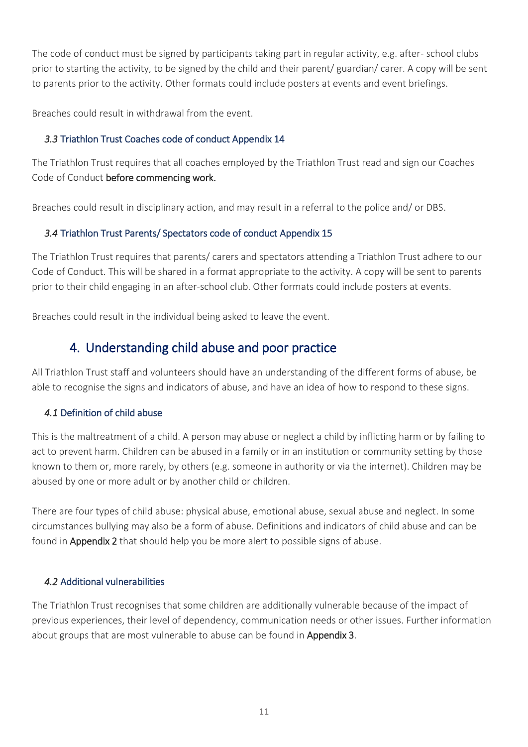The code of conduct must be signed by participants taking part in regular activity, e.g. after- school clubs prior to starting the activity, to be signed by the child and their parent/ guardian/ carer. A copy will be sent to parents prior to the activity. Other formats could include posters at events and event briefings.

Breaches could result in withdrawal from the event.

### *3.3* Triathlon Trust Coaches code of conduct Appendix 14

The Triathlon Trust requires that all coaches employed by the Triathlon Trust read and sign our Coaches Code of Conduct **before commencing work.**

Breaches could result in disciplinary action, and may result in a referral to the police and/ or DBS.

### *3.4* Triathlon Trust Parents/ Spectators code of conduct Appendix 15

The Triathlon Trust requires that parents/ carers and spectators attending a Triathlon Trust adhere to our Code of Conduct. This will be shared in a format appropriate to the activity. A copy will be sent to parents prior to their child engaging in an after-school club. Other formats could include posters at events.

Breaches could result in the individual being asked to leave the event.

## 4. Understanding child abuse and poor practice

All Triathlon Trust staff and volunteers should have an understanding of the different forms of abuse, be able to recognise the signs and indicators of abuse, and have an idea of how to respond to these signs.

### *4.1* Definition of child abuse

This is the maltreatment of a child. A person may abuse or neglect a child by inflicting harm or by failing to act to prevent harm. Children can be abused in a family or in an institution or community setting by those known to them or, more rarely, by others (e.g. someone in authority or via the internet). Children may be abused by one or more adult or by another child or children.

There are four types of child abuse: physical abuse, emotional abuse, sexual abuse and neglect. In some circumstances bullying may also be a form of abuse. Definitions and indicators of child abuse and can be found in **Appendix 2** that should help you be more alert to possible signs of abuse.

### *4.2* Additional vulnerabilities

The Triathlon Trust recognises that some children are additionally vulnerable because of the impact of previous experiences, their level of dependency, communication needs or other issues. Further information about groups that are most vulnerable to abuse can be found in **Appendix 3**.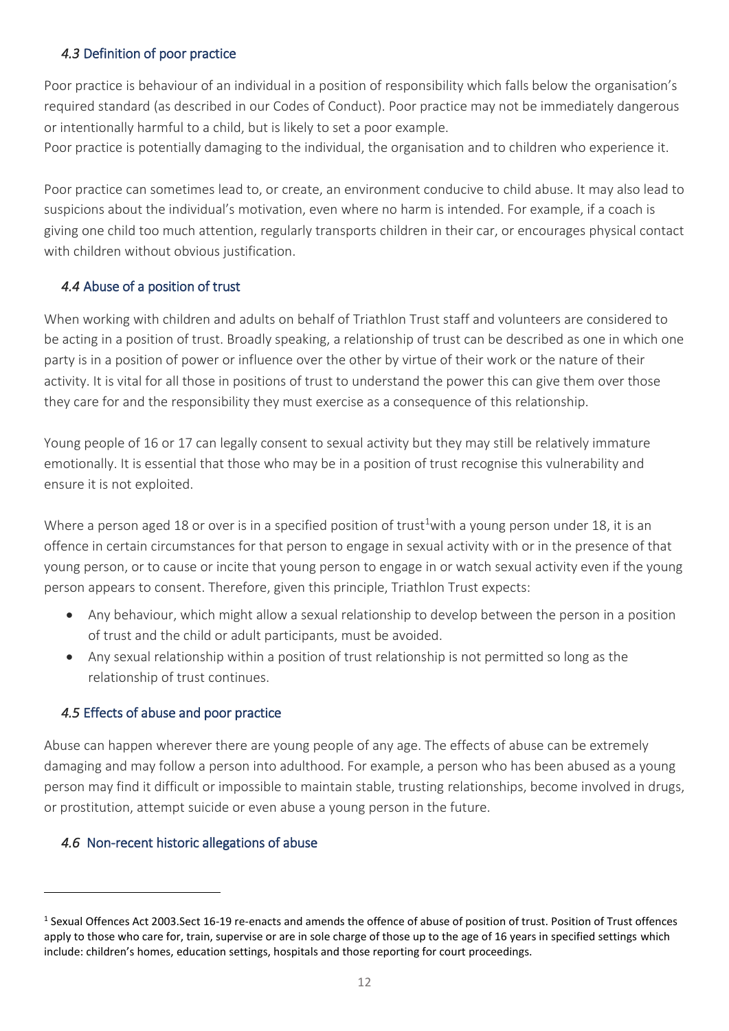### *4.3* Definition of poor practice

Poor practice is behaviour of an individual in a position of responsibility which falls below the organisation's required standard (as described in our Codes of Conduct). Poor practice may not be immediately dangerous or intentionally harmful to a child, but is likely to set a poor example.
Poor practice is potentially damaging to the individual, the organisation and to children who experience it.

Poor practice can sometimes lead to, or create, an environment conducive to child abuse. It may also lead to suspicions about the individual's motivation, even where no harm is intended. For example, if a coach is giving one child too much attention, regularly transports children in their car, or encourages physical contact with children without obvious justification.

### *4.4* Abuse of a position of trust

When working with children and adults on behalf of Triathlon Trust staff and volunteers are considered to be acting in a position of trust. Broadly speaking, a relationship of trust can be described as one in which one party is in a position of power or influence over the other by virtue of their work or the nature of their activity. It is vital for all those in positions of trust to understand the power this can give them over those they care for and the responsibility they must exercise as a consequence of this relationship.

Young people of 16 or 17 can legally consent to sexual activity but they may still be relatively immature emotionally. It is essential that those who may be in a position of trust recognise this vulnerability and ensure it is not exploited.

Where a person aged 18 or over is in a specified position of trust[1]with a young person under 18, it is an offence in certain circumstances for that person to engage in sexual activity with or in the presence of that young person, or to cause or incite that young person to engage in or watch sexual activity even if the young person appears to consent. Therefore, given this principle, Triathlon Trust expects:

- Any behaviour, which might allow a sexual relationship to develop between the person in a position of trust and the child or adult participants, must be avoided.
- Any sexual relationship within a position of trust relationship is not permitted so long as the relationship of trust continues.

### *4.5* Effects of abuse and poor practice

Abuse can happen wherever there are young people of any age. The effects of abuse can be extremely damaging and may follow a person into adulthood. For example, a person who has been abused as a young person may find it difficult or impossible to maintain stable, trusting relationships, become involved in drugs, or prostitution, attempt suicide or even abuse a young person in the future.

### *4.6* Non-recent historic allegations of abuse

---

[1] Sexual Offences Act 2003.Sect 16-19 re-enacts and amends the offence of abuse of position of trust. Position of Trust offences apply to those who care for, train, supervise or are in sole charge of those up to the age of 16 years in specified settings which include: children's homes, education settings, hospitals and those reporting for court proceedings.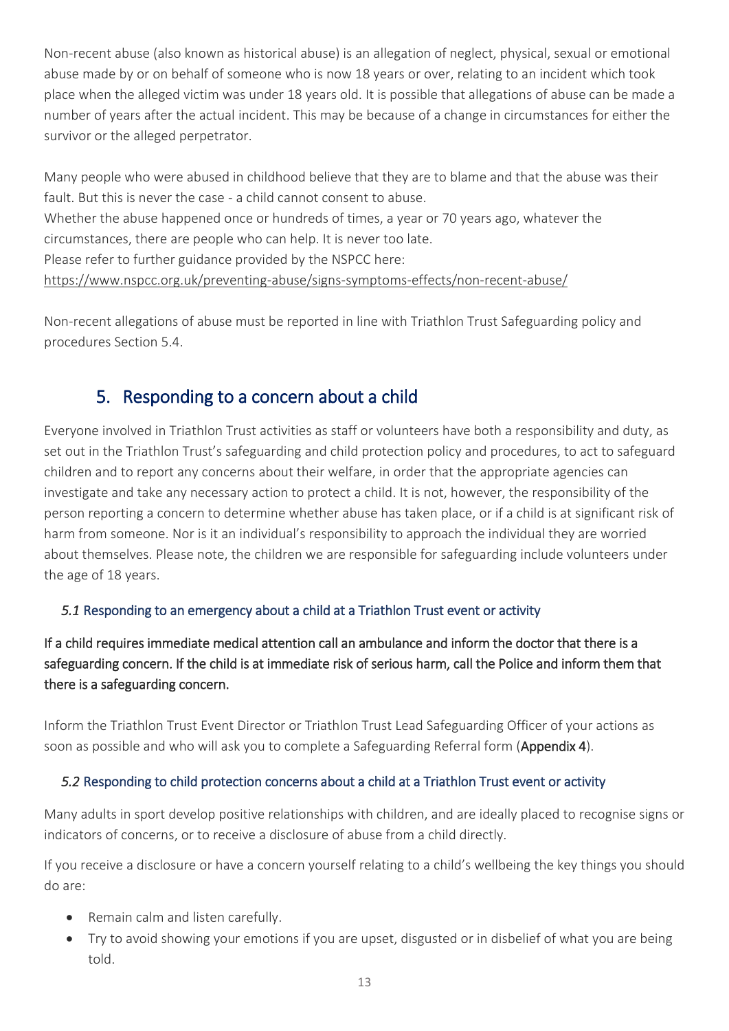Non-recent abuse (also known as historical abuse) is an allegation of neglect, physical, sexual or emotional abuse made by or on behalf of someone who is now 18 years or over, relating to an incident which took place when the alleged victim was under 18 years old. It is possible that allegations of abuse can be made a number of years after the actual incident. This may be because of a change in circumstances for either the survivor or the alleged perpetrator.

Many people who were abused in childhood believe that they are to blame and that the abuse was their fault. But this is never the case - a child cannot consent to abuse.
Whether the abuse happened once or hundreds of times, a year or 70 years ago, whatever the circumstances, there are people who can help. It is never too late.
Please refer to further guidance provided by the NSPCC here:
https://www.nspcc.org.uk/preventing-abuse/signs-symptoms-effects/non-recent-abuse/

Non-recent allegations of abuse must be reported in line with Triathlon Trust Safeguarding policy and procedures Section 5.4.

# 5. Responding to a concern about a child

Everyone involved in Triathlon Trust activities as staff or volunteers have both a responsibility and duty, as set out in the Triathlon Trust's safeguarding and child protection policy and procedures, to act to safeguard children and to report any concerns about their welfare, in order that the appropriate agencies can investigate and take any necessary action to protect a child. It is not, however, the responsibility of the person reporting a concern to determine whether abuse has taken place, or if a child is at significant risk of harm from someone. Nor is it an individual's responsibility to approach the individual they are worried about themselves. Please note, the children we are responsible for safeguarding include volunteers under the age of 18 years.

## *5.1* Responding to an emergency about a child at a Triathlon Trust event or activity

**If a child requires immediate medical attention call an ambulance and inform the doctor that there is a safeguarding concern. If the child is at immediate risk of serious harm, call the Police and inform them that there is a safeguarding concern.**

Inform the Triathlon Trust Event Director or Triathlon Trust Lead Safeguarding Officer of your actions as soon as possible and who will ask you to complete a Safeguarding Referral form (**Appendix 4**).

## *5.2* Responding to child protection concerns about a child at a Triathlon Trust event or activity

Many adults in sport develop positive relationships with children, and are ideally placed to recognise signs or indicators of concerns, or to receive a disclosure of abuse from a child directly.

If you receive a disclosure or have a concern yourself relating to a child's wellbeing the key things you should do are:

- Remain calm and listen carefully.
- Try to avoid showing your emotions if you are upset, disgusted or in disbelief of what you are being told.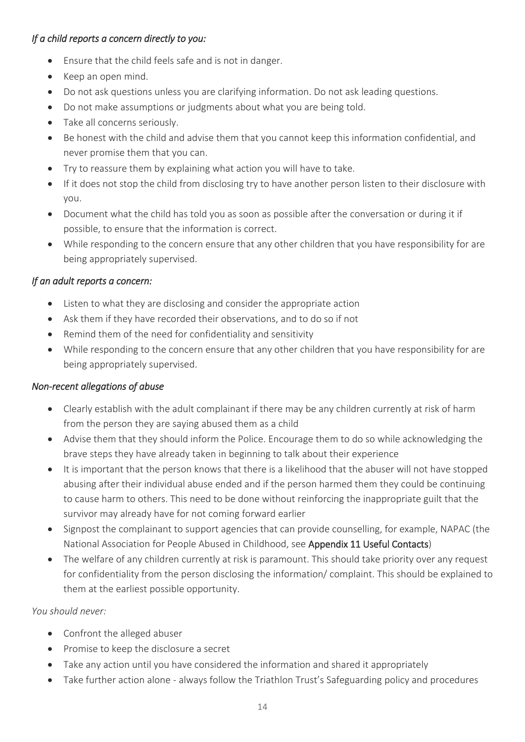*If a child reports a concern directly to you:*

- Ensure that the child feels safe and is not in danger.
- Keep an open mind.
- Do not ask questions unless you are clarifying information. Do not ask leading questions.
- Do not make assumptions or judgments about what you are being told.
- Take all concerns seriously.
- Be honest with the child and advise them that you cannot keep this information confidential, and never promise them that you can.
- Try to reassure them by explaining what action you will have to take.
- If it does not stop the child from disclosing try to have another person listen to their disclosure with you.
- Document what the child has told you as soon as possible after the conversation or during it if possible, to ensure that the information is correct.
- While responding to the concern ensure that any other children that you have responsibility for are being appropriately supervised.

*If an adult reports a concern:*

- Listen to what they are disclosing and consider the appropriate action
- Ask them if they have recorded their observations, and to do so if not
- Remind them of the need for confidentiality and sensitivity
- While responding to the concern ensure that any other children that you have responsibility for are being appropriately supervised.

*Non-recent allegations of abuse*

- Clearly establish with the adult complainant if there may be any children currently at risk of harm from the person they are saying abused them as a child
- Advise them that they should inform the Police. Encourage them to do so while acknowledging the brave steps they have already taken in beginning to talk about their experience
- It is important that the person knows that there is a likelihood that the abuser will not have stopped abusing after their individual abuse ended and if the person harmed them they could be continuing to cause harm to others. This need to be done without reinforcing the inappropriate guilt that the survivor may already have for not coming forward earlier
- Signpost the complainant to support agencies that can provide counselling, for example, NAPAC (the National Association for People Abused in Childhood, see **Appendix 11 Useful Contacts**)
- The welfare of any children currently at risk is paramount. This should take priority over any request for confidentiality from the person disclosing the information/ complaint. This should be explained to them at the earliest possible opportunity.

*You should never:*

- Confront the alleged abuser
- Promise to keep the disclosure a secret
- Take any action until you have considered the information and shared it appropriately
- Take further action alone - always follow the Triathlon Trust's Safeguarding policy and procedures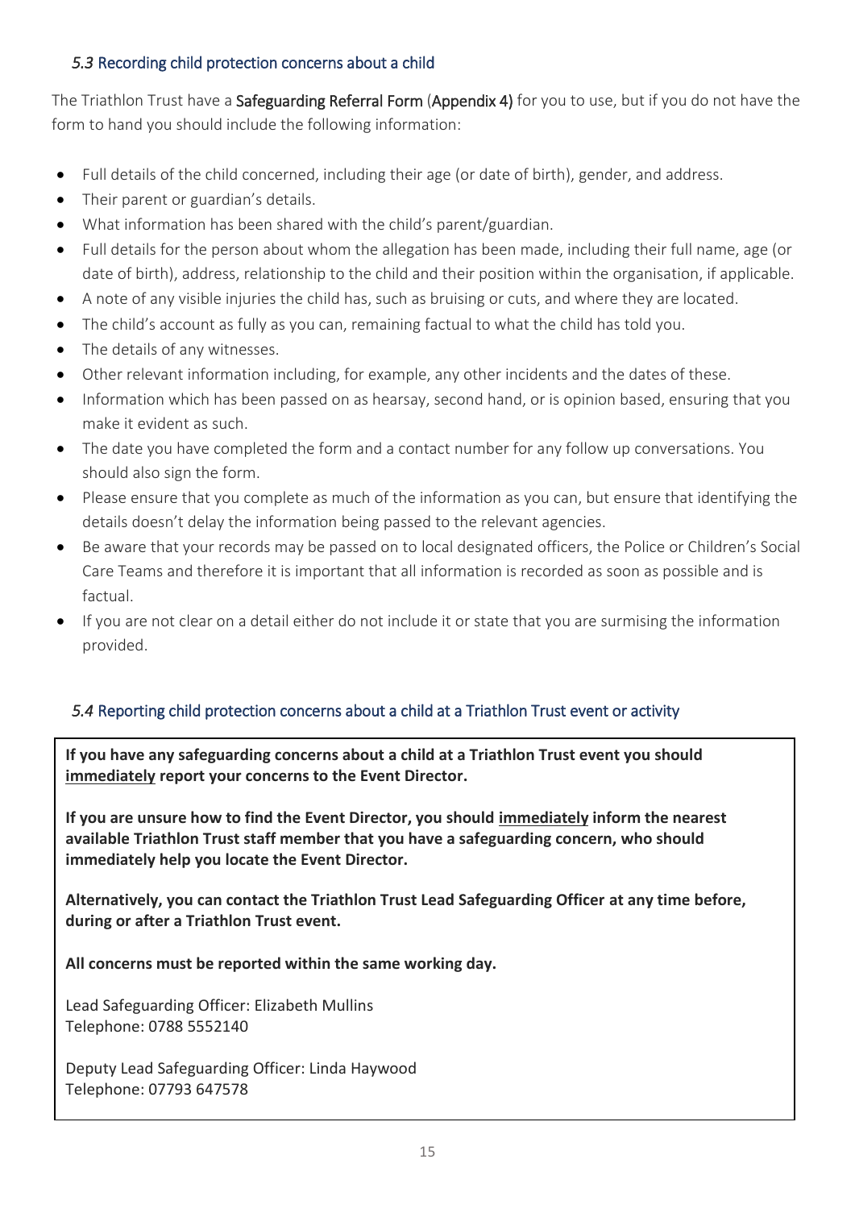### *5.3* Recording child protection concerns about a child

The Triathlon Trust have a **Safeguarding Referral Form** (**Appendix 4)** for you to use, but if you do not have the form to hand you should include the following information:

- Full details of the child concerned, including their age (or date of birth), gender, and address.
- Their parent or guardian's details.
- What information has been shared with the child's parent/guardian.
- Full details for the person about whom the allegation has been made, including their full name, age (or date of birth), address, relationship to the child and their position within the organisation, if applicable.
- A note of any visible injuries the child has, such as bruising or cuts, and where they are located.
- The child's account as fully as you can, remaining factual to what the child has told you.
- The details of any witnesses.
- Other relevant information including, for example, any other incidents and the dates of these.
- Information which has been passed on as hearsay, second hand, or is opinion based, ensuring that you make it evident as such.
- The date you have completed the form and a contact number for any follow up conversations. You should also sign the form.
- Please ensure that you complete as much of the information as you can, but ensure that identifying the details doesn't delay the information being passed to the relevant agencies.
- Be aware that your records may be passed on to local designated officers, the Police or Children's Social Care Teams and therefore it is important that all information is recorded as soon as possible and is factual.
- If you are not clear on a detail either do not include it or state that you are surmising the information provided.

### *5.4* Reporting child protection concerns about a child at a Triathlon Trust event or activity

**If you have any safeguarding concerns about a child at a Triathlon Trust event you should <u>immediately</u> report your concerns to the Event Director.**

**If you are unsure how to find the Event Director, you should <u>immediately</u> inform the nearest available Triathlon Trust staff member that you have a safeguarding concern, who should immediately help you locate the Event Director.**

**Alternatively, you can contact the Triathlon Trust Lead Safeguarding Officer at any time before, during or after a Triathlon Trust event.**

**All concerns must be reported within the same working day.**

Lead Safeguarding Officer: Elizabeth Mullins
Telephone: 0788 5552140

Deputy Lead Safeguarding Officer: Linda Haywood
Telephone: 07793 647578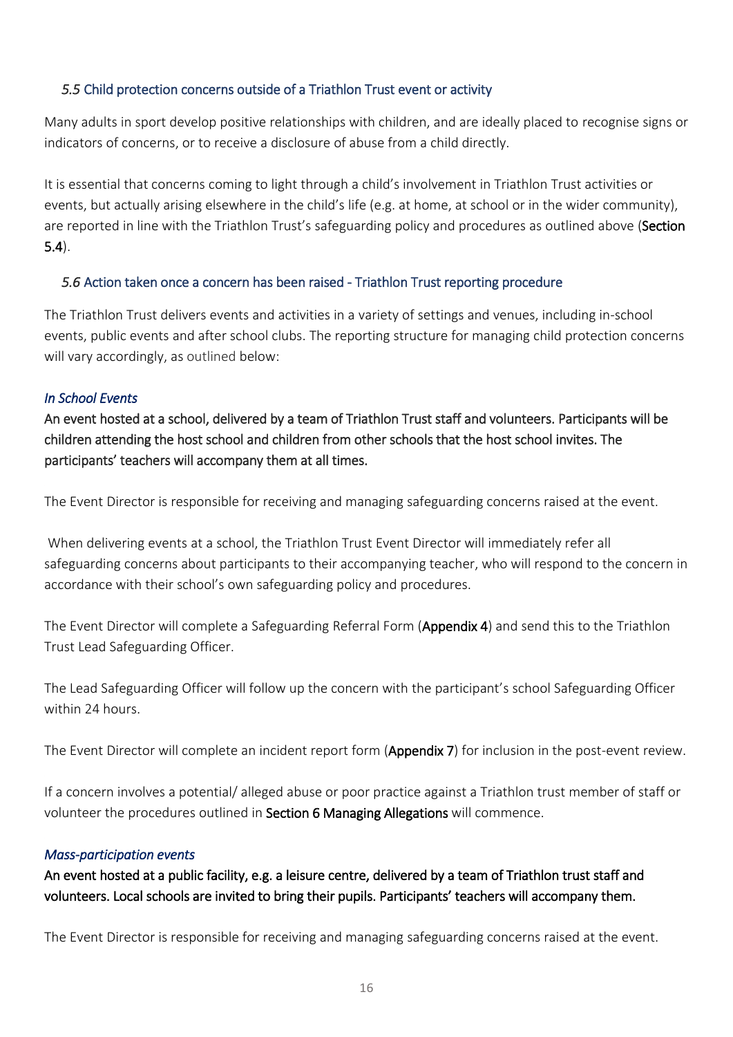### *5.5* Child protection concerns outside of a Triathlon Trust event or activity

Many adults in sport develop positive relationships with children, and are ideally placed to recognise signs or indicators of concerns, or to receive a disclosure of abuse from a child directly.

It is essential that concerns coming to light through a child's involvement in Triathlon Trust activities or events, but actually arising elsewhere in the child's life (e.g. at home, at school or in the wider community), are reported in line with the Triathlon Trust's safeguarding policy and procedures as outlined above (**Section 5.4**).

### *5.6* Action taken once a concern has been raised - Triathlon Trust reporting procedure

The Triathlon Trust delivers events and activities in a variety of settings and venues, including in-school events, public events and after school clubs. The reporting structure for managing child protection concerns will vary accordingly, as outlined below:

#### *In School Events*

**An event hosted at a school, delivered by a team of Triathlon Trust staff and volunteers. Participants will be children attending the host school and children from other schools that the host school invites. The participants' teachers will accompany them at all times.**

The Event Director is responsible for receiving and managing safeguarding concerns raised at the event.

When delivering events at a school, the Triathlon Trust Event Director will immediately refer all safeguarding concerns about participants to their accompanying teacher, who will respond to the concern in accordance with their school's own safeguarding policy and procedures.

The Event Director will complete a Safeguarding Referral Form (**Appendix 4**) and send this to the Triathlon Trust Lead Safeguarding Officer.

The Lead Safeguarding Officer will follow up the concern with the participant's school Safeguarding Officer within 24 hours.

The Event Director will complete an incident report form (**Appendix 7**) for inclusion in the post-event review.

If a concern involves a potential/ alleged abuse or poor practice against a Triathlon trust member of staff or volunteer the procedures outlined in **Section 6 Managing Allegations** will commence.

#### *Mass-participation events*

**An event hosted at a public facility, e.g. a leisure centre, delivered by a team of Triathlon trust staff and volunteers. Local schools are invited to bring their pupils. Participants' teachers will accompany them.**

The Event Director is responsible for receiving and managing safeguarding concerns raised at the event.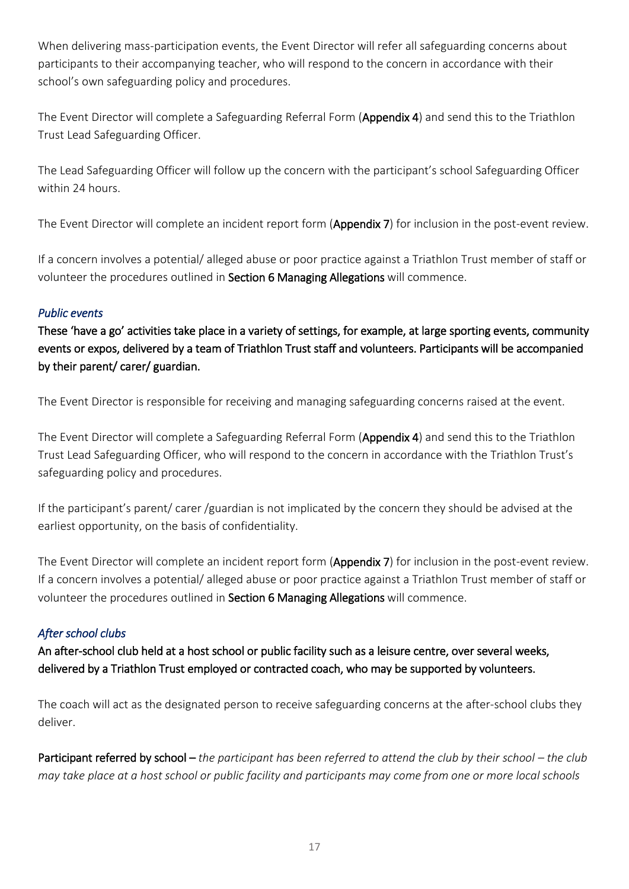When delivering mass-participation events, the Event Director will refer all safeguarding concerns about participants to their accompanying teacher, who will respond to the concern in accordance with their school's own safeguarding policy and procedures.

The Event Director will complete a Safeguarding Referral Form (**Appendix 4**) and send this to the Triathlon Trust Lead Safeguarding Officer.

The Lead Safeguarding Officer will follow up the concern with the participant's school Safeguarding Officer within 24 hours.

The Event Director will complete an incident report form (**Appendix 7**) for inclusion in the post-event review.

If a concern involves a potential/ alleged abuse or poor practice against a Triathlon Trust member of staff or volunteer the procedures outlined in **Section 6 Managing Allegations** will commence.

*Public events*

**These 'have a go' activities take place in a variety of settings, for example, at large sporting events, community events or expos, delivered by a team of Triathlon Trust staff and volunteers. Participants will be accompanied by their parent/ carer/ guardian.**

The Event Director is responsible for receiving and managing safeguarding concerns raised at the event.

The Event Director will complete a Safeguarding Referral Form (**Appendix 4**) and send this to the Triathlon Trust Lead Safeguarding Officer, who will respond to the concern in accordance with the Triathlon Trust's safeguarding policy and procedures.

If the participant's parent/ carer /guardian is not implicated by the concern they should be advised at the earliest opportunity, on the basis of confidentiality.

The Event Director will complete an incident report form (**Appendix 7**) for inclusion in the post-event review. If a concern involves a potential/ alleged abuse or poor practice against a Triathlon Trust member of staff or volunteer the procedures outlined in **Section 6 Managing Allegations** will commence.

*After school clubs*

**An after-school club held at a host school or public facility such as a leisure centre, over several weeks, delivered by a Triathlon Trust employed or contracted coach, who may be supported by volunteers.**

The coach will act as the designated person to receive safeguarding concerns at the after-school clubs they deliver.

**Participant referred by school** – *the participant has been referred to attend the club by their school – the club may take place at a host school or public facility and participants may come from one or more local schools*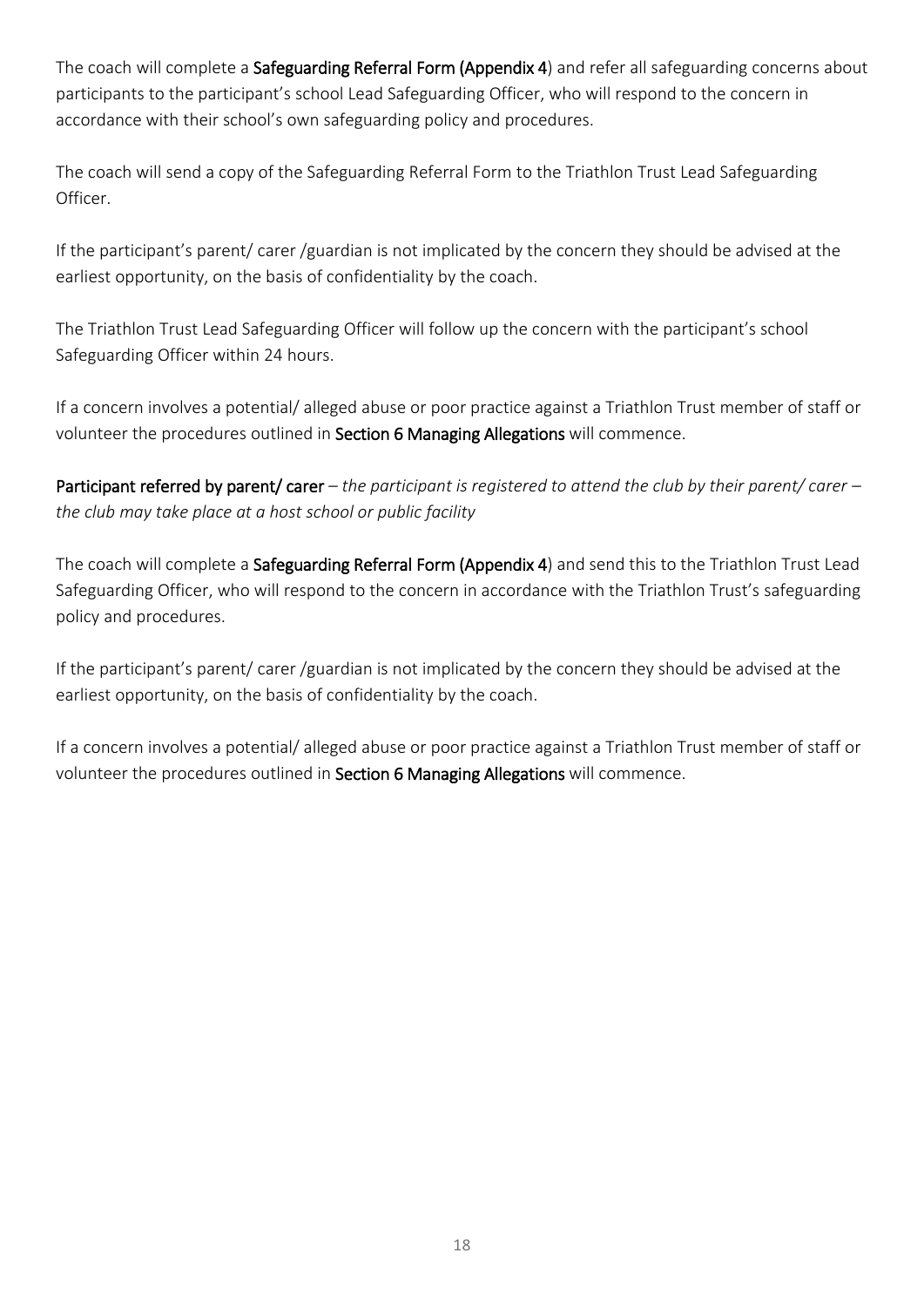The coach will complete a **Safeguarding Referral Form (Appendix 4**) and refer all safeguarding concerns about participants to the participant's school Lead Safeguarding Officer, who will respond to the concern in accordance with their school's own safeguarding policy and procedures.

The coach will send a copy of the Safeguarding Referral Form to the Triathlon Trust Lead Safeguarding Officer.

If the participant's parent/ carer /guardian is not implicated by the concern they should be advised at the earliest opportunity, on the basis of confidentiality by the coach.

The Triathlon Trust Lead Safeguarding Officer will follow up the concern with the participant's school Safeguarding Officer within 24 hours.

If a concern involves a potential/ alleged abuse or poor practice against a Triathlon Trust member of staff or volunteer the procedures outlined in **Section 6 Managing Allegations** will commence.

**Participant referred by parent/ carer** – *the participant is registered to attend the club by their parent/ carer – the club may take place at a host school or public facility*

The coach will complete a **Safeguarding Referral Form (Appendix 4**) and send this to the Triathlon Trust Lead Safeguarding Officer, who will respond to the concern in accordance with the Triathlon Trust's safeguarding policy and procedures.

If the participant's parent/ carer /guardian is not implicated by the concern they should be advised at the earliest opportunity, on the basis of confidentiality by the coach.

If a concern involves a potential/ alleged abuse or poor practice against a Triathlon Trust member of staff or volunteer the procedures outlined in **Section 6 Managing Allegations** will commence.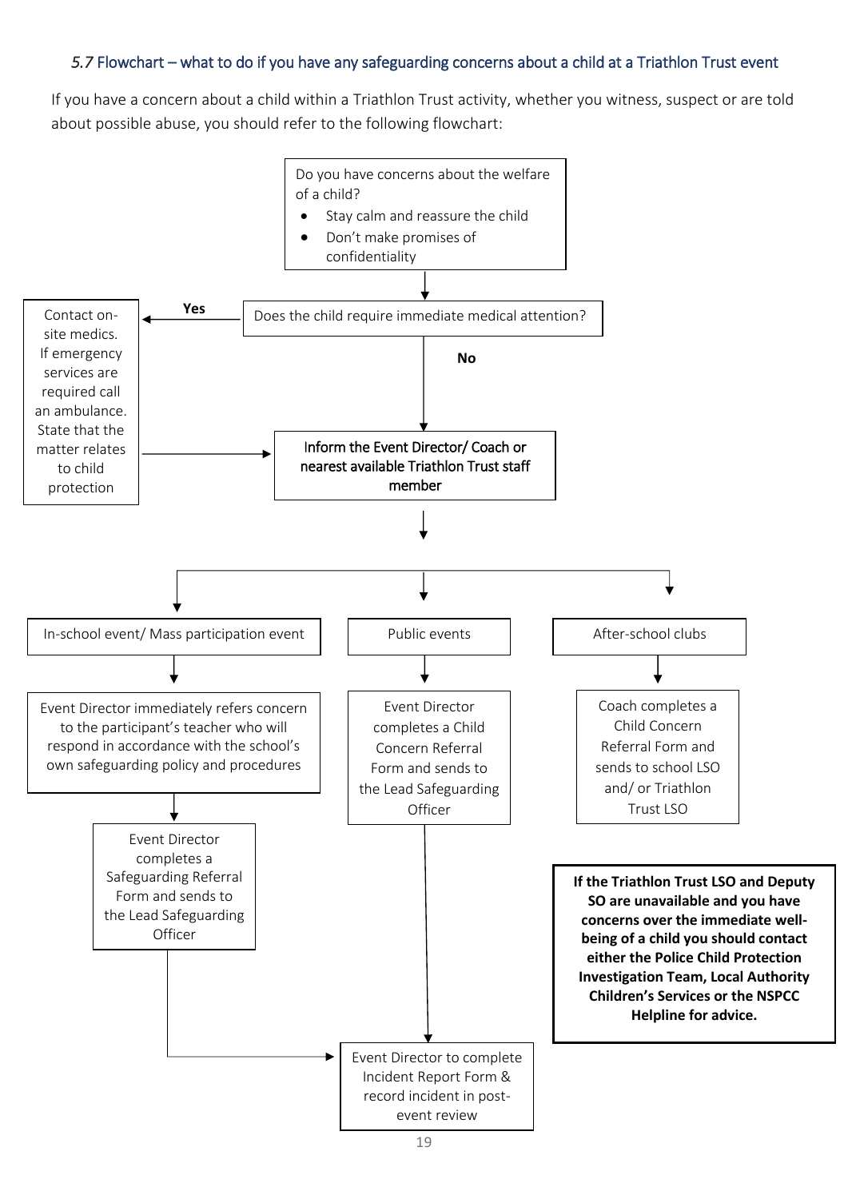### 5.7 Flowchart – what to do if you have any safeguarding concerns about a child at a Triathlon Trust event

If you have a concern about a child within a Triathlon Trust activity, whether you witness, suspect or are told about possible abuse, you should refer to the following flowchart:

Do you have concerns about the welfare of a child?

- Stay calm and reassure the child
- Don't make promises of confidentiality

↓

Does the child require immediate medical attention?

**Yes** → Contact on-site medics. If emergency services are required call an ambulance. State that the matter relates to child protection → Inform the Event Director/ Coach or nearest available Triathlon Trust staff member

**No** → Inform the Event Director/ Coach or nearest available Triathlon Trust staff member

↓

**In-school event/ Mass participation event**

→ Event Director immediately refers concern to the participant's teacher who will respond in accordance with the school's own safeguarding policy and procedures

→ Event Director completes a Safeguarding Referral Form and sends to the Lead Safeguarding Officer

→ Event Director to complete Incident Report Form & record incident in post-event review

**Public events**

→ Event Director completes a Child Concern Referral Form and sends to the Lead Safeguarding Officer

→ Event Director to complete Incident Report Form & record incident in post-event review

**After-school clubs**

→ Coach completes a Child Concern Referral Form and sends to school LSO and/ or Triathlon Trust LSO

**If the Triathlon Trust LSO and Deputy SO are unavailable and you have concerns over the immediate well-being of a child you should contact either the Police Child Protection Investigation Team, Local Authority Children's Services or the NSPCC Helpline for advice.**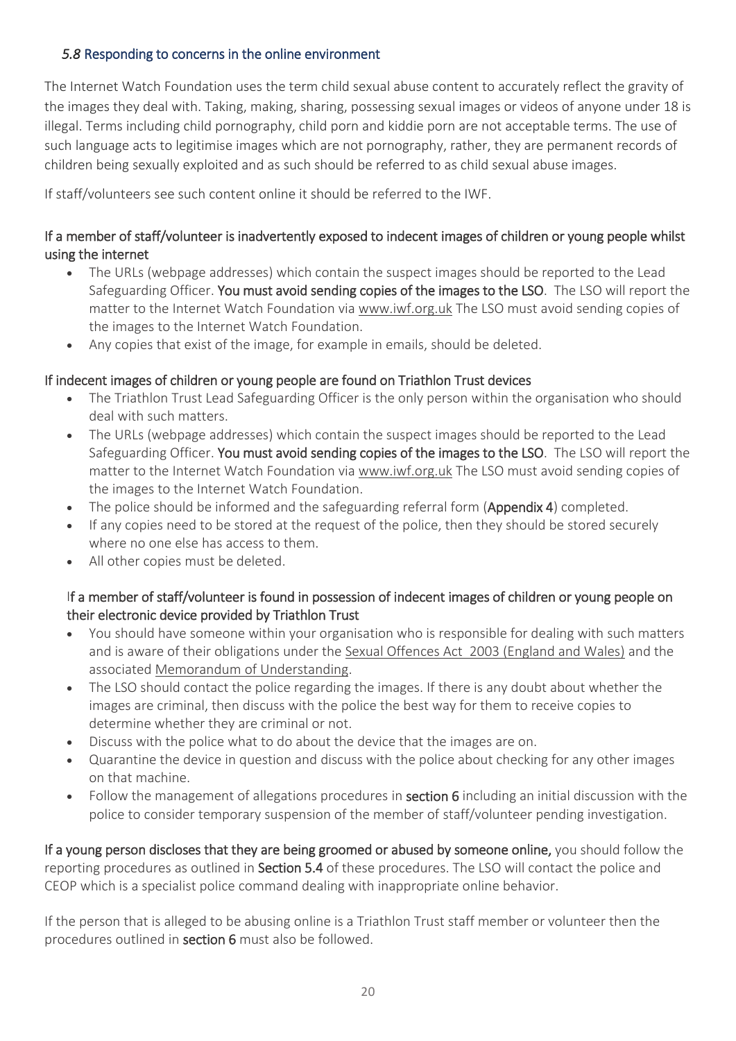### *5.8* Responding to concerns in the online environment

The Internet Watch Foundation uses the term child sexual abuse content to accurately reflect the gravity of the images they deal with. Taking, making, sharing, possessing sexual images or videos of anyone under 18 is illegal. Terms including child pornography, child porn and kiddie porn are not acceptable terms. The use of such language acts to legitimise images which are not pornography, rather, they are permanent records of children being sexually exploited and as such should be referred to as child sexual abuse images.

If staff/volunteers see such content online it should be referred to the IWF.

**If a member of staff/volunteer is inadvertently exposed to indecent images of children or young people whilst using the internet**

- The URLs (webpage addresses) which contain the suspect images should be reported to the Lead Safeguarding Officer. **You must avoid sending copies of the images to the LSO**. The LSO will report the matter to the Internet Watch Foundation via www.iwf.org.uk The LSO must avoid sending copies of the images to the Internet Watch Foundation.
- Any copies that exist of the image, for example in emails, should be deleted.

**If indecent images of children or young people are found on Triathlon Trust devices**

- The Triathlon Trust Lead Safeguarding Officer is the only person within the organisation who should deal with such matters.
- The URLs (webpage addresses) which contain the suspect images should be reported to the Lead Safeguarding Officer. **You must avoid sending copies of the images to the LSO**. The LSO will report the matter to the Internet Watch Foundation via www.iwf.org.uk The LSO must avoid sending copies of the images to the Internet Watch Foundation.
- The police should be informed and the safeguarding referral form (**Appendix 4**) completed.
- If any copies need to be stored at the request of the police, then they should be stored securely where no one else has access to them.
- All other copies must be deleted.

**If a member of staff/volunteer is found in possession of indecent images of children or young people on their electronic device provided by Triathlon Trust**

- You should have someone within your organisation who is responsible for dealing with such matters and is aware of their obligations under the Sexual Offences Act 2003 (England and Wales) and the associated Memorandum of Understanding.
- The LSO should contact the police regarding the images. If there is any doubt about whether the images are criminal, then discuss with the police the best way for them to receive copies to determine whether they are criminal or not.
- Discuss with the police what to do about the device that the images are on.
- Quarantine the device in question and discuss with the police about checking for any other images on that machine.
- Follow the management of allegations procedures in **section 6** including an initial discussion with the police to consider temporary suspension of the member of staff/volunteer pending investigation.

**If a young person discloses that they are being groomed or abused by someone online,** you should follow the reporting procedures as outlined in **Section 5.4** of these procedures. The LSO will contact the police and CEOP which is a specialist police command dealing with inappropriate online behavior.

If the person that is alleged to be abusing online is a Triathlon Trust staff member or volunteer then the procedures outlined in **section 6** must also be followed.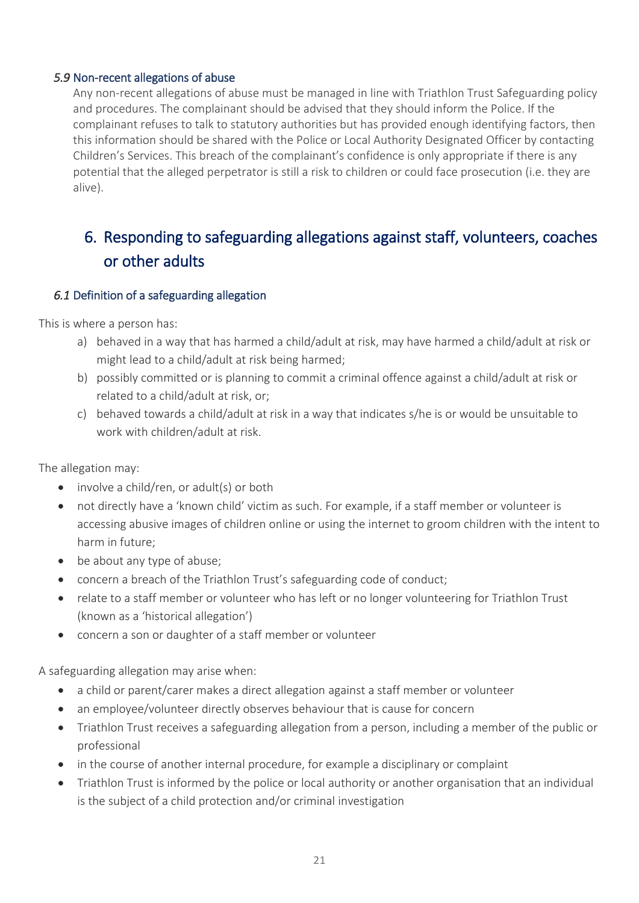### *5.9* Non-recent allegations of abuse

Any non-recent allegations of abuse must be managed in line with Triathlon Trust Safeguarding policy and procedures. The complainant should be advised that they should inform the Police. If the complainant refuses to talk to statutory authorities but has provided enough identifying factors, then this information should be shared with the Police or Local Authority Designated Officer by contacting Children's Services. This breach of the complainant's confidence is only appropriate if there is any potential that the alleged perpetrator is still a risk to children or could face prosecution (i.e. they are alive).

## 6. Responding to safeguarding allegations against staff, volunteers, coaches or other adults

### *6.1* Definition of a safeguarding allegation

This is where a person has:

a) behaved in a way that has harmed a child/adult at risk, may have harmed a child/adult at risk or might lead to a child/adult at risk being harmed;
b) possibly committed or is planning to commit a criminal offence against a child/adult at risk or related to a child/adult at risk, or;
c) behaved towards a child/adult at risk in a way that indicates s/he is or would be unsuitable to work with children/adult at risk.

The allegation may:

- involve a child/ren, or adult(s) or both
- not directly have a 'known child' victim as such. For example, if a staff member or volunteer is accessing abusive images of children online or using the internet to groom children with the intent to harm in future;
- be about any type of abuse;
- concern a breach of the Triathlon Trust's safeguarding code of conduct;
- relate to a staff member or volunteer who has left or no longer volunteering for Triathlon Trust (known as a 'historical allegation')
- concern a son or daughter of a staff member or volunteer

A safeguarding allegation may arise when:

- a child or parent/carer makes a direct allegation against a staff member or volunteer
- an employee/volunteer directly observes behaviour that is cause for concern
- Triathlon Trust receives a safeguarding allegation from a person, including a member of the public or professional
- in the course of another internal procedure, for example a disciplinary or complaint
- Triathlon Trust is informed by the police or local authority or another organisation that an individual is the subject of a child protection and/or criminal investigation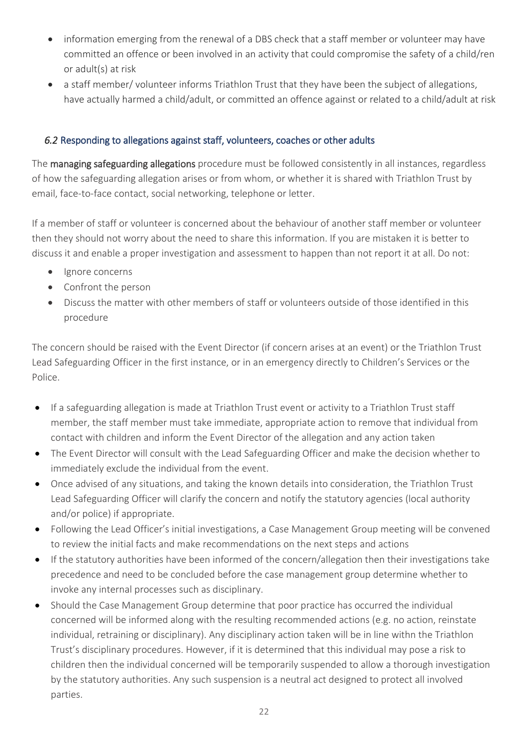- information emerging from the renewal of a DBS check that a staff member or volunteer may have committed an offence or been involved in an activity that could compromise the safety of a child/ren or adult(s) at risk
- a staff member/ volunteer informs Triathlon Trust that they have been the subject of allegations, have actually harmed a child/adult, or committed an offence against or related to a child/adult at risk

### *6.2* Responding to allegations against staff, volunteers, coaches or other adults

The **managing safeguarding allegations** procedure must be followed consistently in all instances, regardless of how the safeguarding allegation arises or from whom, or whether it is shared with Triathlon Trust by email, face-to-face contact, social networking, telephone or letter.

If a member of staff or volunteer is concerned about the behaviour of another staff member or volunteer then they should not worry about the need to share this information. If you are mistaken it is better to discuss it and enable a proper investigation and assessment to happen than not report it at all. Do not:

- Ignore concerns
- Confront the person
- Discuss the matter with other members of staff or volunteers outside of those identified in this procedure

The concern should be raised with the Event Director (if concern arises at an event) or the Triathlon Trust Lead Safeguarding Officer in the first instance, or in an emergency directly to Children's Services or the Police.

- If a safeguarding allegation is made at Triathlon Trust event or activity to a Triathlon Trust staff member, the staff member must take immediate, appropriate action to remove that individual from contact with children and inform the Event Director of the allegation and any action taken
- The Event Director will consult with the Lead Safeguarding Officer and make the decision whether to immediately exclude the individual from the event.
- Once advised of any situations, and taking the known details into consideration, the Triathlon Trust Lead Safeguarding Officer will clarify the concern and notify the statutory agencies (local authority and/or police) if appropriate.
- Following the Lead Officer's initial investigations, a Case Management Group meeting will be convened to review the initial facts and make recommendations on the next steps and actions
- If the statutory authorities have been informed of the concern/allegation then their investigations take precedence and need to be concluded before the case management group determine whether to invoke any internal processes such as disciplinary.
- Should the Case Management Group determine that poor practice has occurred the individual concerned will be informed along with the resulting recommended actions (e.g. no action, reinstate individual, retraining or disciplinary). Any disciplinary action taken will be in line withn the Triathlon Trust's disciplinary procedures. However, if it is determined that this individual may pose a risk to children then the individual concerned will be temporarily suspended to allow a thorough investigation by the statutory authorities. Any such suspension is a neutral act designed to protect all involved parties.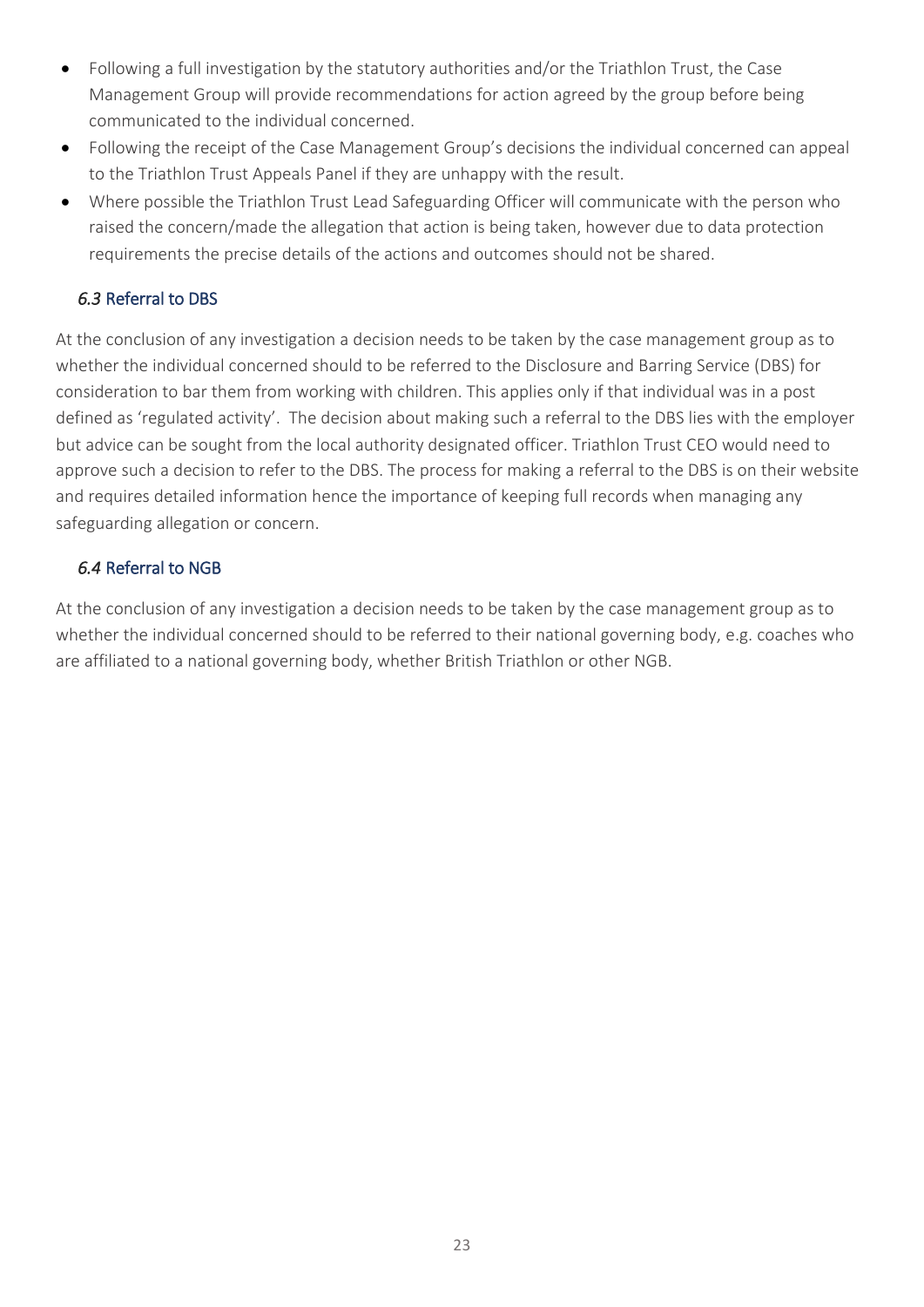- Following a full investigation by the statutory authorities and/or the Triathlon Trust, the Case Management Group will provide recommendations for action agreed by the group before being communicated to the individual concerned.
- Following the receipt of the Case Management Group's decisions the individual concerned can appeal to the Triathlon Trust Appeals Panel if they are unhappy with the result.
- Where possible the Triathlon Trust Lead Safeguarding Officer will communicate with the person who raised the concern/made the allegation that action is being taken, however due to data protection requirements the precise details of the actions and outcomes should not be shared.

### *6.3* Referral to DBS

At the conclusion of any investigation a decision needs to be taken by the case management group as to whether the individual concerned should to be referred to the Disclosure and Barring Service (DBS) for consideration to bar them from working with children. This applies only if that individual was in a post defined as 'regulated activity'. The decision about making such a referral to the DBS lies with the employer but advice can be sought from the local authority designated officer. Triathlon Trust CEO would need to approve such a decision to refer to the DBS. The process for making a referral to the DBS is on their website and requires detailed information hence the importance of keeping full records when managing any safeguarding allegation or concern.

### *6.4* Referral to NGB

At the conclusion of any investigation a decision needs to be taken by the case management group as to whether the individual concerned should to be referred to their national governing body, e.g. coaches who are affiliated to a national governing body, whether British Triathlon or other NGB.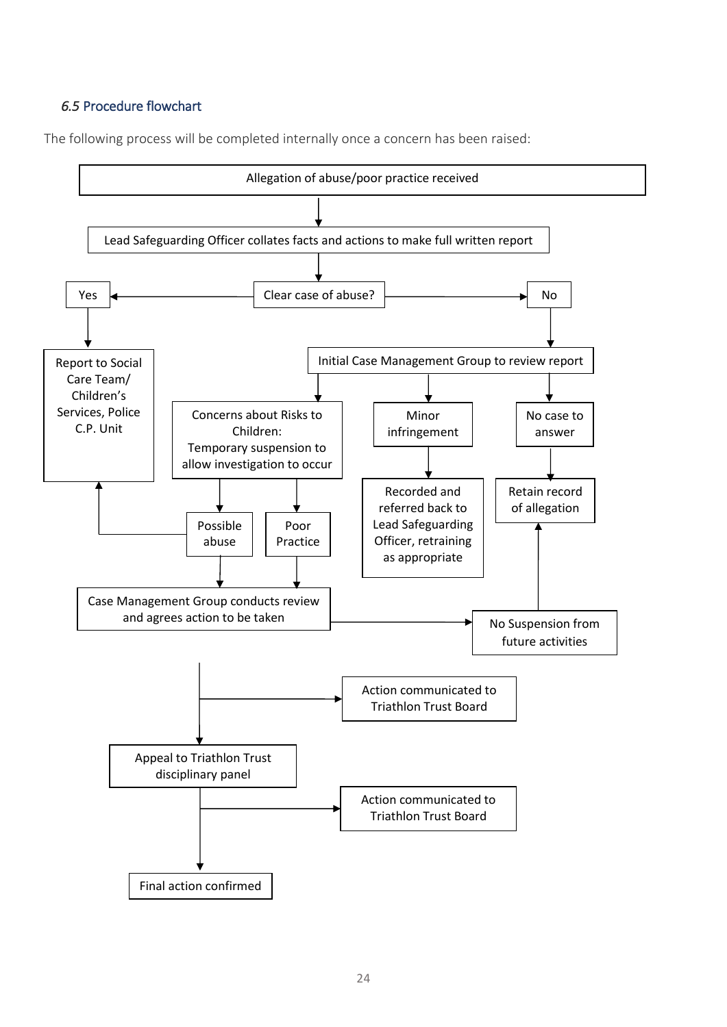### *6.5* Procedure flowchart

The following process will be completed internally once a concern has been raised:

Allegation of abuse/poor practice received

Lead Safeguarding Officer collates facts and actions to make full written report

Clear case of abuse?

Yes

No

Report to Social Care Team/ Children's Services, Police C.P. Unit

Initial Case Management Group to review report

Concerns about Risks to Children: Temporary suspension to allow investigation to occur

Minor infringement

No case to answer

Recorded and referred back to Lead Safeguarding Officer, retraining as appropriate

Retain record of allegation

Possible abuse

Poor Practice

Case Management Group conducts review and agrees action to be taken

No Suspension from future activities

Action communicated to Triathlon Trust Board

Appeal to Triathlon Trust disciplinary panel

Action communicated to Triathlon Trust Board

Final action confirmed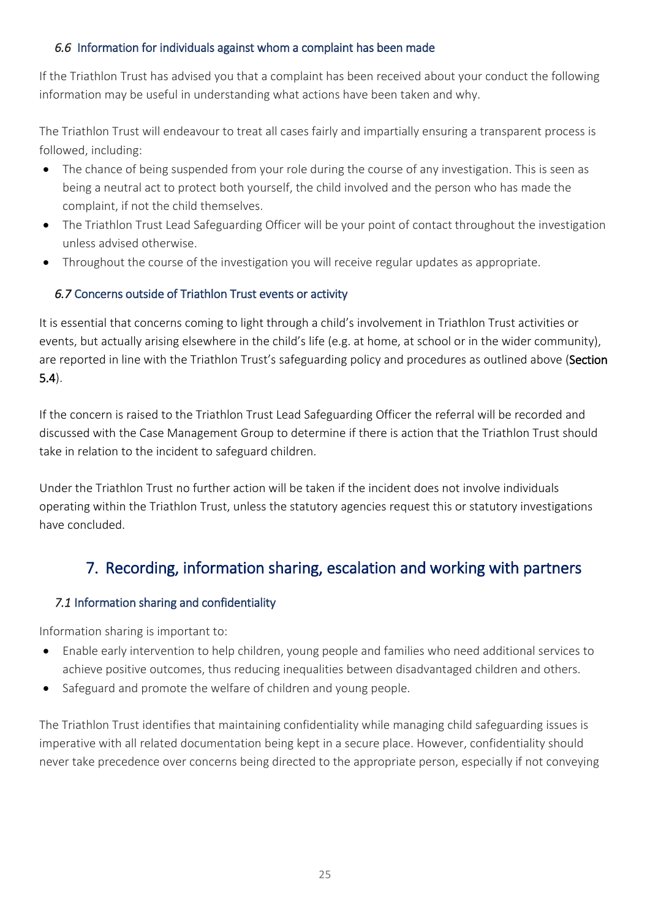### *6.6* Information for individuals against whom a complaint has been made

If the Triathlon Trust has advised you that a complaint has been received about your conduct the following information may be useful in understanding what actions have been taken and why.

The Triathlon Trust will endeavour to treat all cases fairly and impartially ensuring a transparent process is followed, including:

- The chance of being suspended from your role during the course of any investigation. This is seen as being a neutral act to protect both yourself, the child involved and the person who has made the complaint, if not the child themselves.
- The Triathlon Trust Lead Safeguarding Officer will be your point of contact throughout the investigation unless advised otherwise.
- Throughout the course of the investigation you will receive regular updates as appropriate.

### *6.7* Concerns outside of Triathlon Trust events or activity

It is essential that concerns coming to light through a child's involvement in Triathlon Trust activities or events, but actually arising elsewhere in the child's life (e.g. at home, at school or in the wider community), are reported in line with the Triathlon Trust's safeguarding policy and procedures as outlined above (**Section 5.4**).

If the concern is raised to the Triathlon Trust Lead Safeguarding Officer the referral will be recorded and discussed with the Case Management Group to determine if there is action that the Triathlon Trust should take in relation to the incident to safeguard children.

Under the Triathlon Trust no further action will be taken if the incident does not involve individuals operating within the Triathlon Trust, unless the statutory agencies request this or statutory investigations have concluded.

## 7. Recording, information sharing, escalation and working with partners

### *7.1* Information sharing and confidentiality

Information sharing is important to:

- Enable early intervention to help children, young people and families who need additional services to achieve positive outcomes, thus reducing inequalities between disadvantaged children and others.
- Safeguard and promote the welfare of children and young people.

The Triathlon Trust identifies that maintaining confidentiality while managing child safeguarding issues is imperative with all related documentation being kept in a secure place. However, confidentiality should never take precedence over concerns being directed to the appropriate person, especially if not conveying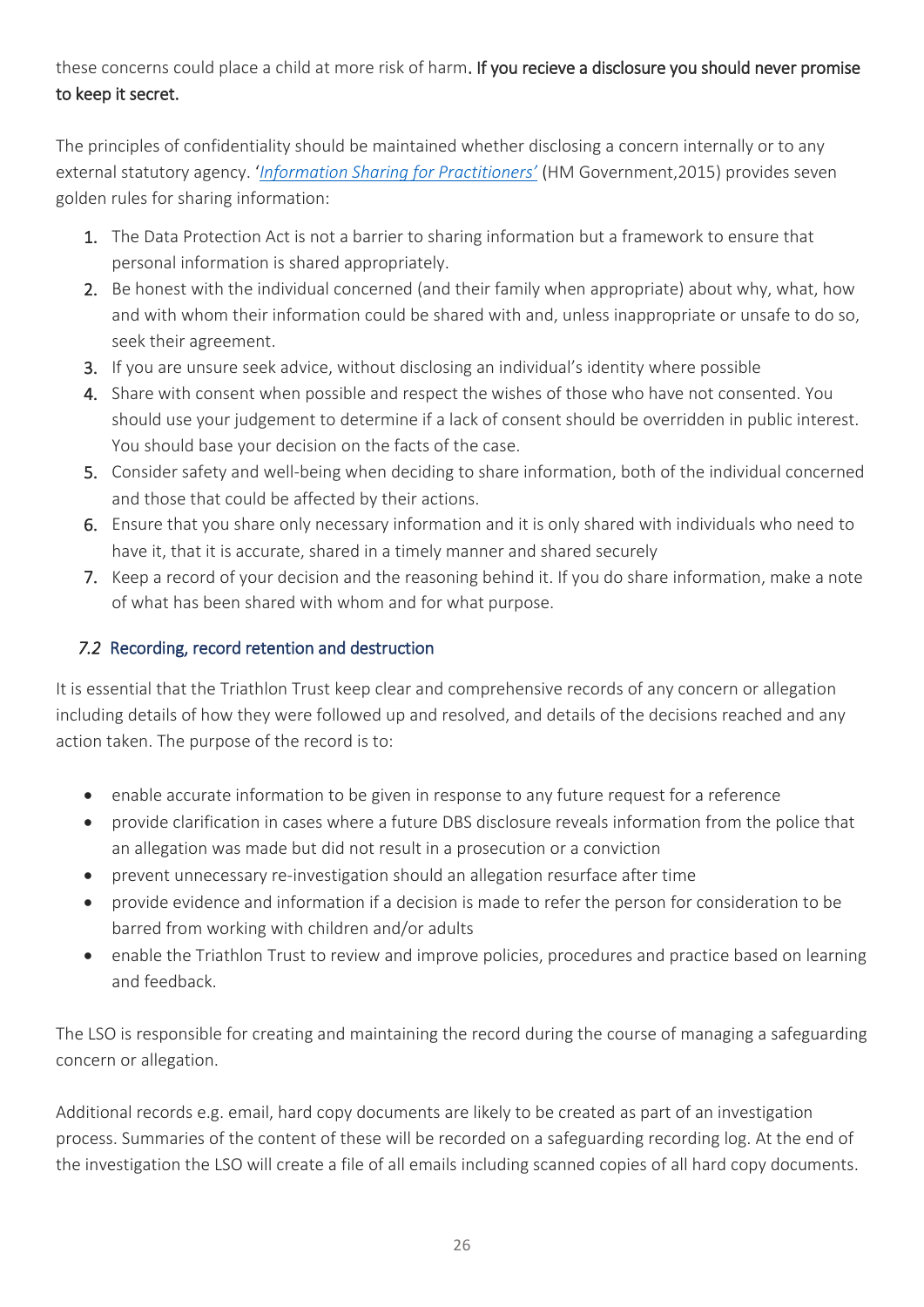these concerns could place a child at more risk of harm. **If you recieve a disclosure you should never promise to keep it secret.**

The principles of confidentiality should be maintained whether disclosing a concern internally or to any external statutory agency. '*Information Sharing for Practitioners'* (HM Government,2015) provides seven golden rules for sharing information:

1. The Data Protection Act is not a barrier to sharing information but a framework to ensure that personal information is shared appropriately.
2. Be honest with the individual concerned (and their family when appropriate) about why, what, how and with whom their information could be shared with and, unless inappropriate or unsafe to do so, seek their agreement.
3. If you are unsure seek advice, without disclosing an individual's identity where possible
4. Share with consent when possible and respect the wishes of those who have not consented. You should use your judgement to determine if a lack of consent should be overridden in public interest. You should base your decision on the facts of the case.
5. Consider safety and well-being when deciding to share information, both of the individual concerned and those that could be affected by their actions.
6. Ensure that you share only necessary information and it is only shared with individuals who need to have it, that it is accurate, shared in a timely manner and shared securely
7. Keep a record of your decision and the reasoning behind it. If you do share information, make a note of what has been shared with whom and for what purpose.

### *7.2* Recording, record retention and destruction

It is essential that the Triathlon Trust keep clear and comprehensive records of any concern or allegation including details of how they were followed up and resolved, and details of the decisions reached and any action taken. The purpose of the record is to:

- enable accurate information to be given in response to any future request for a reference
- provide clarification in cases where a future DBS disclosure reveals information from the police that an allegation was made but did not result in a prosecution or a conviction
- prevent unnecessary re-investigation should an allegation resurface after time
- provide evidence and information if a decision is made to refer the person for consideration to be barred from working with children and/or adults
- enable the Triathlon Trust to review and improve policies, procedures and practice based on learning and feedback.

The LSO is responsible for creating and maintaining the record during the course of managing a safeguarding concern or allegation.

Additional records e.g. email, hard copy documents are likely to be created as part of an investigation process. Summaries of the content of these will be recorded on a safeguarding recording log. At the end of the investigation the LSO will create a file of all emails including scanned copies of all hard copy documents.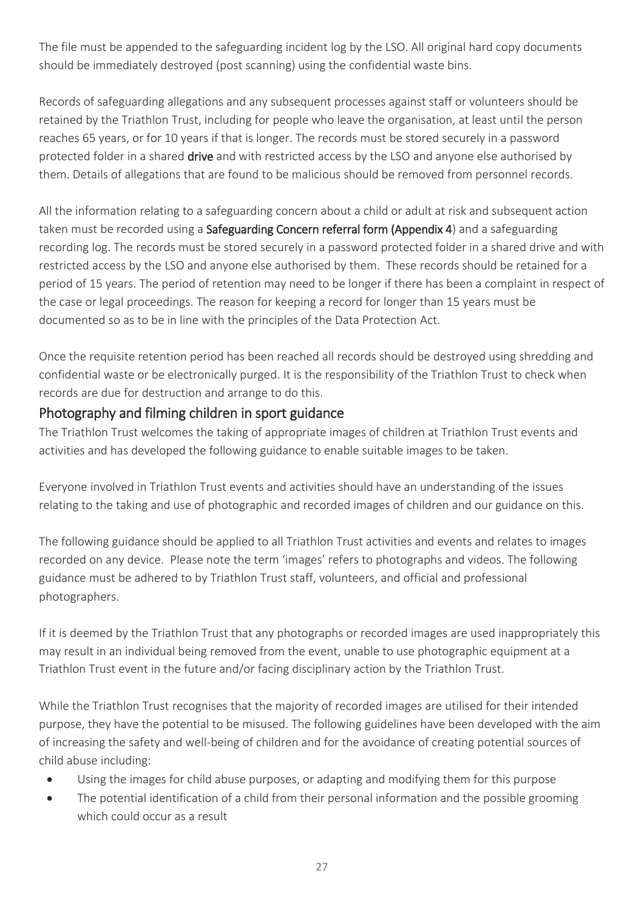The file must be appended to the safeguarding incident log by the LSO. All original hard copy documents should be immediately destroyed (post scanning) using the confidential waste bins.

Records of safeguarding allegations and any subsequent processes against staff or volunteers should be retained by the Triathlon Trust, including for people who leave the organisation, at least until the person reaches 65 years, or for 10 years if that is longer. The records must be stored securely in a password protected folder in a shared **drive** and with restricted access by the LSO and anyone else authorised by them. Details of allegations that are found to be malicious should be removed from personnel records.

All the information relating to a safeguarding concern about a child or adult at risk and subsequent action taken must be recorded using a **Safeguarding Concern referral form (Appendix 4**) and a safeguarding recording log. The records must be stored securely in a password protected folder in a shared drive and with restricted access by the LSO and anyone else authorised by them. These records should be retained for a period of 15 years. The period of retention may need to be longer if there has been a complaint in respect of the case or legal proceedings. The reason for keeping a record for longer than 15 years must be documented so as to be in line with the principles of the Data Protection Act.

Once the requisite retention period has been reached all records should be destroyed using shredding and confidential waste or be electronically purged. It is the responsibility of the Triathlon Trust to check when records are due for destruction and arrange to do this.

## Photography and filming children in sport guidance

The Triathlon Trust welcomes the taking of appropriate images of children at Triathlon Trust events and activities and has developed the following guidance to enable suitable images to be taken.

Everyone involved in Triathlon Trust events and activities should have an understanding of the issues relating to the taking and use of photographic and recorded images of children and our guidance on this.

The following guidance should be applied to all Triathlon Trust activities and events and relates to images recorded on any device. Please note the term 'images' refers to photographs and videos. The following guidance must be adhered to by Triathlon Trust staff, volunteers, and official and professional photographers.

If it is deemed by the Triathlon Trust that any photographs or recorded images are used inappropriately this may result in an individual being removed from the event, unable to use photographic equipment at a Triathlon Trust event in the future and/or facing disciplinary action by the Triathlon Trust.

While the Triathlon Trust recognises that the majority of recorded images are utilised for their intended purpose, they have the potential to be misused. The following guidelines have been developed with the aim of increasing the safety and well-being of children and for the avoidance of creating potential sources of child abuse including:

- Using the images for child abuse purposes, or adapting and modifying them for this purpose
- The potential identification of a child from their personal information and the possible grooming which could occur as a result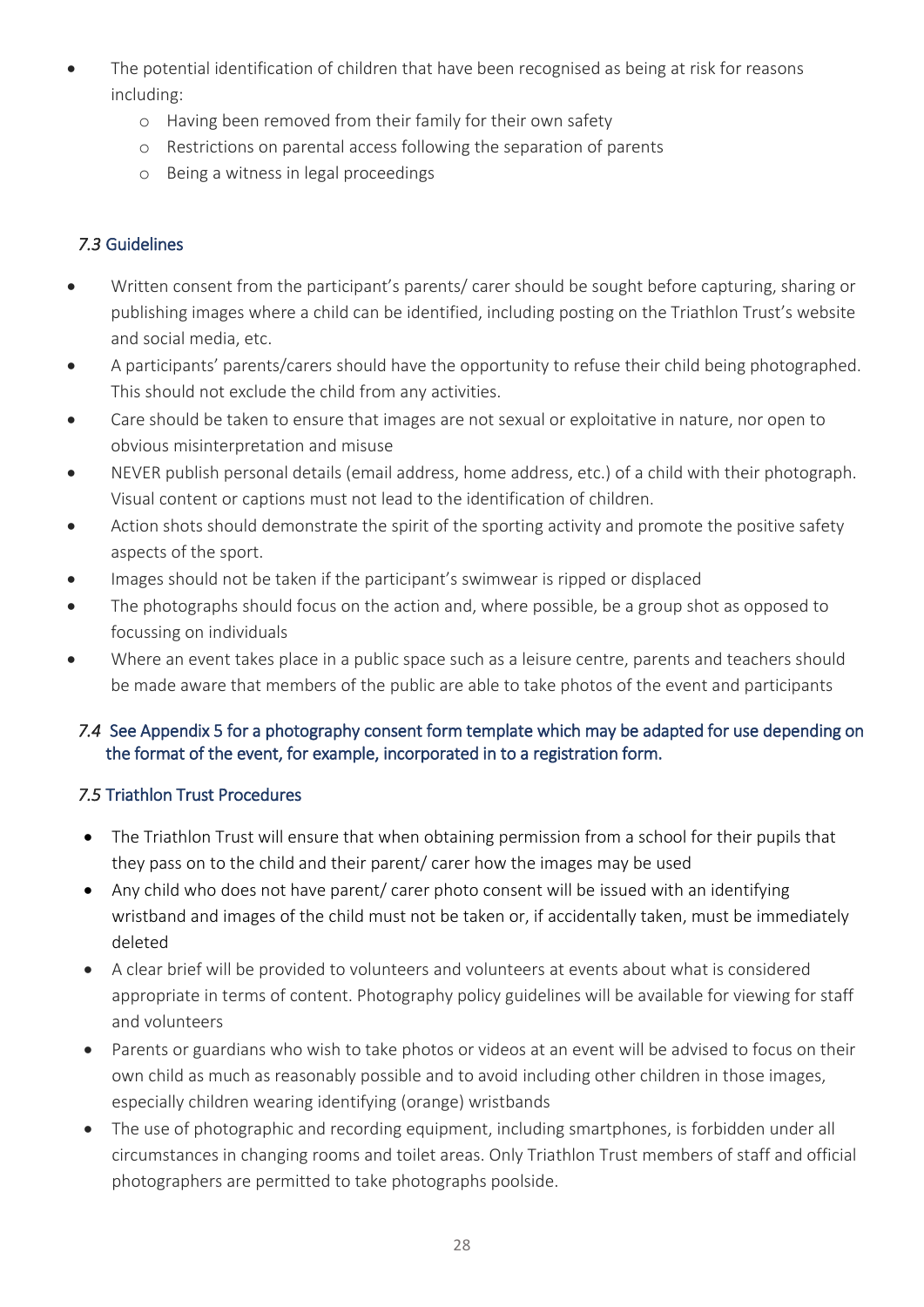- The potential identification of children that have been recognised as being at risk for reasons including:
  - Having been removed from their family for their own safety
  - Restrictions on parental access following the separation of parents
  - Being a witness in legal proceedings

### *7.3* Guidelines

- Written consent from the participant's parents/ carer should be sought before capturing, sharing or publishing images where a child can be identified, including posting on the Triathlon Trust's website and social media, etc.
- A participants' parents/carers should have the opportunity to refuse their child being photographed. This should not exclude the child from any activities.
- Care should be taken to ensure that images are not sexual or exploitative in nature, nor open to obvious misinterpretation and misuse
- NEVER publish personal details (email address, home address, etc.) of a child with their photograph. Visual content or captions must not lead to the identification of children.
- Action shots should demonstrate the spirit of the sporting activity and promote the positive safety aspects of the sport.
- Images should not be taken if the participant's swimwear is ripped or displaced
- The photographs should focus on the action and, where possible, be a group shot as opposed to focussing on individuals
- Where an event takes place in a public space such as a leisure centre, parents and teachers should be made aware that members of the public are able to take photos of the event and participants

### *7.4* See Appendix 5 for a photography consent form template which may be adapted for use depending on the format of the event, for example, incorporated in to a registration form.

### *7.5* Triathlon Trust Procedures

- The Triathlon Trust will ensure that when obtaining permission from a school for their pupils that they pass on to the child and their parent/ carer how the images may be used
- Any child who does not have parent/ carer photo consent will be issued with an identifying wristband and images of the child must not be taken or, if accidentally taken, must be immediately deleted
- A clear brief will be provided to volunteers and volunteers at events about what is considered appropriate in terms of content. Photography policy guidelines will be available for viewing for staff and volunteers
- Parents or guardians who wish to take photos or videos at an event will be advised to focus on their own child as much as reasonably possible and to avoid including other children in those images, especially children wearing identifying (orange) wristbands
- The use of photographic and recording equipment, including smartphones, is forbidden under all circumstances in changing rooms and toilet areas. Only Triathlon Trust members of staff and official photographers are permitted to take photographs poolside.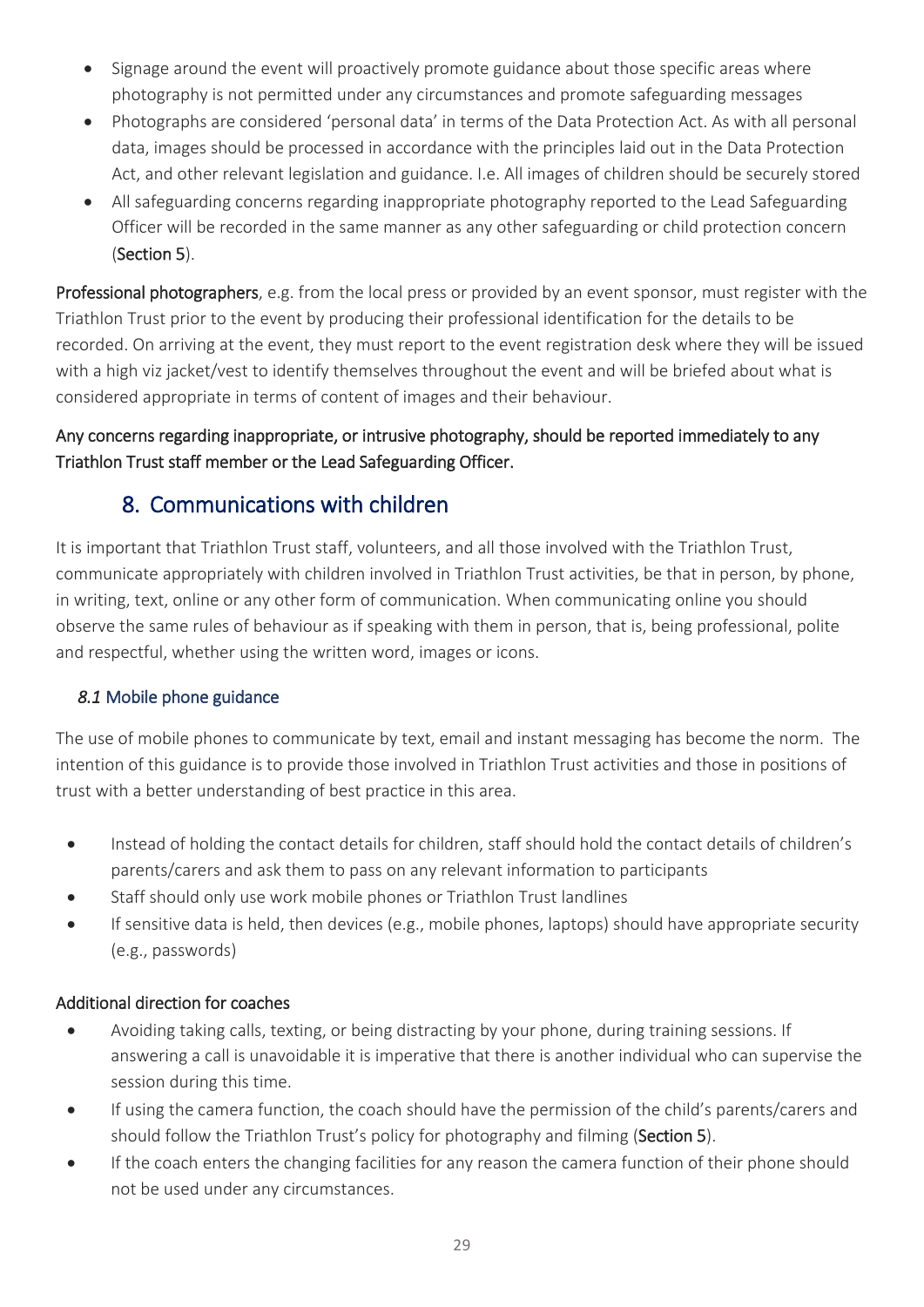- Signage around the event will proactively promote guidance about those specific areas where photography is not permitted under any circumstances and promote safeguarding messages
- Photographs are considered 'personal data' in terms of the Data Protection Act. As with all personal data, images should be processed in accordance with the principles laid out in the Data Protection Act, and other relevant legislation and guidance. I.e. All images of children should be securely stored
- All safeguarding concerns regarding inappropriate photography reported to the Lead Safeguarding Officer will be recorded in the same manner as any other safeguarding or child protection concern (**Section 5**).

**Professional photographers**, e.g. from the local press or provided by an event sponsor, must register with the Triathlon Trust prior to the event by producing their professional identification for the details to be recorded. On arriving at the event, they must report to the event registration desk where they will be issued with a high viz jacket/vest to identify themselves throughout the event and will be briefed about what is considered appropriate in terms of content of images and their behaviour.

**Any concerns regarding inappropriate, or intrusive photography, should be reported immediately to any Triathlon Trust staff member or the Lead Safeguarding Officer.**

## 8. Communications with children

It is important that Triathlon Trust staff, volunteers, and all those involved with the Triathlon Trust, communicate appropriately with children involved in Triathlon Trust activities, be that in person, by phone, in writing, text, online or any other form of communication. When communicating online you should observe the same rules of behaviour as if speaking with them in person, that is, being professional, polite and respectful, whether using the written word, images or icons.

### *8.1* Mobile phone guidance

The use of mobile phones to communicate by text, email and instant messaging has become the norm. The intention of this guidance is to provide those involved in Triathlon Trust activities and those in positions of trust with a better understanding of best practice in this area.

- Instead of holding the contact details for children, staff should hold the contact details of children's parents/carers and ask them to pass on any relevant information to participants
- Staff should only use work mobile phones or Triathlon Trust landlines
- If sensitive data is held, then devices (e.g., mobile phones, laptops) should have appropriate security (e.g., passwords)

#### Additional direction for coaches

- Avoiding taking calls, texting, or being distracting by your phone, during training sessions. If answering a call is unavoidable it is imperative that there is another individual who can supervise the session during this time.
- If using the camera function, the coach should have the permission of the child's parents/carers and should follow the Triathlon Trust's policy for photography and filming (**Section 5**).
- If the coach enters the changing facilities for any reason the camera function of their phone should not be used under any circumstances.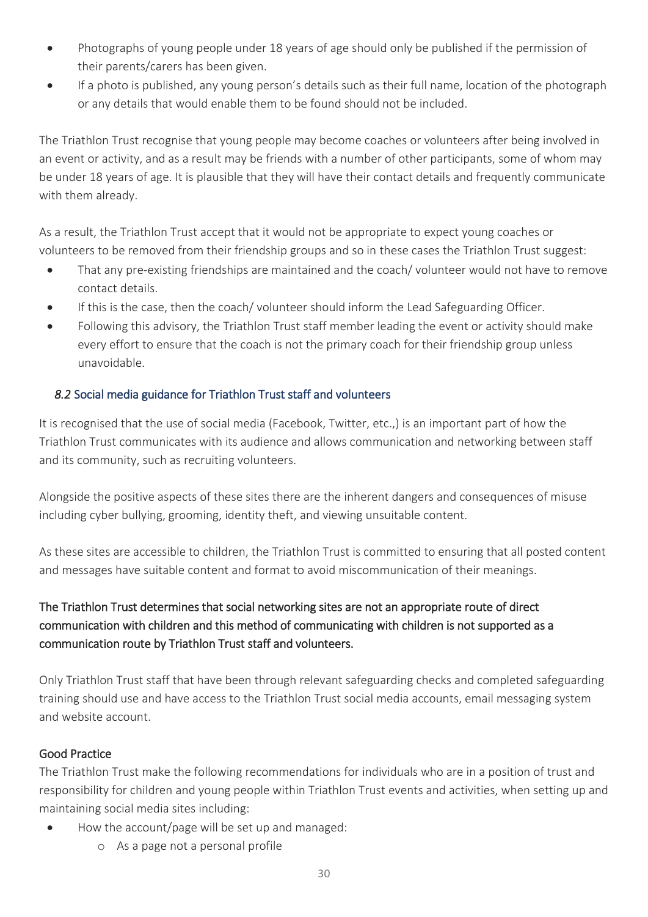- Photographs of young people under 18 years of age should only be published if the permission of their parents/carers has been given.
- If a photo is published, any young person's details such as their full name, location of the photograph or any details that would enable them to be found should not be included.

The Triathlon Trust recognise that young people may become coaches or volunteers after being involved in an event or activity, and as a result may be friends with a number of other participants, some of whom may be under 18 years of age. It is plausible that they will have their contact details and frequently communicate with them already.

As a result, the Triathlon Trust accept that it would not be appropriate to expect young coaches or volunteers to be removed from their friendship groups and so in these cases the Triathlon Trust suggest:

- That any pre-existing friendships are maintained and the coach/ volunteer would not have to remove contact details.
- If this is the case, then the coach/ volunteer should inform the Lead Safeguarding Officer.
- Following this advisory, the Triathlon Trust staff member leading the event or activity should make every effort to ensure that the coach is not the primary coach for their friendship group unless unavoidable.

### *8.2* Social media guidance for Triathlon Trust staff and volunteers

It is recognised that the use of social media (Facebook, Twitter, etc.,) is an important part of how the Triathlon Trust communicates with its audience and allows communication and networking between staff and its community, such as recruiting volunteers.

Alongside the positive aspects of these sites there are the inherent dangers and consequences of misuse including cyber bullying, grooming, identity theft, and viewing unsuitable content.

As these sites are accessible to children, the Triathlon Trust is committed to ensuring that all posted content and messages have suitable content and format to avoid miscommunication of their meanings.

**The Triathlon Trust determines that social networking sites are not an appropriate route of direct communication with children and this method of communicating with children is not supported as a communication route by Triathlon Trust staff and volunteers.**

Only Triathlon Trust staff that have been through relevant safeguarding checks and completed safeguarding training should use and have access to the Triathlon Trust social media accounts, email messaging system and website account.

**Good Practice**

The Triathlon Trust make the following recommendations for individuals who are in a position of trust and responsibility for children and young people within Triathlon Trust events and activities, when setting up and maintaining social media sites including:

- How the account/page will be set up and managed:
    - As a page not a personal profile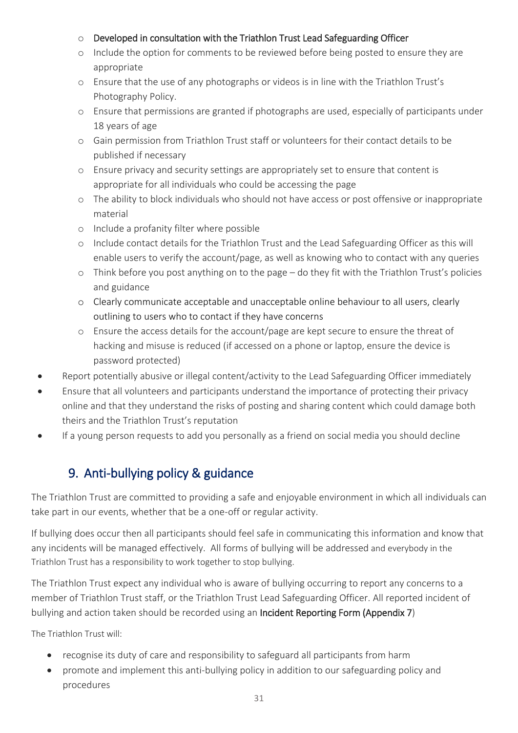- Developed in consultation with the Triathlon Trust Lead Safeguarding Officer
    - Include the option for comments to be reviewed before being posted to ensure they are appropriate
    - Ensure that the use of any photographs or videos is in line with the Triathlon Trust's Photography Policy.
    - Ensure that permissions are granted if photographs are used, especially of participants under 18 years of age
    - Gain permission from Triathlon Trust staff or volunteers for their contact details to be published if necessary
    - Ensure privacy and security settings are appropriately set to ensure that content is appropriate for all individuals who could be accessing the page
    - The ability to block individuals who should not have access or post offensive or inappropriate material
    - Include a profanity filter where possible
    - Include contact details for the Triathlon Trust and the Lead Safeguarding Officer as this will enable users to verify the account/page, as well as knowing who to contact with any queries
    - Think before you post anything on to the page – do they fit with the Triathlon Trust's policies and guidance
    - Clearly communicate acceptable and unacceptable online behaviour to all users, clearly outlining to users who to contact if they have concerns
    - Ensure the access details for the account/page are kept secure to ensure the threat of hacking and misuse is reduced (if accessed on a phone or laptop, ensure the device is password protected)
- Report potentially abusive or illegal content/activity to the Lead Safeguarding Officer immediately
- Ensure that all volunteers and participants understand the importance of protecting their privacy online and that they understand the risks of posting and sharing content which could damage both theirs and the Triathlon Trust's reputation
- If a young person requests to add you personally as a friend on social media you should decline

## 9. Anti-bullying policy & guidance

The Triathlon Trust are committed to providing a safe and enjoyable environment in which all individuals can take part in our events, whether that be a one-off or regular activity.

If bullying does occur then all participants should feel safe in communicating this information and know that any incidents will be managed effectively. All forms of bullying will be addressed and everybody in the Triathlon Trust has a responsibility to work together to stop bullying.

The Triathlon Trust expect any individual who is aware of bullying occurring to report any concerns to a member of Triathlon Trust staff, or the Triathlon Trust Lead Safeguarding Officer. All reported incident of bullying and action taken should be recorded using an **Incident Reporting Form (Appendix 7**)

The Triathlon Trust will:

- recognise its duty of care and responsibility to safeguard all participants from harm
- promote and implement this anti-bullying policy in addition to our safeguarding policy and procedures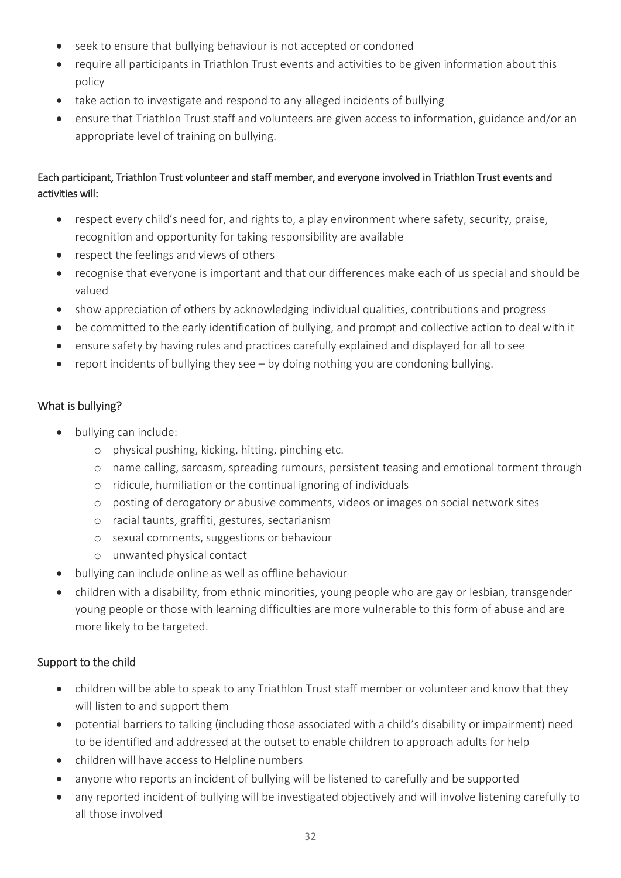- seek to ensure that bullying behaviour is not accepted or condoned
- require all participants in Triathlon Trust events and activities to be given information about this policy
- take action to investigate and respond to any alleged incidents of bullying
- ensure that Triathlon Trust staff and volunteers are given access to information, guidance and/or an appropriate level of training on bullying.

Each participant, Triathlon Trust volunteer and staff member, and everyone involved in Triathlon Trust events and activities will:

- respect every child's need for, and rights to, a play environment where safety, security, praise, recognition and opportunity for taking responsibility are available
- respect the feelings and views of others
- recognise that everyone is important and that our differences make each of us special and should be valued
- show appreciation of others by acknowledging individual qualities, contributions and progress
- be committed to the early identification of bullying, and prompt and collective action to deal with it
- ensure safety by having rules and practices carefully explained and displayed for all to see
- report incidents of bullying they see – by doing nothing you are condoning bullying.

## What is bullying?

- bullying can include:
  - physical pushing, kicking, hitting, pinching etc.
  - name calling, sarcasm, spreading rumours, persistent teasing and emotional torment through
  - ridicule, humiliation or the continual ignoring of individuals
  - posting of derogatory or abusive comments, videos or images on social network sites
  - racial taunts, graffiti, gestures, sectarianism
  - sexual comments, suggestions or behaviour
  - unwanted physical contact
- bullying can include online as well as offline behaviour
- children with a disability, from ethnic minorities, young people who are gay or lesbian, transgender young people or those with learning difficulties are more vulnerable to this form of abuse and are more likely to be targeted.

## Support to the child

- children will be able to speak to any Triathlon Trust staff member or volunteer and know that they will listen to and support them
- potential barriers to talking (including those associated with a child's disability or impairment) need to be identified and addressed at the outset to enable children to approach adults for help
- children will have access to Helpline numbers
- anyone who reports an incident of bullying will be listened to carefully and be supported
- any reported incident of bullying will be investigated objectively and will involve listening carefully to all those involved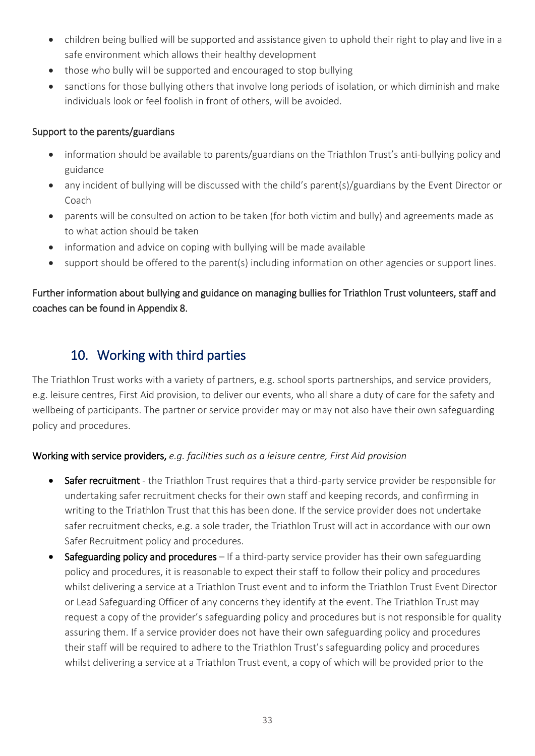- children being bullied will be supported and assistance given to uphold their right to play and live in a safe environment which allows their healthy development
- those who bully will be supported and encouraged to stop bullying
- sanctions for those bullying others that involve long periods of isolation, or which diminish and make individuals look or feel foolish in front of others, will be avoided.

Support to the parents/guardians

- information should be available to parents/guardians on the Triathlon Trust's anti-bullying policy and guidance
- any incident of bullying will be discussed with the child's parent(s)/guardians by the Event Director or Coach
- parents will be consulted on action to be taken (for both victim and bully) and agreements made as to what action should be taken
- information and advice on coping with bullying will be made available
- support should be offered to the parent(s) including information on other agencies or support lines.

Further information about bullying and guidance on managing bullies for Triathlon Trust volunteers, staff and coaches can be found in Appendix 8.

## 10. Working with third parties

The Triathlon Trust works with a variety of partners, e.g. school sports partnerships, and service providers, e.g. leisure centres, First Aid provision, to deliver our events, who all share a duty of care for the safety and wellbeing of participants. The partner or service provider may or may not also have their own safeguarding policy and procedures.

Working with service providers, *e.g. facilities such as a leisure centre, First Aid provision*

- **Safer recruitment** - the Triathlon Trust requires that a third-party service provider be responsible for undertaking safer recruitment checks for their own staff and keeping records, and confirming in writing to the Triathlon Trust that this has been done. If the service provider does not undertake safer recruitment checks, e.g. a sole trader, the Triathlon Trust will act in accordance with our own Safer Recruitment policy and procedures.
- **Safeguarding policy and procedures** – If a third-party service provider has their own safeguarding policy and procedures, it is reasonable to expect their staff to follow their policy and procedures whilst delivering a service at a Triathlon Trust event and to inform the Triathlon Trust Event Director or Lead Safeguarding Officer of any concerns they identify at the event. The Triathlon Trust may request a copy of the provider's safeguarding policy and procedures but is not responsible for quality assuring them. If a service provider does not have their own safeguarding policy and procedures their staff will be required to adhere to the Triathlon Trust's safeguarding policy and procedures whilst delivering a service at a Triathlon Trust event, a copy of which will be provided prior to the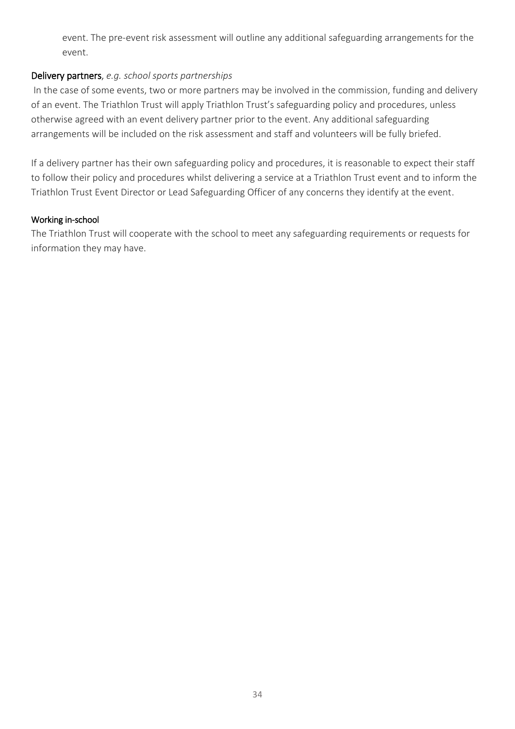event. The pre-event risk assessment will outline any additional safeguarding arrangements for the event.

**Delivery partners**, *e.g. school sports partnerships*

In the case of some events, two or more partners may be involved in the commission, funding and delivery of an event. The Triathlon Trust will apply Triathlon Trust's safeguarding policy and procedures, unless otherwise agreed with an event delivery partner prior to the event. Any additional safeguarding arrangements will be included on the risk assessment and staff and volunteers will be fully briefed.

If a delivery partner has their own safeguarding policy and procedures, it is reasonable to expect their staff to follow their policy and procedures whilst delivering a service at a Triathlon Trust event and to inform the Triathlon Trust Event Director or Lead Safeguarding Officer of any concerns they identify at the event.

**Working in-school**

The Triathlon Trust will cooperate with the school to meet any safeguarding requirements or requests for information they may have.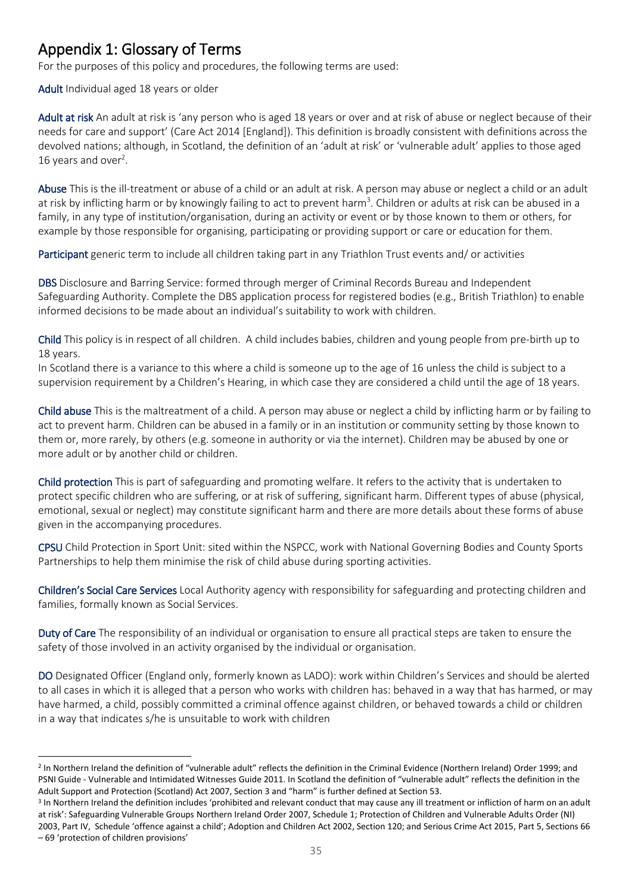## Appendix 1: Glossary of Terms

For the purposes of this policy and procedures, the following terms are used:

**Adult** Individual aged 18 years or older

**Adult at risk** An adult at risk is 'any person who is aged 18 years or over and at risk of abuse or neglect because of their needs for care and support' (Care Act 2014 [England]). This definition is broadly consistent with definitions across the devolved nations; although, in Scotland, the definition of an 'adult at risk' or 'vulnerable adult' applies to those aged 16 years and over[2].

**Abuse** This is the ill-treatment or abuse of a child or an adult at risk. A person may abuse or neglect a child or an adult at risk by inflicting harm or by knowingly failing to act to prevent harm[3]. Children or adults at risk can be abused in a family, in any type of institution/organisation, during an activity or event or by those known to them or others, for example by those responsible for organising, participating or providing support or care or education for them.

**Participant** generic term to include all children taking part in any Triathlon Trust events and/ or activities

**DBS** Disclosure and Barring Service: formed through merger of Criminal Records Bureau and Independent Safeguarding Authority. Complete the DBS application process for registered bodies (e.g., British Triathlon) to enable informed decisions to be made about an individual's suitability to work with children.

**Child** This policy is in respect of all children. A child includes babies, children and young people from pre-birth up to 18 years.
In Scotland there is a variance to this where a child is someone up to the age of 16 unless the child is subject to a supervision requirement by a Children's Hearing, in which case they are considered a child until the age of 18 years.

**Child abuse** This is the maltreatment of a child. A person may abuse or neglect a child by inflicting harm or by failing to act to prevent harm. Children can be abused in a family or in an institution or community setting by those known to them or, more rarely, by others (e.g. someone in authority or via the internet). Children may be abused by one or more adult or by another child or children.

**Child protection** This is part of safeguarding and promoting welfare. It refers to the activity that is undertaken to protect specific children who are suffering, or at risk of suffering, significant harm. Different types of abuse (physical, emotional, sexual or neglect) may constitute significant harm and there are more details about these forms of abuse given in the accompanying procedures.

**CPSU** Child Protection in Sport Unit: sited within the NSPCC, work with National Governing Bodies and County Sports Partnerships to help them minimise the risk of child abuse during sporting activities.

**Children's Social Care Services** Local Authority agency with responsibility for safeguarding and protecting children and families, formally known as Social Services.

**Duty of Care** The responsibility of an individual or organisation to ensure all practical steps are taken to ensure the safety of those involved in an activity organised by the individual or organisation.

**DO** Designated Officer (England only, formerly known as LADO): work within Children's Services and should be alerted to all cases in which it is alleged that a person who works with children has: behaved in a way that has harmed, or may have harmed, a child, possibly committed a criminal offence against children, or behaved towards a child or children in a way that indicates s/he is unsuitable to work with children

---

[2] In Northern Ireland the definition of "vulnerable adult" reflects the definition in the Criminal Evidence (Northern Ireland) Order 1999; and PSNI Guide - Vulnerable and Intimidated Witnesses Guide 2011. In Scotland the definition of "vulnerable adult" reflects the definition in the Adult Support and Protection (Scotland) Act 2007, Section 3 and "harm" is further defined at Section 53.

[3] In Northern Ireland the definition includes 'prohibited and relevant conduct that may cause any ill treatment or infliction of harm on an adult at risk': Safeguarding Vulnerable Groups Northern Ireland Order 2007, Schedule 1; Protection of Children and Vulnerable Adults Order (NI) 2003, Part IV, Schedule 'offence against a child'; Adoption and Children Act 2002, Section 120; and Serious Crime Act 2015, Part 5, Sections 66 – 69 'protection of children provisions'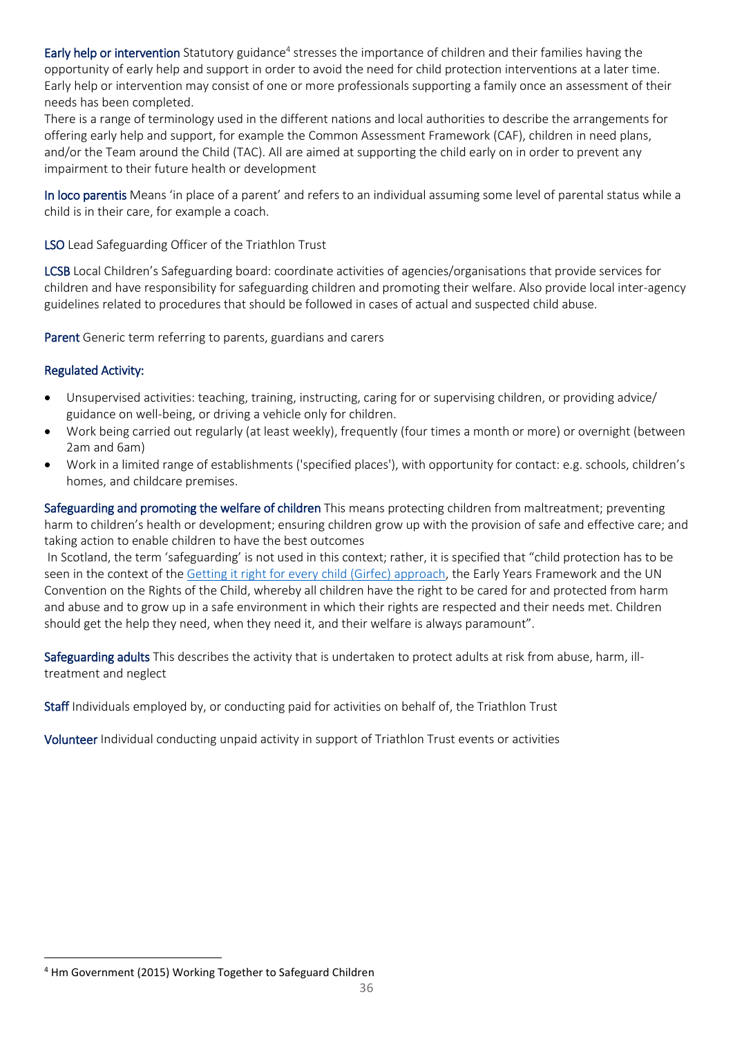**Early help or intervention** Statutory guidance[4] stresses the importance of children and their families having the opportunity of early help and support in order to avoid the need for child protection interventions at a later time. Early help or intervention may consist of one or more professionals supporting a family once an assessment of their needs has been completed.

There is a range of terminology used in the different nations and local authorities to describe the arrangements for offering early help and support, for example the Common Assessment Framework (CAF), children in need plans, and/or the Team around the Child (TAC). All are aimed at supporting the child early on in order to prevent any impairment to their future health or development

**In loco parentis** Means 'in place of a parent' and refers to an individual assuming some level of parental status while a child is in their care, for example a coach.

**LSO** Lead Safeguarding Officer of the Triathlon Trust

**LCSB** Local Children's Safeguarding board: coordinate activities of agencies/organisations that provide services for children and have responsibility for safeguarding children and promoting their welfare. Also provide local inter-agency guidelines related to procedures that should be followed in cases of actual and suspected child abuse.

**Parent** Generic term referring to parents, guardians and carers

**Regulated Activity:**

- Unsupervised activities: teaching, training, instructing, caring for or supervising children, or providing advice/ guidance on well-being, or driving a vehicle only for children.
- Work being carried out regularly (at least weekly), frequently (four times a month or more) or overnight (between 2am and 6am)
- Work in a limited range of establishments ('specified places'), with opportunity for contact: e.g. schools, children's homes, and childcare premises.

**Safeguarding and promoting the welfare of children** This means protecting children from maltreatment; preventing harm to children's health or development; ensuring children grow up with the provision of safe and effective care; and taking action to enable children to have the best outcomes

In Scotland, the term 'safeguarding' is not used in this context; rather, it is specified that "child protection has to be seen in the context of the Getting it right for every child (Girfec) approach, the Early Years Framework and the UN Convention on the Rights of the Child, whereby all children have the right to be cared for and protected from harm and abuse and to grow up in a safe environment in which their rights are respected and their needs met. Children should get the help they need, when they need it, and their welfare is always paramount".

**Safeguarding adults** This describes the activity that is undertaken to protect adults at risk from abuse, harm, ill-treatment and neglect

**Staff** Individuals employed by, or conducting paid for activities on behalf of, the Triathlon Trust

**Volunteer** Individual conducting unpaid activity in support of Triathlon Trust events or activities

---

[4] Hm Government (2015) Working Together to Safeguard Children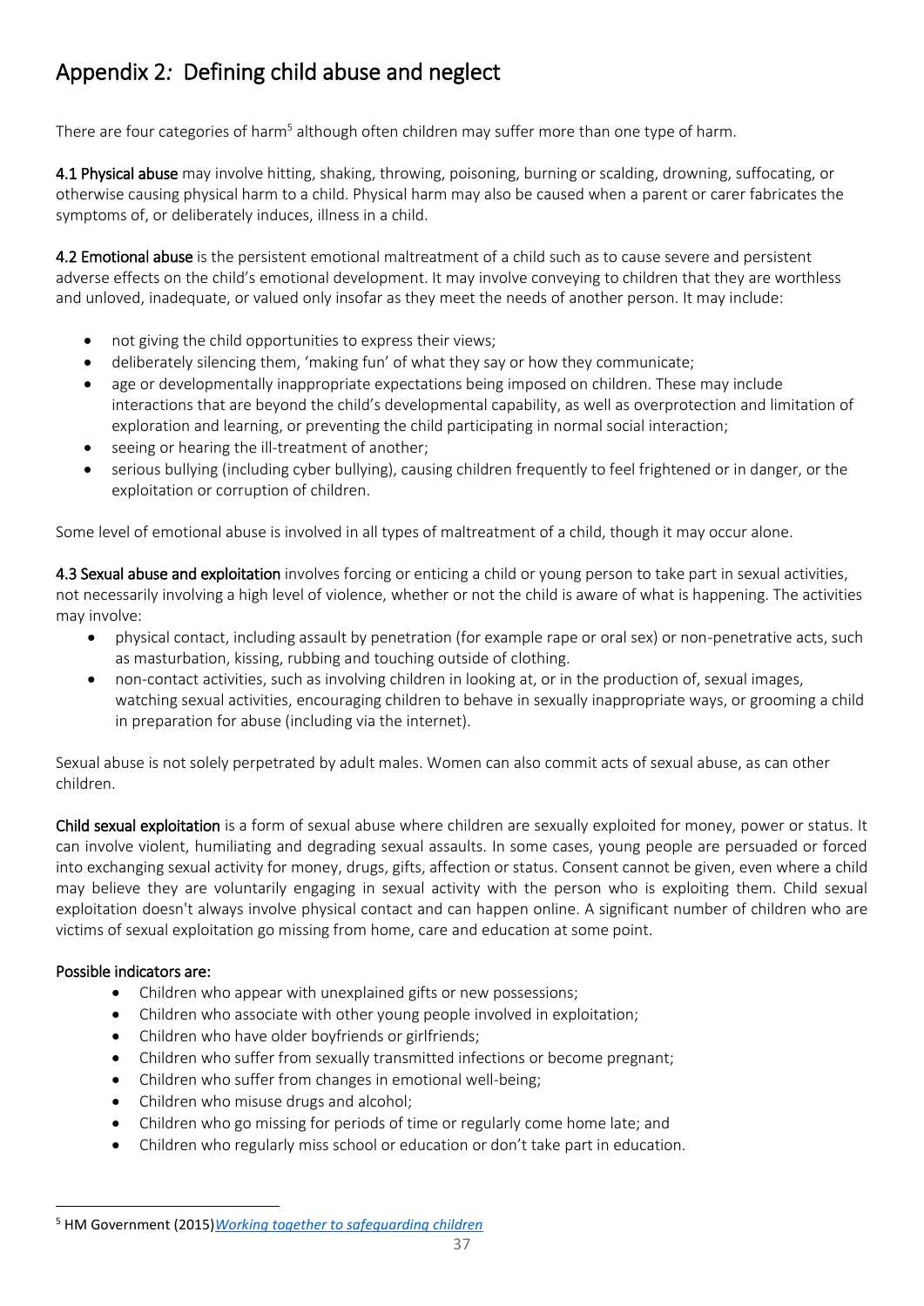# Appendix 2*:* Defining child abuse and neglect

There are four categories of harm[5] although often children may suffer more than one type of harm.

**4.1 Physical abuse** may involve hitting, shaking, throwing, poisoning, burning or scalding, drowning, suffocating, or otherwise causing physical harm to a child. Physical harm may also be caused when a parent or carer fabricates the symptoms of, or deliberately induces, illness in a child.

**4.2 Emotional abuse** is the persistent emotional maltreatment of a child such as to cause severe and persistent adverse effects on the child's emotional development. It may involve conveying to children that they are worthless and unloved, inadequate, or valued only insofar as they meet the needs of another person. It may include:

- not giving the child opportunities to express their views;
- deliberately silencing them, 'making fun' of what they say or how they communicate;
- age or developmentally inappropriate expectations being imposed on children. These may include interactions that are beyond the child's developmental capability, as well as overprotection and limitation of exploration and learning, or preventing the child participating in normal social interaction;
- seeing or hearing the ill-treatment of another;
- serious bullying (including cyber bullying), causing children frequently to feel frightened or in danger, or the exploitation or corruption of children.

Some level of emotional abuse is involved in all types of maltreatment of a child, though it may occur alone.

**4.3 Sexual abuse and exploitation** involves forcing or enticing a child or young person to take part in sexual activities, not necessarily involving a high level of violence, whether or not the child is aware of what is happening. The activities may involve:

- physical contact, including assault by penetration (for example rape or oral sex) or non-penetrative acts, such as masturbation, kissing, rubbing and touching outside of clothing.
- non-contact activities, such as involving children in looking at, or in the production of, sexual images, watching sexual activities, encouraging children to behave in sexually inappropriate ways, or grooming a child in preparation for abuse (including via the internet).

Sexual abuse is not solely perpetrated by adult males. Women can also commit acts of sexual abuse, as can other children.

**Child sexual exploitation** is a form of sexual abuse where children are sexually exploited for money, power or status. It can involve violent, humiliating and degrading sexual assaults. In some cases, young people are persuaded or forced into exchanging sexual activity for money, drugs, gifts, affection or status. Consent cannot be given, even where a child may believe they are voluntarily engaging in sexual activity with the person who is exploiting them. Child sexual exploitation doesn't always involve physical contact and can happen online. A significant number of children who are victims of sexual exploitation go missing from home, care and education at some point.

**Possible indicators are:**

- Children who appear with unexplained gifts or new possessions;
- Children who associate with other young people involved in exploitation;
- Children who have older boyfriends or girlfriends;
- Children who suffer from sexually transmitted infections or become pregnant;
- Children who suffer from changes in emotional well-being;
- Children who misuse drugs and alcohol;
- Children who go missing for periods of time or regularly come home late; and
- Children who regularly miss school or education or don't take part in education.

---

[5] HM Government (2015)*Working together to safeguarding children*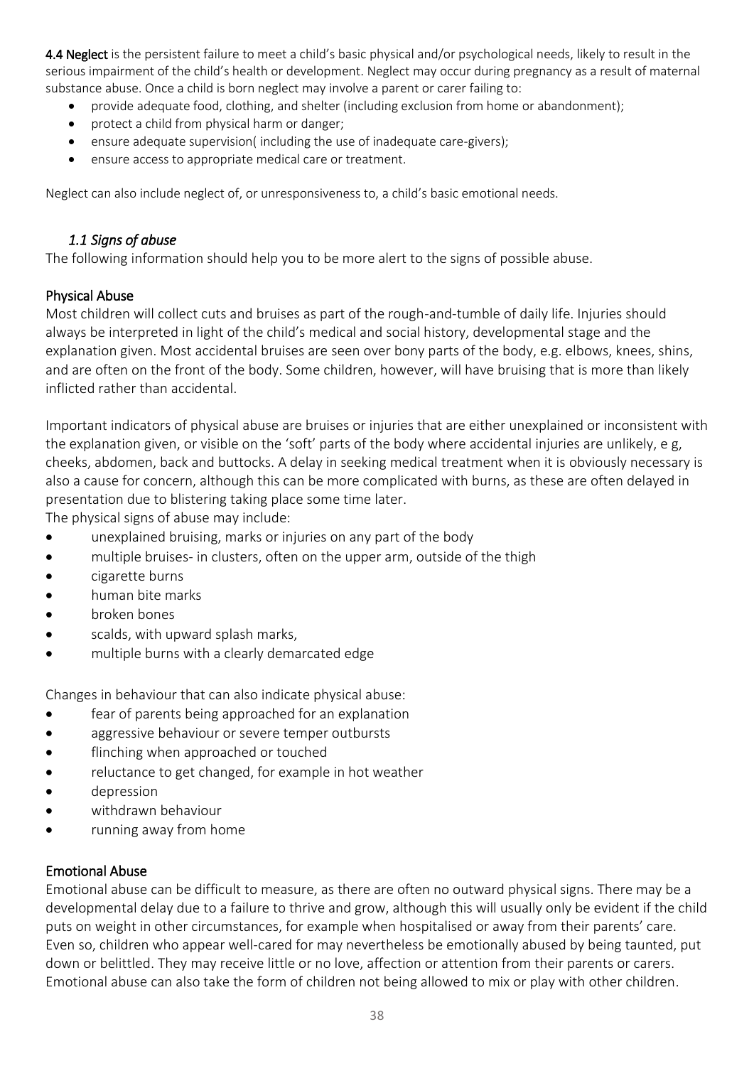**4.4 Neglect** is the persistent failure to meet a child's basic physical and/or psychological needs, likely to result in the serious impairment of the child's health or development. Neglect may occur during pregnancy as a result of maternal substance abuse. Once a child is born neglect may involve a parent or carer failing to:

- provide adequate food, clothing, and shelter (including exclusion from home or abandonment);
- protect a child from physical harm or danger;
- ensure adequate supervision( including the use of inadequate care-givers);
- ensure access to appropriate medical care or treatment.

Neglect can also include neglect of, or unresponsiveness to, a child's basic emotional needs.

### *1.1 Signs of abuse*

The following information should help you to be more alert to the signs of possible abuse.

#### Physical Abuse

Most children will collect cuts and bruises as part of the rough-and-tumble of daily life. Injuries should always be interpreted in light of the child's medical and social history, developmental stage and the explanation given. Most accidental bruises are seen over bony parts of the body, e.g. elbows, knees, shins, and are often on the front of the body. Some children, however, will have bruising that is more than likely inflicted rather than accidental.

Important indicators of physical abuse are bruises or injuries that are either unexplained or inconsistent with the explanation given, or visible on the 'soft' parts of the body where accidental injuries are unlikely, e g, cheeks, abdomen, back and buttocks. A delay in seeking medical treatment when it is obviously necessary is also a cause for concern, although this can be more complicated with burns, as these are often delayed in presentation due to blistering taking place some time later.

The physical signs of abuse may include:

- unexplained bruising, marks or injuries on any part of the body
- multiple bruises- in clusters, often on the upper arm, outside of the thigh
- cigarette burns
- human bite marks
- broken bones
- scalds, with upward splash marks,
- multiple burns with a clearly demarcated edge

Changes in behaviour that can also indicate physical abuse:

- fear of parents being approached for an explanation
- aggressive behaviour or severe temper outbursts
- flinching when approached or touched
- reluctance to get changed, for example in hot weather
- depression
- withdrawn behaviour
- running away from home

#### Emotional Abuse

Emotional abuse can be difficult to measure, as there are often no outward physical signs. There may be a developmental delay due to a failure to thrive and grow, although this will usually only be evident if the child puts on weight in other circumstances, for example when hospitalised or away from their parents' care. Even so, children who appear well-cared for may nevertheless be emotionally abused by being taunted, put down or belittled. They may receive little or no love, affection or attention from their parents or carers. Emotional abuse can also take the form of children not being allowed to mix or play with other children.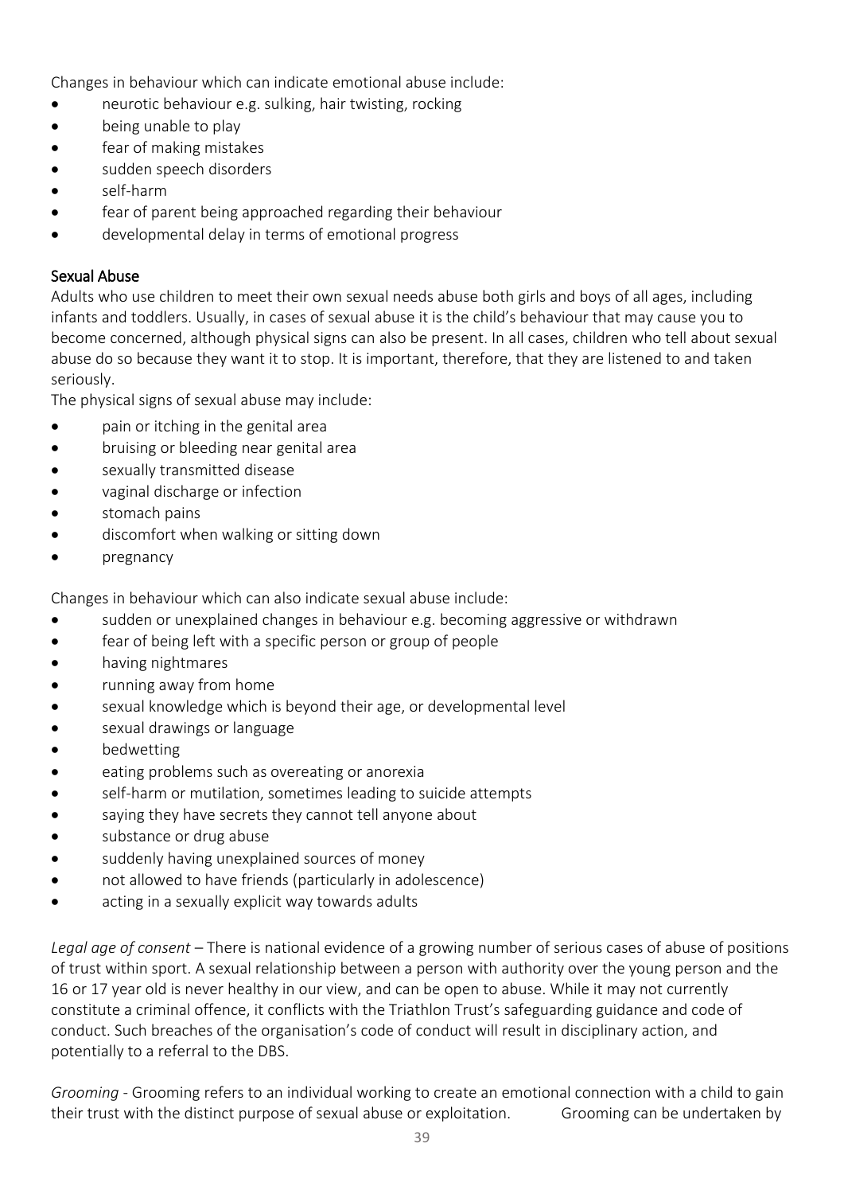Changes in behaviour which can indicate emotional abuse include:

- neurotic behaviour e.g. sulking, hair twisting, rocking
- being unable to play
- fear of making mistakes
- sudden speech disorders
- self-harm
- fear of parent being approached regarding their behaviour
- developmental delay in terms of emotional progress

## Sexual Abuse

Adults who use children to meet their own sexual needs abuse both girls and boys of all ages, including infants and toddlers. Usually, in cases of sexual abuse it is the child's behaviour that may cause you to become concerned, although physical signs can also be present. In all cases, children who tell about sexual abuse do so because they want it to stop. It is important, therefore, that they are listened to and taken seriously.

The physical signs of sexual abuse may include:

- pain or itching in the genital area
- bruising or bleeding near genital area
- sexually transmitted disease
- vaginal discharge or infection
- stomach pains
- discomfort when walking or sitting down
- pregnancy

Changes in behaviour which can also indicate sexual abuse include:

- sudden or unexplained changes in behaviour e.g. becoming aggressive or withdrawn
- fear of being left with a specific person or group of people
- having nightmares
- running away from home
- sexual knowledge which is beyond their age, or developmental level
- sexual drawings or language
- bedwetting
- eating problems such as overeating or anorexia
- self-harm or mutilation, sometimes leading to suicide attempts
- saying they have secrets they cannot tell anyone about
- substance or drug abuse
- suddenly having unexplained sources of money
- not allowed to have friends (particularly in adolescence)
- acting in a sexually explicit way towards adults

*Legal age of consent* – There is national evidence of a growing number of serious cases of abuse of positions of trust within sport. A sexual relationship between a person with authority over the young person and the 16 or 17 year old is never healthy in our view, and can be open to abuse. While it may not currently constitute a criminal offence, it conflicts with the Triathlon Trust's safeguarding guidance and code of conduct. Such breaches of the organisation's code of conduct will result in disciplinary action, and potentially to a referral to the DBS.

*Grooming* - Grooming refers to an individual working to create an emotional connection with a child to gain their trust with the distinct purpose of sexual abuse or exploitation. Grooming can be undertaken by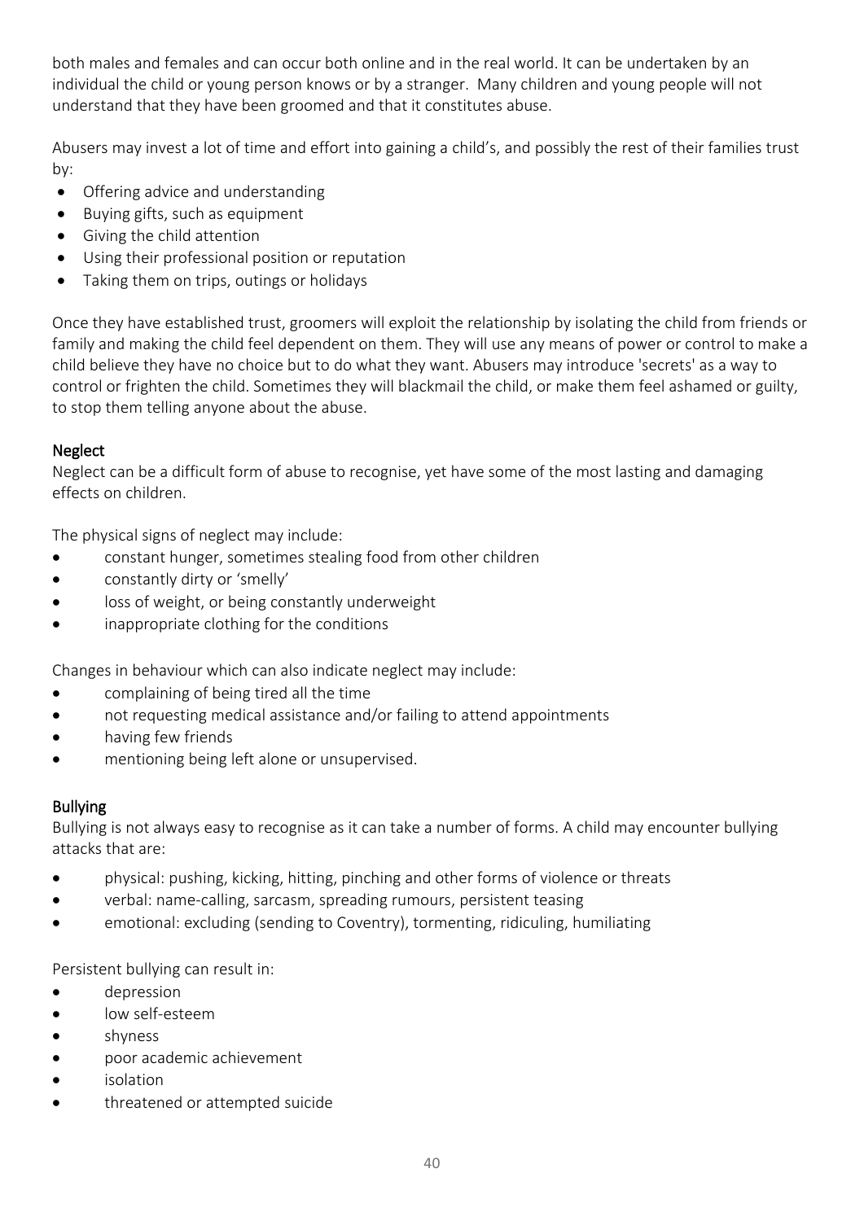both males and females and can occur both online and in the real world. It can be undertaken by an individual the child or young person knows or by a stranger. Many children and young people will not understand that they have been groomed and that it constitutes abuse.

Abusers may invest a lot of time and effort into gaining a child's, and possibly the rest of their families trust by:

- Offering advice and understanding
- Buying gifts, such as equipment
- Giving the child attention
- Using their professional position or reputation
- Taking them on trips, outings or holidays

Once they have established trust, groomers will exploit the relationship by isolating the child from friends or family and making the child feel dependent on them. They will use any means of power or control to make a child believe they have no choice but to do what they want. Abusers may introduce 'secrets' as a way to control or frighten the child. Sometimes they will blackmail the child, or make them feel ashamed or guilty, to stop them telling anyone about the abuse.

## Neglect

Neglect can be a difficult form of abuse to recognise, yet have some of the most lasting and damaging effects on children.

The physical signs of neglect may include:

- constant hunger, sometimes stealing food from other children
- constantly dirty or 'smelly'
- loss of weight, or being constantly underweight
- inappropriate clothing for the conditions

Changes in behaviour which can also indicate neglect may include:

- complaining of being tired all the time
- not requesting medical assistance and/or failing to attend appointments
- having few friends
- mentioning being left alone or unsupervised.

## Bullying

Bullying is not always easy to recognise as it can take a number of forms. A child may encounter bullying attacks that are:

- physical: pushing, kicking, hitting, pinching and other forms of violence or threats
- verbal: name-calling, sarcasm, spreading rumours, persistent teasing
- emotional: excluding (sending to Coventry), tormenting, ridiculing, humiliating

Persistent bullying can result in:

- depression
- low self-esteem
- shyness
- poor academic achievement
- isolation
- threatened or attempted suicide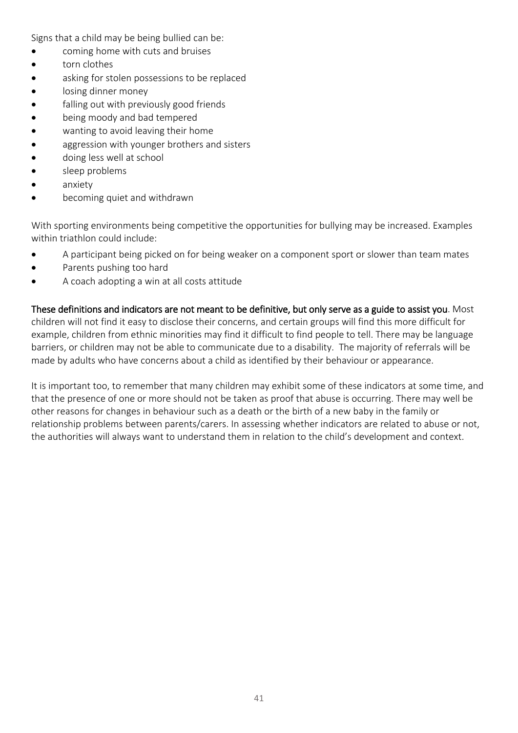Signs that a child may be being bullied can be:

- coming home with cuts and bruises
- torn clothes
- asking for stolen possessions to be replaced
- losing dinner money
- falling out with previously good friends
- being moody and bad tempered
- wanting to avoid leaving their home
- aggression with younger brothers and sisters
- doing less well at school
- sleep problems
- anxiety
- becoming quiet and withdrawn

With sporting environments being competitive the opportunities for bullying may be increased. Examples within triathlon could include:

- A participant being picked on for being weaker on a component sport or slower than team mates
- Parents pushing too hard
- A coach adopting a win at all costs attitude

**These definitions and indicators are not meant to be definitive, but only serve as a guide to assist you**. Most children will not find it easy to disclose their concerns, and certain groups will find this more difficult for example, children from ethnic minorities may find it difficult to find people to tell. There may be language barriers, or children may not be able to communicate due to a disability. The majority of referrals will be made by adults who have concerns about a child as identified by their behaviour or appearance.

It is important too, to remember that many children may exhibit some of these indicators at some time, and that the presence of one or more should not be taken as proof that abuse is occurring. There may well be other reasons for changes in behaviour such as a death or the birth of a new baby in the family or relationship problems between parents/carers. In assessing whether indicators are related to abuse or not, the authorities will always want to understand them in relation to the child's development and context.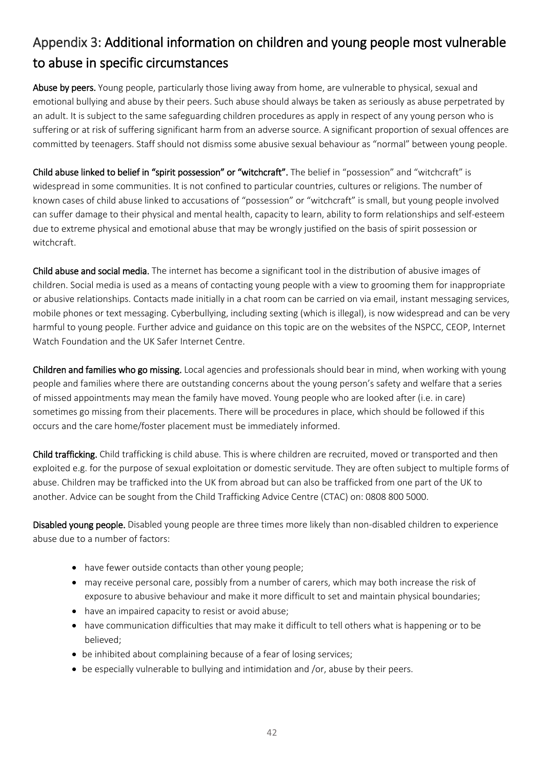## Appendix 3: Additional information on children and young people most vulnerable to abuse in specific circumstances

**Abuse by peers.** Young people, particularly those living away from home, are vulnerable to physical, sexual and emotional bullying and abuse by their peers. Such abuse should always be taken as seriously as abuse perpetrated by an adult. It is subject to the same safeguarding children procedures as apply in respect of any young person who is suffering or at risk of suffering significant harm from an adverse source. A significant proportion of sexual offences are committed by teenagers. Staff should not dismiss some abusive sexual behaviour as "normal" between young people.

**Child abuse linked to belief in "spirit possession" or "witchcraft".** The belief in "possession" and "witchcraft" is widespread in some communities. It is not confined to particular countries, cultures or religions. The number of known cases of child abuse linked to accusations of "possession" or "witchcraft" is small, but young people involved can suffer damage to their physical and mental health, capacity to learn, ability to form relationships and self-esteem due to extreme physical and emotional abuse that may be wrongly justified on the basis of spirit possession or witchcraft.

**Child abuse and social media.** The internet has become a significant tool in the distribution of abusive images of children. Social media is used as a means of contacting young people with a view to grooming them for inappropriate or abusive relationships. Contacts made initially in a chat room can be carried on via email, instant messaging services, mobile phones or text messaging. Cyberbullying, including sexting (which is illegal), is now widespread and can be very harmful to young people. Further advice and guidance on this topic are on the websites of the NSPCC, CEOP, Internet Watch Foundation and the UK Safer Internet Centre.

**Children and families who go missing.** Local agencies and professionals should bear in mind, when working with young people and families where there are outstanding concerns about the young person's safety and welfare that a series of missed appointments may mean the family have moved. Young people who are looked after (i.e. in care) sometimes go missing from their placements. There will be procedures in place, which should be followed if this occurs and the care home/foster placement must be immediately informed.

**Child trafficking.** Child trafficking is child abuse. This is where children are recruited, moved or transported and then exploited e.g. for the purpose of sexual exploitation or domestic servitude. They are often subject to multiple forms of abuse. Children may be trafficked into the UK from abroad but can also be trafficked from one part of the UK to another. Advice can be sought from the Child Trafficking Advice Centre (CTAC) on: 0808 800 5000.

**Disabled young people.** Disabled young people are three times more likely than non-disabled children to experience abuse due to a number of factors:

- have fewer outside contacts than other young people;
- may receive personal care, possibly from a number of carers, which may both increase the risk of exposure to abusive behaviour and make it more difficult to set and maintain physical boundaries;
- have an impaired capacity to resist or avoid abuse;
- have communication difficulties that may make it difficult to tell others what is happening or to be believed;
- be inhibited about complaining because of a fear of losing services;
- be especially vulnerable to bullying and intimidation and /or, abuse by their peers.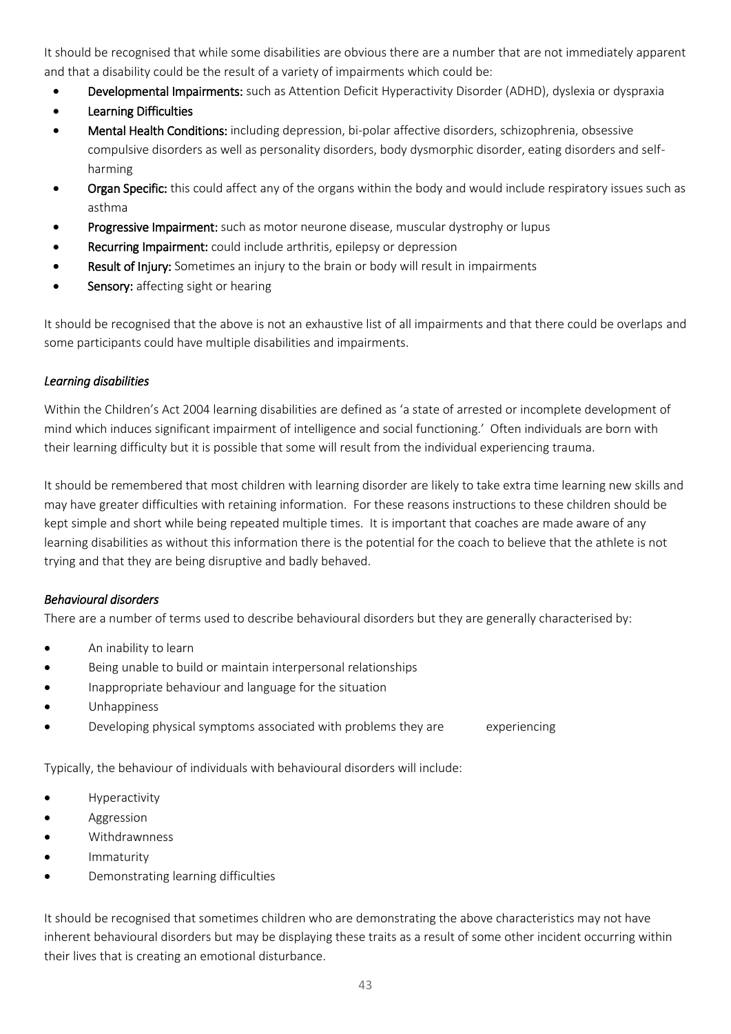It should be recognised that while some disabilities are obvious there are a number that are not immediately apparent and that a disability could be the result of a variety of impairments which could be:

- **Developmental Impairments:** such as Attention Deficit Hyperactivity Disorder (ADHD), dyslexia or dyspraxia
- **Learning Difficulties**
- **Mental Health Conditions:** including depression, bi-polar affective disorders, schizophrenia, obsessive compulsive disorders as well as personality disorders, body dysmorphic disorder, eating disorders and self-harming
- **Organ Specific:** this could affect any of the organs within the body and would include respiratory issues such as asthma
- **Progressive Impairment:** such as motor neurone disease, muscular dystrophy or lupus
- **Recurring Impairment:** could include arthritis, epilepsy or depression
- **Result of Injury:** Sometimes an injury to the brain or body will result in impairments
- **Sensory:** affecting sight or hearing

It should be recognised that the above is not an exhaustive list of all impairments and that there could be overlaps and some participants could have multiple disabilities and impairments.

*Learning disabilities*

Within the Children's Act 2004 learning disabilities are defined as 'a state of arrested or incomplete development of mind which induces significant impairment of intelligence and social functioning.' Often individuals are born with their learning difficulty but it is possible that some will result from the individual experiencing trauma.

It should be remembered that most children with learning disorder are likely to take extra time learning new skills and may have greater difficulties with retaining information. For these reasons instructions to these children should be kept simple and short while being repeated multiple times. It is important that coaches are made aware of any learning disabilities as without this information there is the potential for the coach to believe that the athlete is not trying and that they are being disruptive and badly behaved.

*Behavioural disorders*

There are a number of terms used to describe behavioural disorders but they are generally characterised by:

- An inability to learn
- Being unable to build or maintain interpersonal relationships
- Inappropriate behaviour and language for the situation
- Unhappiness
- Developing physical symptoms associated with problems they are experiencing

Typically, the behaviour of individuals with behavioural disorders will include:

- Hyperactivity
- Aggression
- Withdrawnness
- Immaturity
- Demonstrating learning difficulties

It should be recognised that sometimes children who are demonstrating the above characteristics may not have inherent behavioural disorders but may be displaying these traits as a result of some other incident occurring within their lives that is creating an emotional disturbance.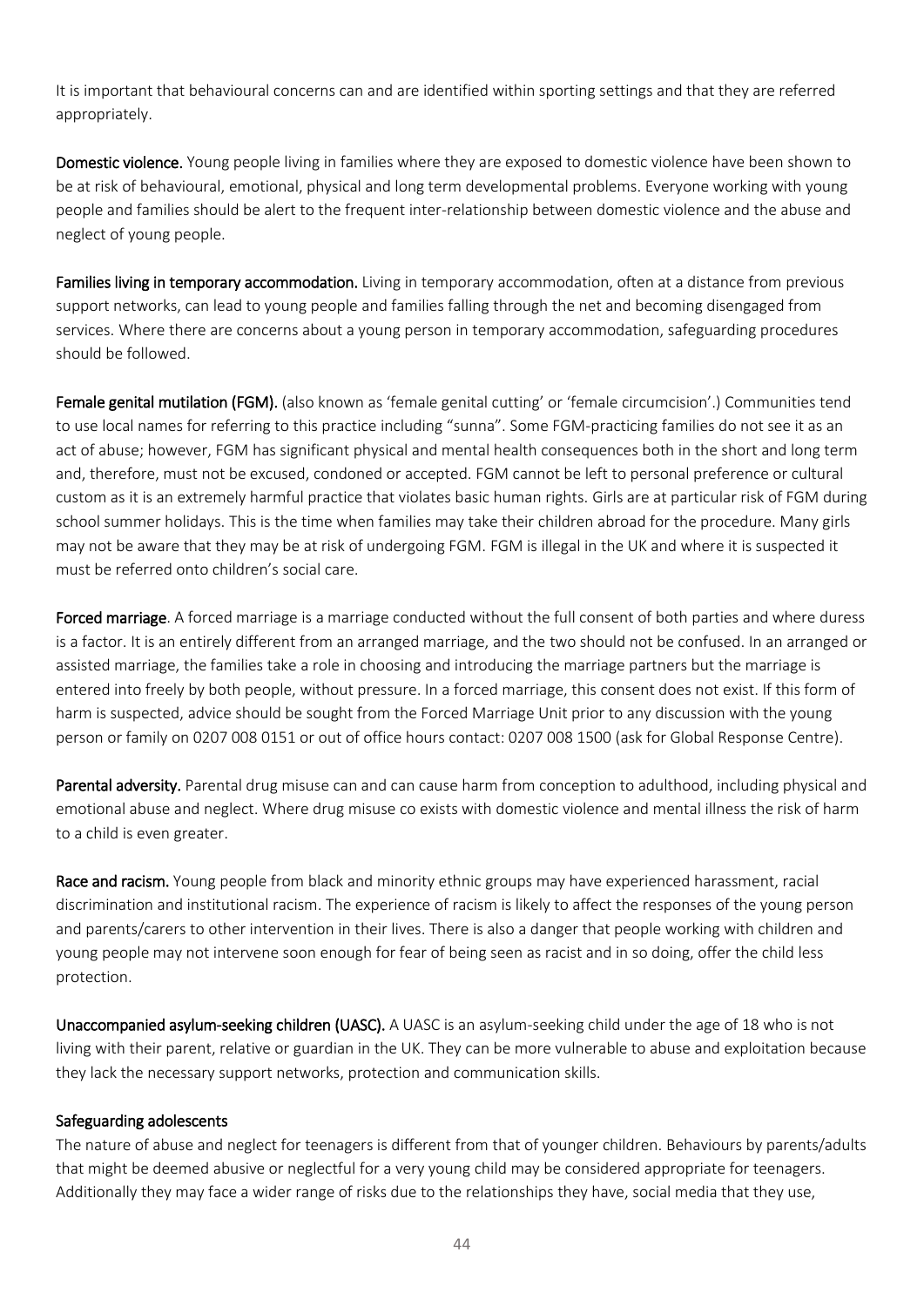It is important that behavioural concerns can and are identified within sporting settings and that they are referred appropriately.

**Domestic violence.** Young people living in families where they are exposed to domestic violence have been shown to be at risk of behavioural, emotional, physical and long term developmental problems. Everyone working with young people and families should be alert to the frequent inter-relationship between domestic violence and the abuse and neglect of young people.

**Families living in temporary accommodation.** Living in temporary accommodation, often at a distance from previous support networks, can lead to young people and families falling through the net and becoming disengaged from services. Where there are concerns about a young person in temporary accommodation, safeguarding procedures should be followed.

**Female genital mutilation (FGM).** (also known as 'female genital cutting' or 'female circumcision'.) Communities tend to use local names for referring to this practice including "sunna". Some FGM-practicing families do not see it as an act of abuse; however, FGM has significant physical and mental health consequences both in the short and long term and, therefore, must not be excused, condoned or accepted. FGM cannot be left to personal preference or cultural custom as it is an extremely harmful practice that violates basic human rights. Girls are at particular risk of FGM during school summer holidays. This is the time when families may take their children abroad for the procedure. Many girls may not be aware that they may be at risk of undergoing FGM. FGM is illegal in the UK and where it is suspected it must be referred onto children's social care.

**Forced marriage**. A forced marriage is a marriage conducted without the full consent of both parties and where duress is a factor. It is an entirely different from an arranged marriage, and the two should not be confused. In an arranged or assisted marriage, the families take a role in choosing and introducing the marriage partners but the marriage is entered into freely by both people, without pressure. In a forced marriage, this consent does not exist. If this form of harm is suspected, advice should be sought from the Forced Marriage Unit prior to any discussion with the young person or family on 0207 008 0151 or out of office hours contact: 0207 008 1500 (ask for Global Response Centre).

**Parental adversity.** Parental drug misuse can and can cause harm from conception to adulthood, including physical and emotional abuse and neglect. Where drug misuse co exists with domestic violence and mental illness the risk of harm to a child is even greater.

**Race and racism.** Young people from black and minority ethnic groups may have experienced harassment, racial discrimination and institutional racism. The experience of racism is likely to affect the responses of the young person and parents/carers to other intervention in their lives. There is also a danger that people working with children and young people may not intervene soon enough for fear of being seen as racist and in so doing, offer the child less protection.

**Unaccompanied asylum-seeking children (UASC).** A UASC is an asylum-seeking child under the age of 18 who is not living with their parent, relative or guardian in the UK. They can be more vulnerable to abuse and exploitation because they lack the necessary support networks, protection and communication skills.

### Safeguarding adolescents

The nature of abuse and neglect for teenagers is different from that of younger children. Behaviours by parents/adults that might be deemed abusive or neglectful for a very young child may be considered appropriate for teenagers. Additionally they may face a wider range of risks due to the relationships they have, social media that they use,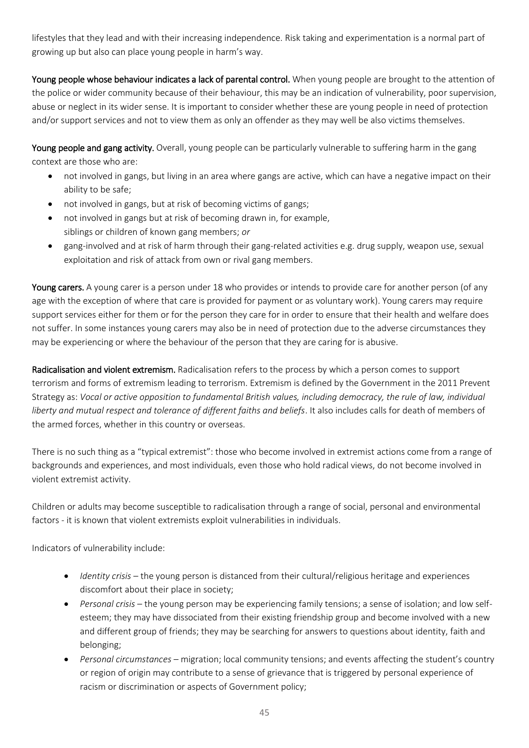lifestyles that they lead and with their increasing independence. Risk taking and experimentation is a normal part of growing up but also can place young people in harm's way.

**Young people whose behaviour indicates a lack of parental control.** When young people are brought to the attention of the police or wider community because of their behaviour, this may be an indication of vulnerability, poor supervision, abuse or neglect in its wider sense. It is important to consider whether these are young people in need of protection and/or support services and not to view them as only an offender as they may well be also victims themselves.

**Young people and gang activity.** Overall, young people can be particularly vulnerable to suffering harm in the gang context are those who are:

- not involved in gangs, but living in an area where gangs are active, which can have a negative impact on their ability to be safe;
- not involved in gangs, but at risk of becoming victims of gangs;
- not involved in gangs but at risk of becoming drawn in, for example, siblings or children of known gang members; *or*
- gang-involved and at risk of harm through their gang-related activities e.g. drug supply, weapon use, sexual exploitation and risk of attack from own or rival gang members.

**Young carers.** A young carer is a person under 18 who provides or intends to provide care for another person (of any age with the exception of where that care is provided for payment or as voluntary work). Young carers may require support services either for them or for the person they care for in order to ensure that their health and welfare does not suffer. In some instances young carers may also be in need of protection due to the adverse circumstances they may be experiencing or where the behaviour of the person that they are caring for is abusive.

**Radicalisation and violent extremism.** Radicalisation refers to the process by which a person comes to support terrorism and forms of extremism leading to terrorism. Extremism is defined by the Government in the 2011 Prevent Strategy as: *Vocal or active opposition to fundamental British values, including democracy, the rule of law, individual liberty and mutual respect and tolerance of different faiths and beliefs*. It also includes calls for death of members of the armed forces, whether in this country or overseas.

There is no such thing as a "typical extremist": those who become involved in extremist actions come from a range of backgrounds and experiences, and most individuals, even those who hold radical views, do not become involved in violent extremist activity.

Children or adults may become susceptible to radicalisation through a range of social, personal and environmental factors - it is known that violent extremists exploit vulnerabilities in individuals.

Indicators of vulnerability include:

- *Identity crisis* – the young person is distanced from their cultural/religious heritage and experiences discomfort about their place in society;
- *Personal crisis* – the young person may be experiencing family tensions; a sense of isolation; and low self-esteem; they may have dissociated from their existing friendship group and become involved with a new and different group of friends; they may be searching for answers to questions about identity, faith and belonging;
- *Personal circumstances* – migration; local community tensions; and events affecting the student's country or region of origin may contribute to a sense of grievance that is triggered by personal experience of racism or discrimination or aspects of Government policy;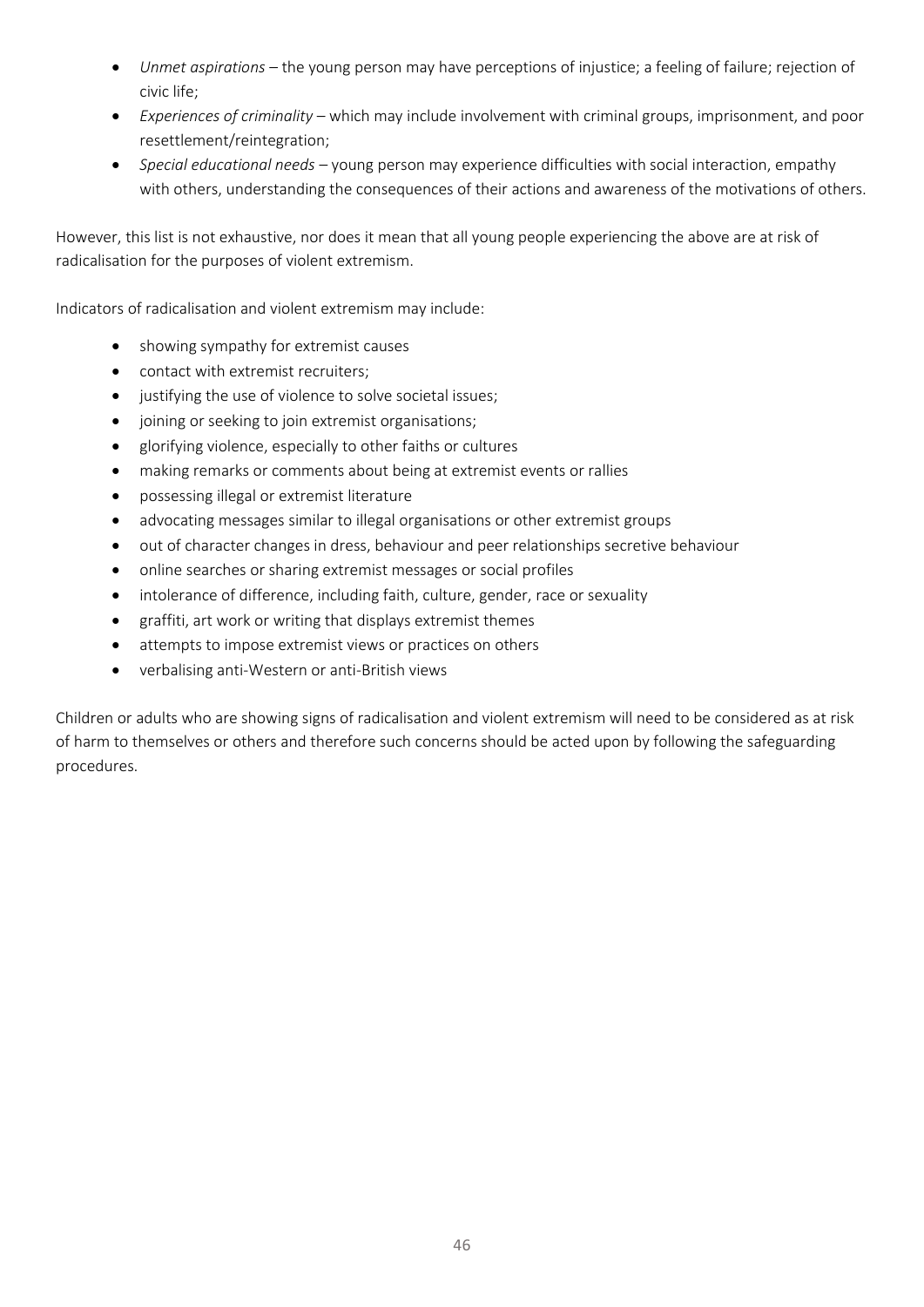- *Unmet aspirations* – the young person may have perceptions of injustice; a feeling of failure; rejection of civic life;
- *Experiences of criminality* – which may include involvement with criminal groups, imprisonment, and poor resettlement/reintegration;
- *Special educational needs* – young person may experience difficulties with social interaction, empathy with others, understanding the consequences of their actions and awareness of the motivations of others.

However, this list is not exhaustive, nor does it mean that all young people experiencing the above are at risk of radicalisation for the purposes of violent extremism.

Indicators of radicalisation and violent extremism may include:

- showing sympathy for extremist causes
- contact with extremist recruiters;
- justifying the use of violence to solve societal issues;
- joining or seeking to join extremist organisations;
- glorifying violence, especially to other faiths or cultures
- making remarks or comments about being at extremist events or rallies
- possessing illegal or extremist literature
- advocating messages similar to illegal organisations or other extremist groups
- out of character changes in dress, behaviour and peer relationships secretive behaviour
- online searches or sharing extremist messages or social profiles
- intolerance of difference, including faith, culture, gender, race or sexuality
- graffiti, art work or writing that displays extremist themes
- attempts to impose extremist views or practices on others
- verbalising anti-Western or anti-British views

Children or adults who are showing signs of radicalisation and violent extremism will need to be considered as at risk of harm to themselves or others and therefore such concerns should be acted upon by following the safeguarding procedures.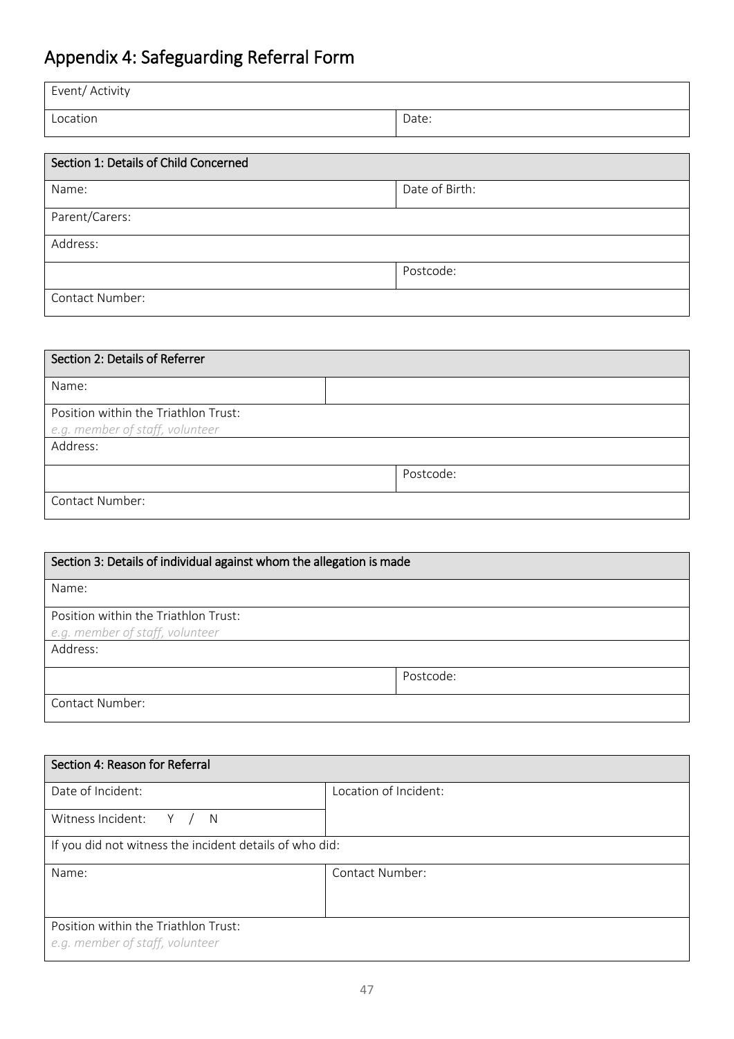# Appendix 4: Safeguarding Referral Form

| Event/ Activity | |
|---|---|
| Location | Date: |

| Section 1: Details of Child Concerned | |
|---|---|
| Name: | Date of Birth: |
| Parent/Carers: | |
| Address: | |
| | Postcode: |
| Contact Number: | |

| Section 2: Details of Referrer | |
|---|---|
| Name: | |
| Position within the Triathlon Trust: *e.g. member of staff, volunteer* | |
| Address: | |
| | Postcode: |
| Contact Number: | |

| Section 3: Details of individual against whom the allegation is made | |
|---|---|
| Name: | |
| Position within the Triathlon Trust: *e.g. member of staff, volunteer* | |
| Address: | |
| | Postcode: |
| Contact Number: | |

| Section 4: Reason for Referral | |
|---|---|
| Date of Incident: | Location of Incident: |
| Witness Incident: Y / N | |
| If you did not witness the incident details of who did: | |
| Name: | Contact Number: |
| Position within the Triathlon Trust: *e.g. member of staff, volunteer* | |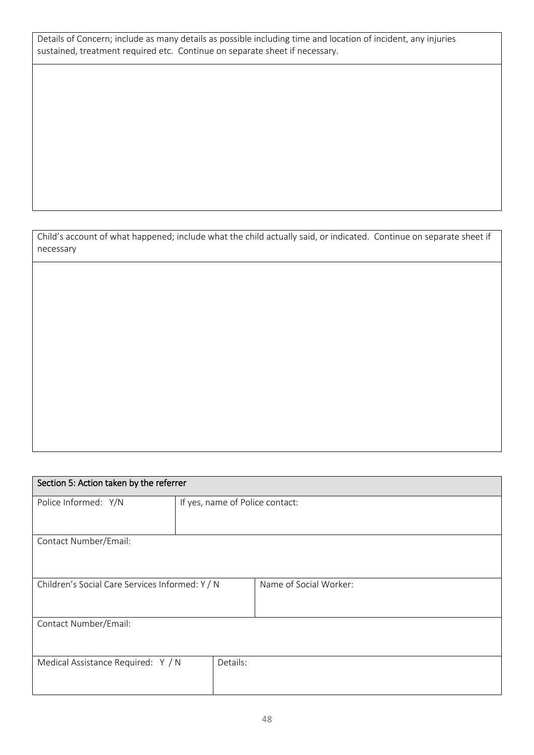| Details of Concern; include as many details as possible including time and location of incident, any injuries sustained, treatment required etc. Continue on separate sheet if necessary. |
|---|
| |

| Child's account of what happened; include what the child actually said, or indicated. Continue on separate sheet if necessary |
|---|
| |

| Section 5: Action taken by the referrer | | |
|---|---|---|
| Police Informed: Y/N | If yes, name of Police contact: | |
| Contact Number/Email: | | |
| Children's Social Care Services Informed: Y / N | | Name of Social Worker: |
| Contact Number/Email: | | |
| Medical Assistance Required: Y / N | Details: | |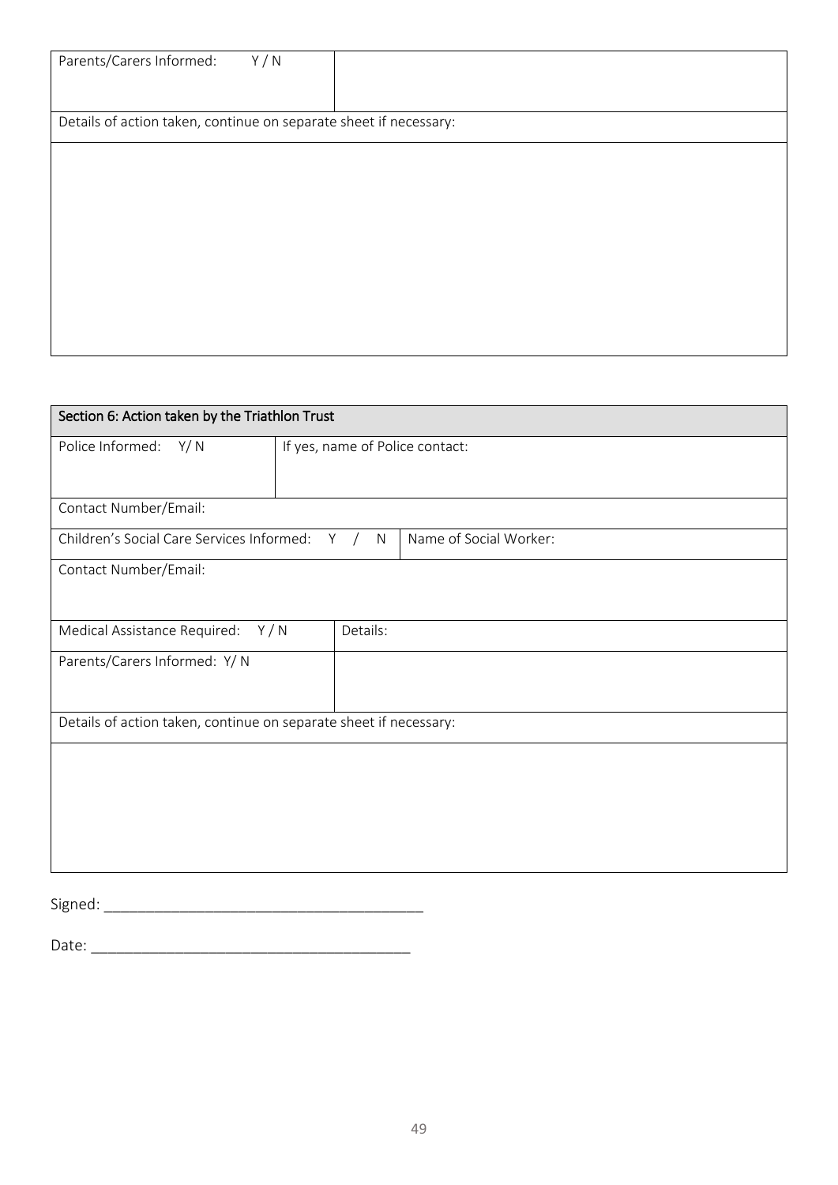| Parents/Carers Informed: Y / N | |
|---|---|
| Details of action taken, continue on separate sheet if necessary: | |
| | |

| Section 6: Action taken by the Triathlon Trust | | | |
|---|---|---|---|
| Police Informed: Y/ N | If yes, name of Police contact: | | |
| Contact Number/Email: | | | |
| Children's Social Care Services Informed: Y / N | | | Name of Social Worker: |
| Contact Number/Email: | | | |
| Medical Assistance Required: Y / N | | Details: | |
| Parents/Carers Informed: Y/ N | | | |
| Details of action taken, continue on separate sheet if necessary: | | | |
| | | | |

Signed: ______________________________________

Date: ______________________________________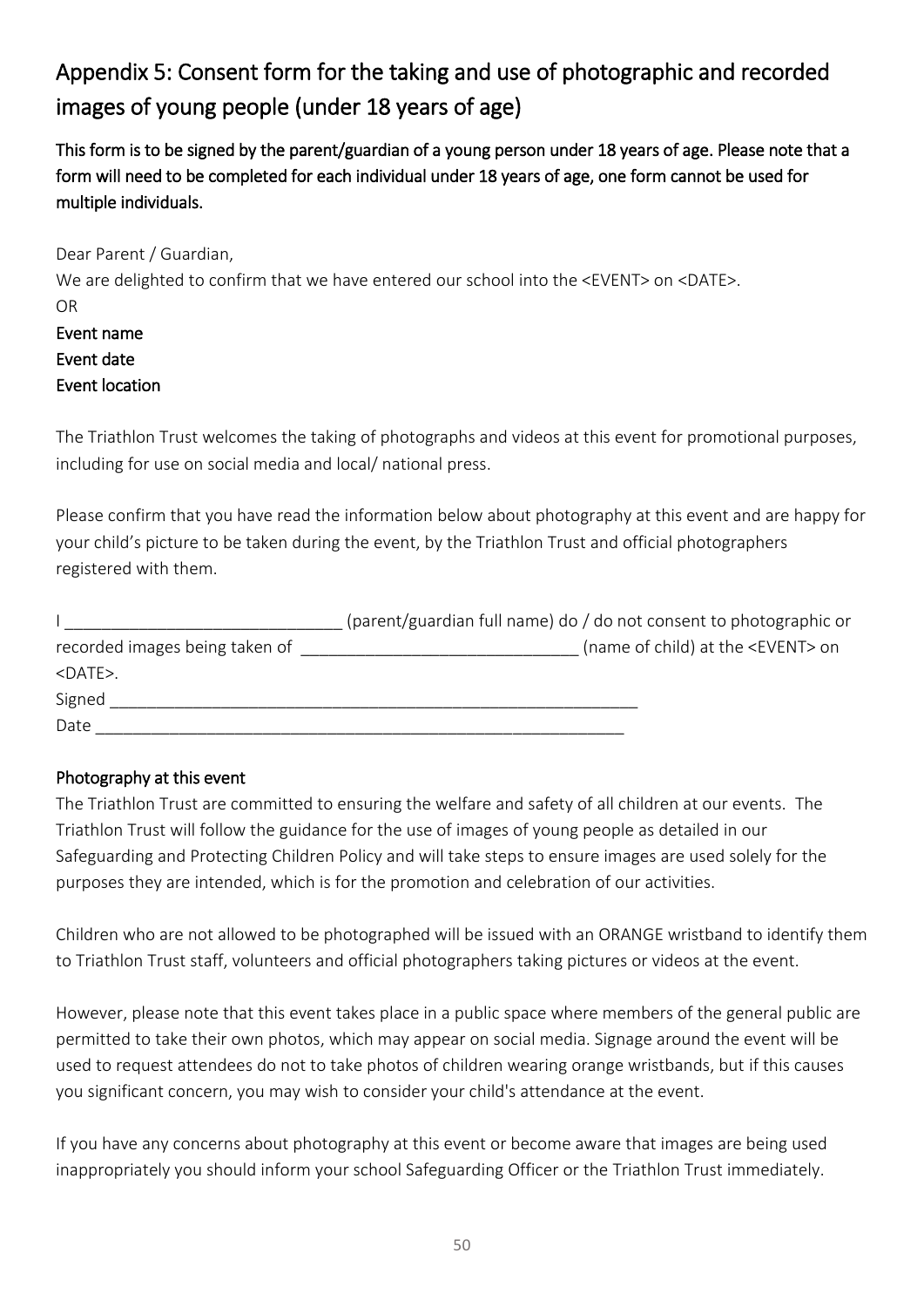## Appendix 5: Consent form for the taking and use of photographic and recorded images of young people (under 18 years of age)

**This form is to be signed by the parent/guardian of a young person under 18 years of age. Please note that a form will need to be completed for each individual under 18 years of age, one form cannot be used for multiple individuals.**

Dear Parent / Guardian,

We are delighted to confirm that we have entered our school into the <EVENT> on <DATE>.

OR

**Event name**

**Event date**

**Event location**

The Triathlon Trust welcomes the taking of photographs and videos at this event for promotional purposes, including for use on social media and local/ national press.

Please confirm that you have read the information below about photography at this event and are happy for your child's picture to be taken during the event, by the Triathlon Trust and official photographers registered with them.

I _____________________________ (parent/guardian full name) do / do not consent to photographic or recorded images being taken of _____________________________ (name of child) at the <EVENT> on <DATE>.

Signed __________________________________________________________

Date __________________________________________________________

**Photography at this event**

The Triathlon Trust are committed to ensuring the welfare and safety of all children at our events. The Triathlon Trust will follow the guidance for the use of images of young people as detailed in our Safeguarding and Protecting Children Policy and will take steps to ensure images are used solely for the purposes they are intended, which is for the promotion and celebration of our activities.

Children who are not allowed to be photographed will be issued with an ORANGE wristband to identify them to Triathlon Trust staff, volunteers and official photographers taking pictures or videos at the event.

However, please note that this event takes place in a public space where members of the general public are permitted to take their own photos, which may appear on social media. Signage around the event will be used to request attendees do not to take photos of children wearing orange wristbands, but if this causes you significant concern, you may wish to consider your child's attendance at the event.

If you have any concerns about photography at this event or become aware that images are being used inappropriately you should inform your school Safeguarding Officer or the Triathlon Trust immediately.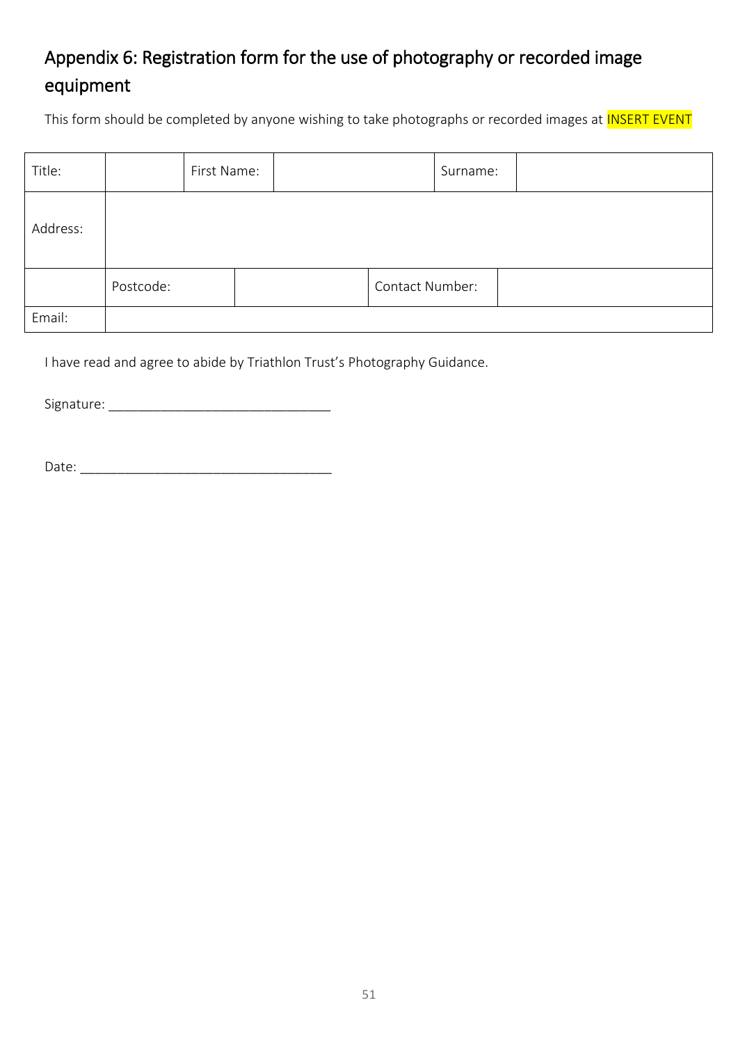## Appendix 6: Registration form for the use of photography or recorded image equipment

This form should be completed by anyone wishing to take photographs or recorded images at INSERT EVENT

| Title: | | First Name: | | Surname: | |
|---|---|---|---|---|---|
| Address: | | | | | |
| | Postcode: | | Contact Number: | | |
| Email: | | | | | |

I have read and agree to abide by Triathlon Trust's Photography Guidance.

Signature: ______________________________

Date: __________________________________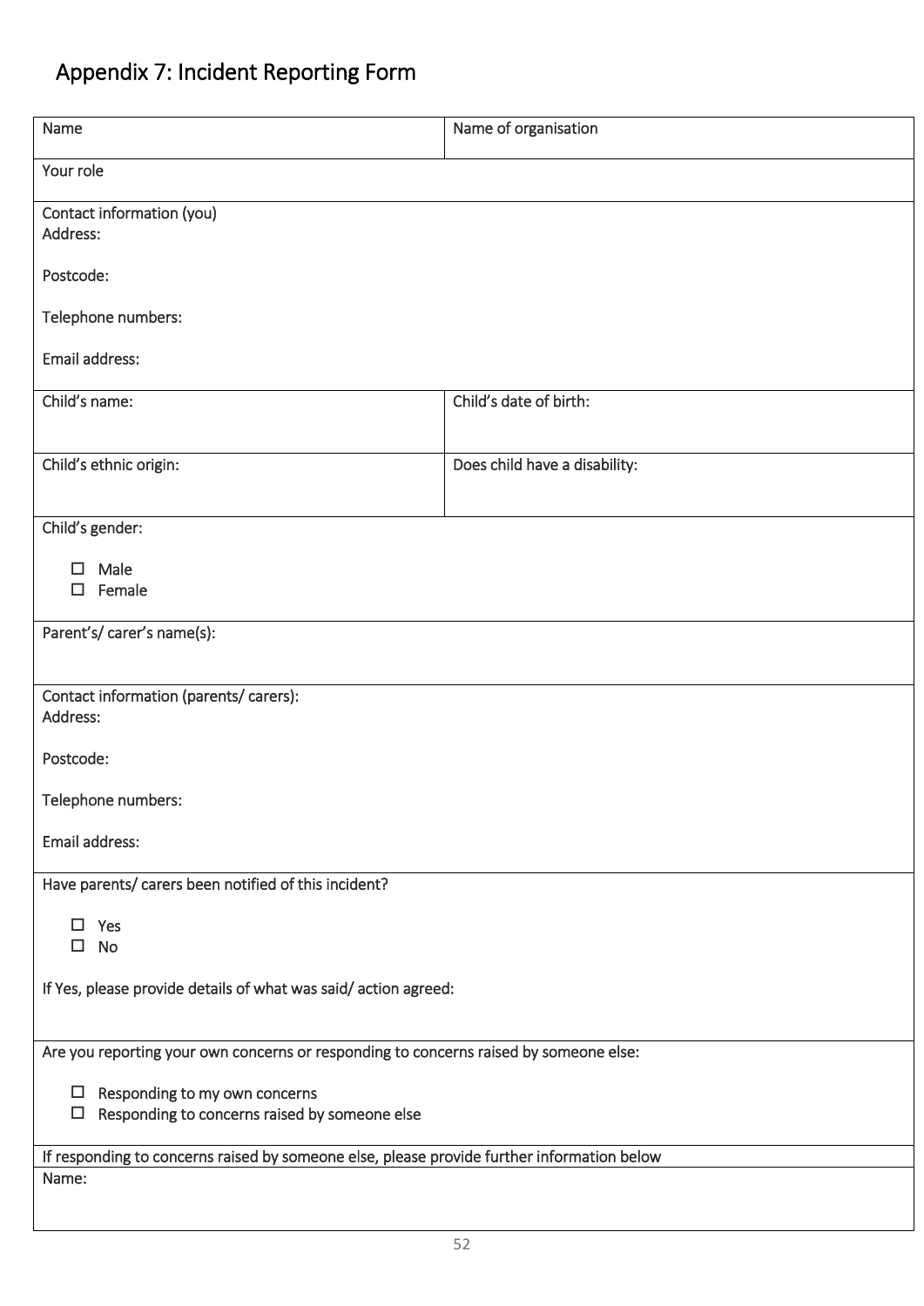# Appendix 7: Incident Reporting Form

| Name | Name of organisation |
| --- | --- |
| Your role | |
| Contact information (you)<br>Address:<br><br>Postcode:<br><br>Telephone numbers:<br><br>Email address: | |
| Child's name: | Child's date of birth: |
| Child's ethnic origin: | Does child have a disability: |
| Child's gender:<br><br>☐ Male<br>☐ Female | |
| Parent's/ carer's name(s): | |
| Contact information (parents/ carers):<br>Address:<br><br>Postcode:<br><br>Telephone numbers:<br><br>Email address: | |
| Have parents/ carers been notified of this incident?<br><br>☐ Yes<br>☐ No<br><br>If Yes, please provide details of what was said/ action agreed: | |
| Are you reporting your own concerns or responding to concerns raised by someone else:<br><br>☐ Responding to my own concerns<br>☐ Responding to concerns raised by someone else | |
| If responding to concerns raised by someone else, please provide further information below | |
| Name: | |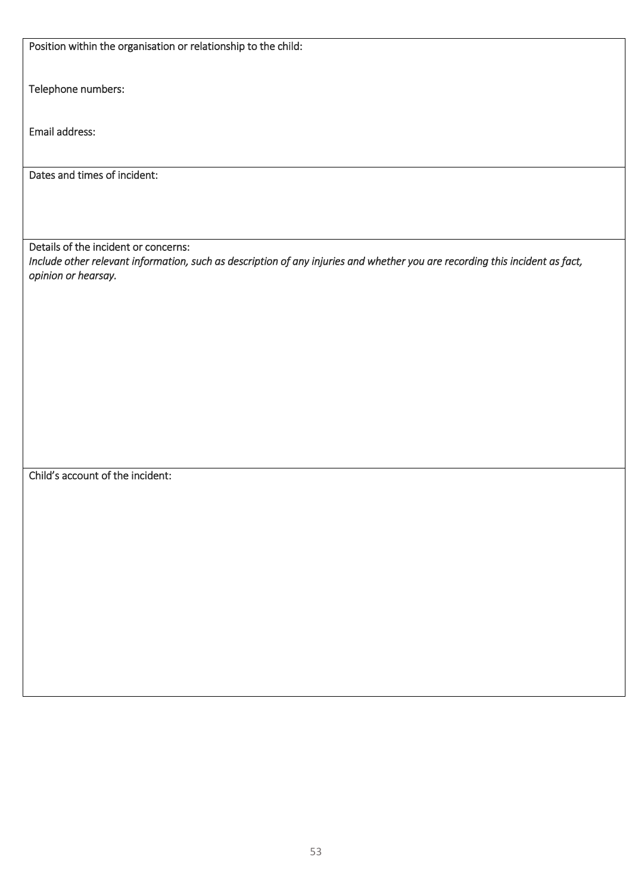| Position within the organisation or relationship to the child:<br><br>Telephone numbers:<br><br>Email address: |
| --- |
| Dates and times of incident: |
| Details of the incident or concerns:<br>*Include other relevant information, such as description of any injuries and whether you are recording this incident as fact, opinion or hearsay.* |
| Child's account of the incident: |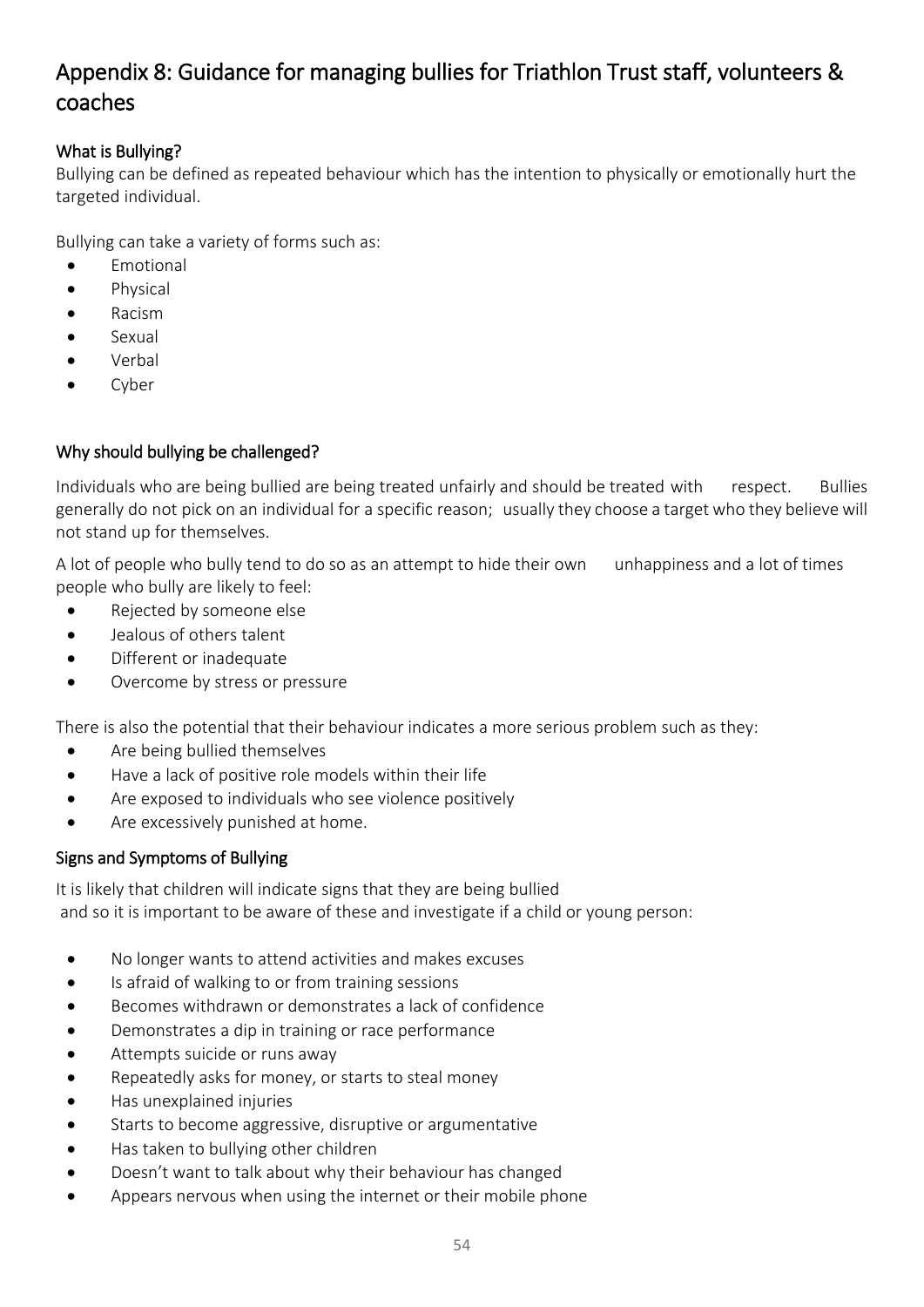## Appendix 8: Guidance for managing bullies for Triathlon Trust staff, volunteers & coaches

### What is Bullying?

Bullying can be defined as repeated behaviour which has the intention to physically or emotionally hurt the targeted individual.

Bullying can take a variety of forms such as:

- Emotional
- Physical
- Racism
- Sexual
- Verbal
- Cyber

### Why should bullying be challenged?

Individuals who are being bullied are being treated unfairly and should be treated with respect. Bullies generally do not pick on an individual for a specific reason; usually they choose a target who they believe will not stand up for themselves.

A lot of people who bully tend to do so as an attempt to hide their own unhappiness and a lot of times people who bully are likely to feel:

- Rejected by someone else
- Jealous of others talent
- Different or inadequate
- Overcome by stress or pressure

There is also the potential that their behaviour indicates a more serious problem such as they:

- Are being bullied themselves
- Have a lack of positive role models within their life
- Are exposed to individuals who see violence positively
- Are excessively punished at home.

### Signs and Symptoms of Bullying

It is likely that children will indicate signs that they are being bullied and so it is important to be aware of these and investigate if a child or young person:

- No longer wants to attend activities and makes excuses
- Is afraid of walking to or from training sessions
- Becomes withdrawn or demonstrates a lack of confidence
- Demonstrates a dip in training or race performance
- Attempts suicide or runs away
- Repeatedly asks for money, or starts to steal money
- Has unexplained injuries
- Starts to become aggressive, disruptive or argumentative
- Has taken to bullying other children
- Doesn't want to talk about why their behaviour has changed
- Appears nervous when using the internet or their mobile phone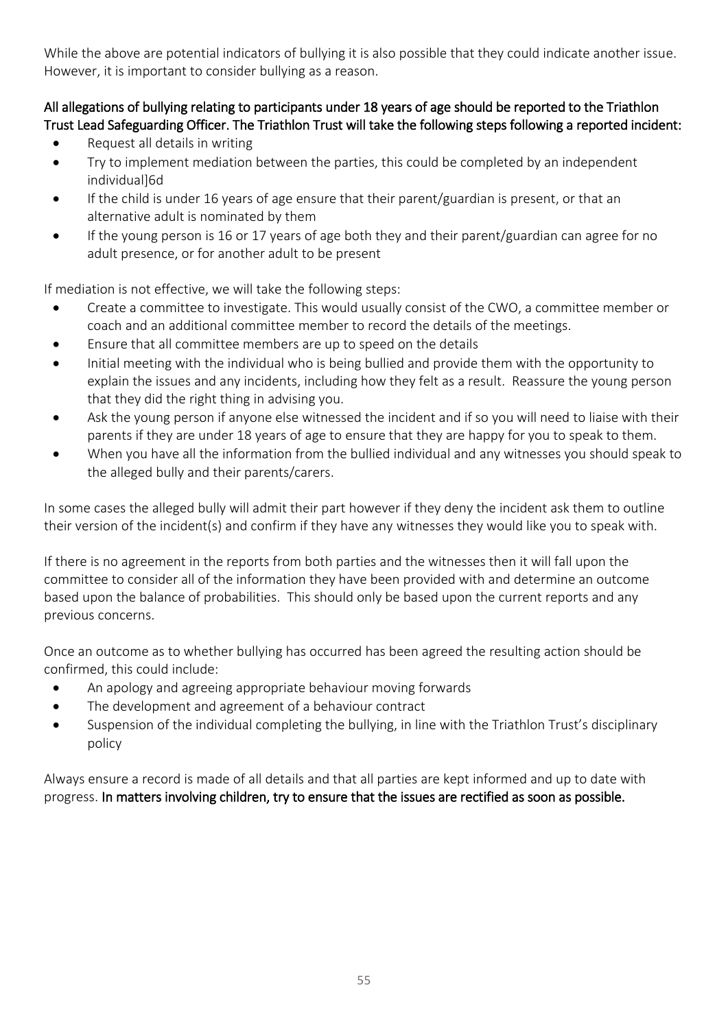While the above are potential indicators of bullying it is also possible that they could indicate another issue. However, it is important to consider bullying as a reason.

**All allegations of bullying relating to participants under 18 years of age should be reported to the Triathlon Trust Lead Safeguarding Officer. The Triathlon Trust will take the following steps following a reported incident:**

- Request all details in writing
- Try to implement mediation between the parties, this could be completed by an independent individual]6d
- If the child is under 16 years of age ensure that their parent/guardian is present, or that an alternative adult is nominated by them
- If the young person is 16 or 17 years of age both they and their parent/guardian can agree for no adult presence, or for another adult to be present

If mediation is not effective, we will take the following steps:

- Create a committee to investigate. This would usually consist of the CWO, a committee member or coach and an additional committee member to record the details of the meetings.
- Ensure that all committee members are up to speed on the details
- Initial meeting with the individual who is being bullied and provide them with the opportunity to explain the issues and any incidents, including how they felt as a result. Reassure the young person that they did the right thing in advising you.
- Ask the young person if anyone else witnessed the incident and if so you will need to liaise with their parents if they are under 18 years of age to ensure that they are happy for you to speak to them.
- When you have all the information from the bullied individual and any witnesses you should speak to the alleged bully and their parents/carers.

In some cases the alleged bully will admit their part however if they deny the incident ask them to outline their version of the incident(s) and confirm if they have any witnesses they would like you to speak with.

If there is no agreement in the reports from both parties and the witnesses then it will fall upon the committee to consider all of the information they have been provided with and determine an outcome based upon the balance of probabilities. This should only be based upon the current reports and any previous concerns.

Once an outcome as to whether bullying has occurred has been agreed the resulting action should be confirmed, this could include:

- An apology and agreeing appropriate behaviour moving forwards
- The development and agreement of a behaviour contract
- Suspension of the individual completing the bullying, in line with the Triathlon Trust's disciplinary policy

Always ensure a record is made of all details and that all parties are kept informed and up to date with progress. **In matters involving children, try to ensure that the issues are rectified as soon as possible.**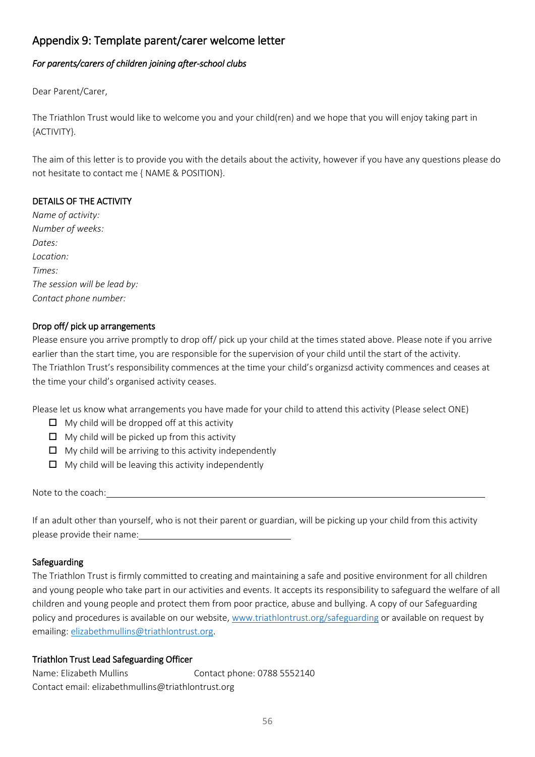## Appendix 9: Template parent/carer welcome letter

*For parents/carers of children joining after-school clubs*

Dear Parent/Carer,

The Triathlon Trust would like to welcome you and your child(ren) and we hope that you will enjoy taking part in {ACTIVITY}.

The aim of this letter is to provide you with the details about the activity, however if you have any questions please do not hesitate to contact me { NAME & POSITION}.

**DETAILS OF THE ACTIVITY**

*Name of activity:*
*Number of weeks:*
*Dates:*
*Location:*
*Times:*
*The session will be lead by:*
*Contact phone number:*

**Drop off/ pick up arrangements**

Please ensure you arrive promptly to drop off/ pick up your child at the times stated above. Please note if you arrive earlier than the start time, you are responsible for the supervision of your child until the start of the activity.
The Triathlon Trust's responsibility commences at the time your child's organizsd activity commences and ceases at the time your child's organised activity ceases.

Please let us know what arrangements you have made for your child to attend this activity (Please select ONE)

- ☐ My child will be dropped off at this activity
- ☐ My child will be picked up from this activity
- ☐ My child will be arriving to this activity independently
- ☐ My child will be leaving this activity independently

Note to the coach:\_\_\_\_\_\_\_\_\_\_\_\_\_\_\_\_\_\_\_\_\_\_\_\_\_\_\_\_\_\_\_\_\_\_\_\_\_\_\_\_\_\_\_\_\_\_\_\_\_\_\_\_\_\_\_\_

If an adult other than yourself, who is not their parent or guardian, will be picking up your child from this activity please provide their name:\_\_\_\_\_\_\_\_\_\_\_\_\_\_\_\_\_\_\_\_\_\_\_\_\_\_

**Safeguarding**

The Triathlon Trust is firmly committed to creating and maintaining a safe and positive environment for all children and young people who take part in our activities and events. It accepts its responsibility to safeguard the welfare of all children and young people and protect them from poor practice, abuse and bullying. A copy of our Safeguarding policy and procedures is available on our website, www.triathlontrust.org/safeguarding or available on request by emailing: elizabethmullins@triathlontrust.org.

**Triathlon Trust Lead Safeguarding Officer**

Name: Elizabeth Mullins        Contact phone: 0788 5552140
Contact email: elizabethmullins@triathlontrust.org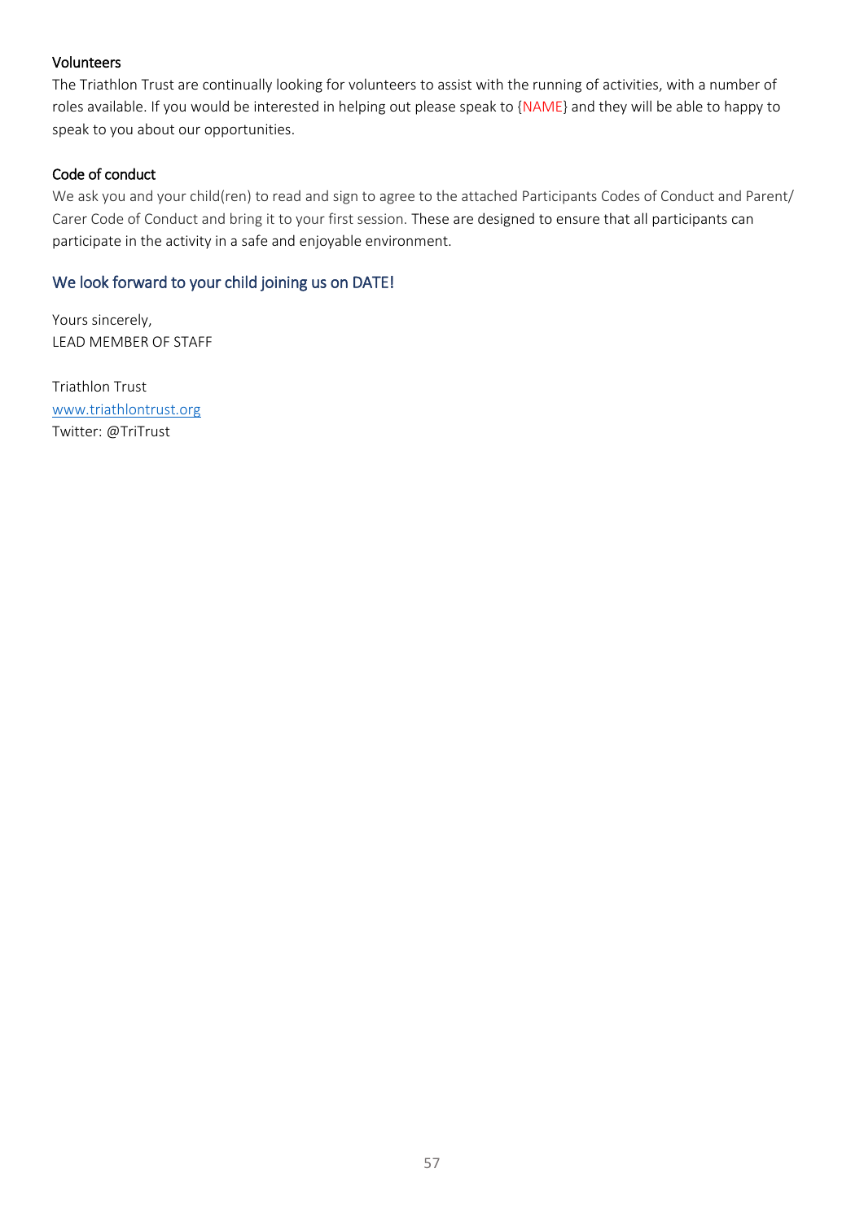### Volunteers

The Triathlon Trust are continually looking for volunteers to assist with the running of activities, with a number of roles available. If you would be interested in helping out please speak to {NAME} and they will be able to happy to speak to you about our opportunities.

### Code of conduct

We ask you and your child(ren) to read and sign to agree to the attached Participants Codes of Conduct and Parent/ Carer Code of Conduct and bring it to your first session. These are designed to ensure that all participants can participate in the activity in a safe and enjoyable environment.

## We look forward to your child joining us on DATE!

Yours sincerely,
LEAD MEMBER OF STAFF

Triathlon Trust
[www.triathlontrust.org](http://www.triathlontrust.org)
Twitter: @TriTrust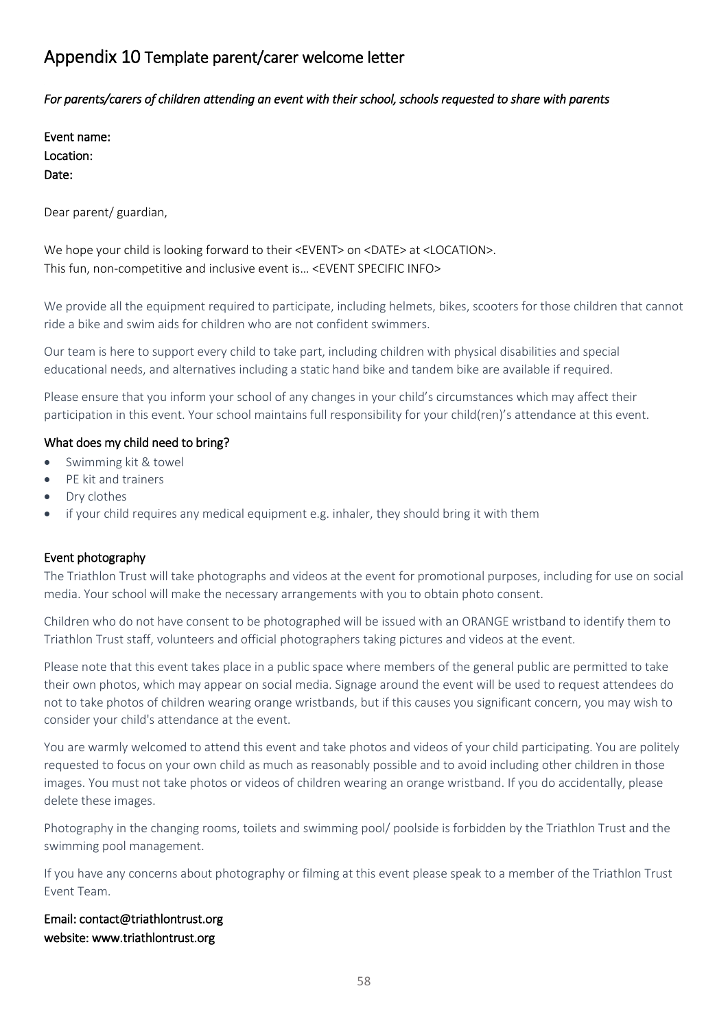## Appendix 10 Template parent/carer welcome letter

*For parents/carers of children attending an event with their school, schools requested to share with parents*

Event name:
Location:
Date:

Dear parent/ guardian,

We hope your child is looking forward to their <EVENT> on <DATE> at <LOCATION>.
This fun, non-competitive and inclusive event is… <EVENT SPECIFIC INFO>

We provide all the equipment required to participate, including helmets, bikes, scooters for those children that cannot ride a bike and swim aids for children who are not confident swimmers.

Our team is here to support every child to take part, including children with physical disabilities and special educational needs, and alternatives including a static hand bike and tandem bike are available if required.

Please ensure that you inform your school of any changes in your child's circumstances which may affect their participation in this event. Your school maintains full responsibility for your child(ren)'s attendance at this event.

### What does my child need to bring?

- Swimming kit & towel
- PE kit and trainers
- Dry clothes
- if your child requires any medical equipment e.g. inhaler, they should bring it with them

### Event photography

The Triathlon Trust will take photographs and videos at the event for promotional purposes, including for use on social media. Your school will make the necessary arrangements with you to obtain photo consent.

Children who do not have consent to be photographed will be issued with an ORANGE wristband to identify them to Triathlon Trust staff, volunteers and official photographers taking pictures and videos at the event.

Please note that this event takes place in a public space where members of the general public are permitted to take their own photos, which may appear on social media. Signage around the event will be used to request attendees do not to take photos of children wearing orange wristbands, but if this causes you significant concern, you may wish to consider your child's attendance at the event.

You are warmly welcomed to attend this event and take photos and videos of your child participating. You are politely requested to focus on your own child as much as reasonably possible and to avoid including other children in those images. You must not take photos or videos of children wearing an orange wristband. If you do accidentally, please delete these images.

Photography in the changing rooms, toilets and swimming pool/ poolside is forbidden by the Triathlon Trust and the swimming pool management.

If you have any concerns about photography or filming at this event please speak to a member of the Triathlon Trust Event Team.

Email: contact@triathlontrust.org
website: www.triathlontrust.org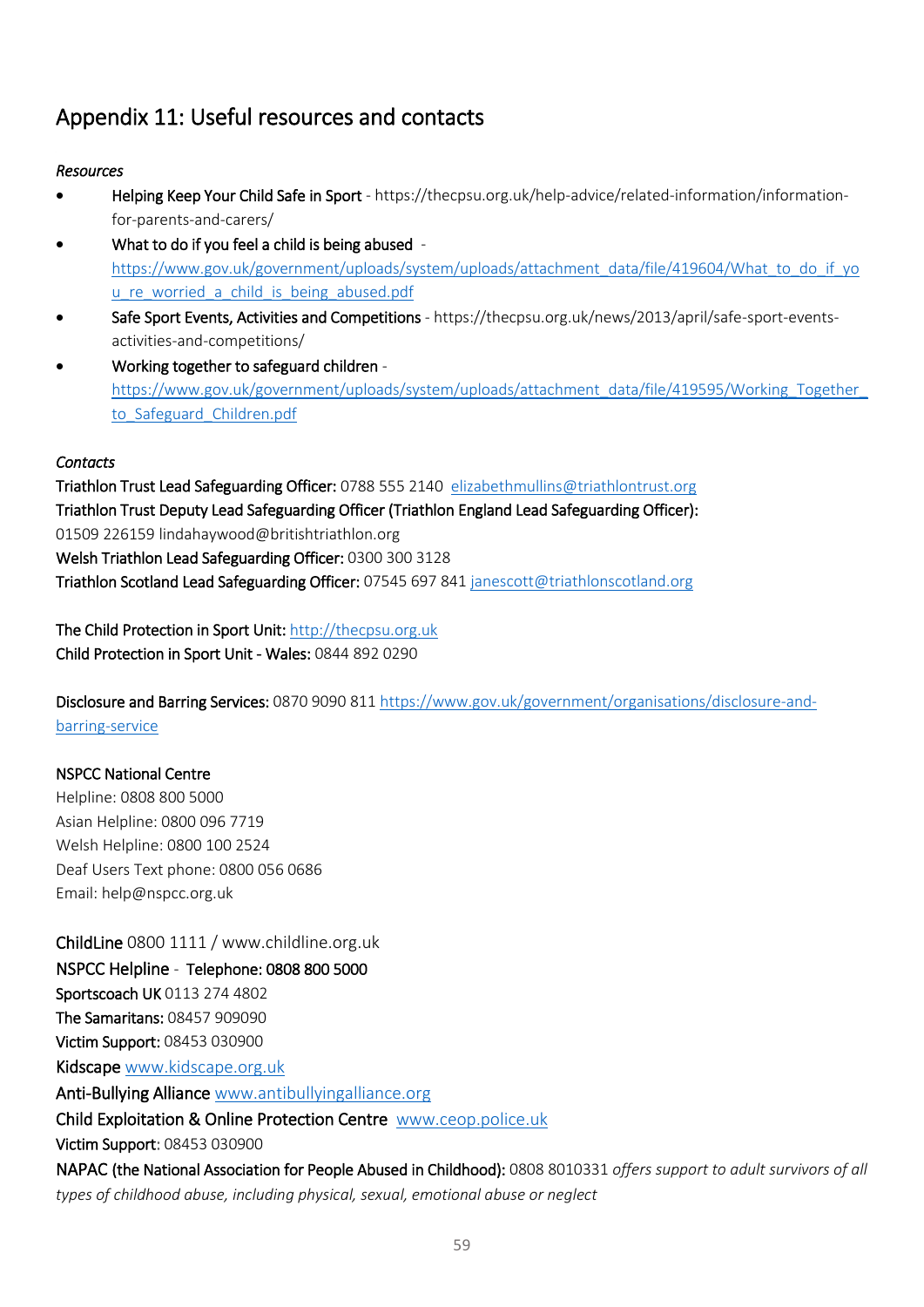# Appendix 11: Useful resources and contacts

*Resources*

- Helping Keep Your Child Safe in Sport - https://thecpsu.org.uk/help-advice/related-information/information-for-parents-and-carers/
- What to do if you feel a child is being abused - https://www.gov.uk/government/uploads/system/uploads/attachment_data/file/419604/What_to_do_if_you_re_worried_a_child_is_being_abused.pdf
- Safe Sport Events, Activities and Competitions - https://thecpsu.org.uk/news/2013/april/safe-sport-events-activities-and-competitions/
- Working together to safeguard children - https://www.gov.uk/government/uploads/system/uploads/attachment_data/file/419595/Working_Together_to_Safeguard_Children.pdf

*Contacts*

**Triathlon Trust Lead Safeguarding Officer:** 0788 555 2140 elizabethmullins@triathlontrust.org
**Triathlon Trust Deputy Lead Safeguarding Officer (Triathlon England Lead Safeguarding Officer):** 01509 226159 lindahaywood@britishtriathlon.org
**Welsh Triathlon Lead Safeguarding Officer:** 0300 300 3128
**Triathlon Scotland Lead Safeguarding Officer:** 07545 697 841 janescott@triathlonscotland.org

**The Child Protection in Sport Unit:** http://thecpsu.org.uk
**Child Protection in Sport Unit - Wales:** 0844 892 0290

**Disclosure and Barring Services:** 0870 9090 811 https://www.gov.uk/government/organisations/disclosure-and-barring-service

**NSPCC National Centre**
Helpline: 0808 800 5000
Asian Helpline: 0800 096 7719
Welsh Helpline: 0800 100 2524
Deaf Users Text phone: 0800 056 0686
Email: help@nspcc.org.uk

**ChildLine** 0800 1111 / www.childline.org.uk
**NSPCC Helpline - Telephone: 0808 800 5000**
**Sportscoach UK** 0113 274 4802
**The Samaritans:** 08457 909090
**Victim Support:** 08453 030900
**Kidscape** www.kidscape.org.uk
**Anti-Bullying Alliance** www.antibullyingalliance.org
**Child Exploitation & Online Protection Centre** www.ceop.police.uk
**Victim Support**: 08453 030900
**NAPAC (the National Association for People Abused in Childhood):** 0808 8010331 *offers support to adult survivors of all types of childhood abuse, including physical, sexual, emotional abuse or neglect*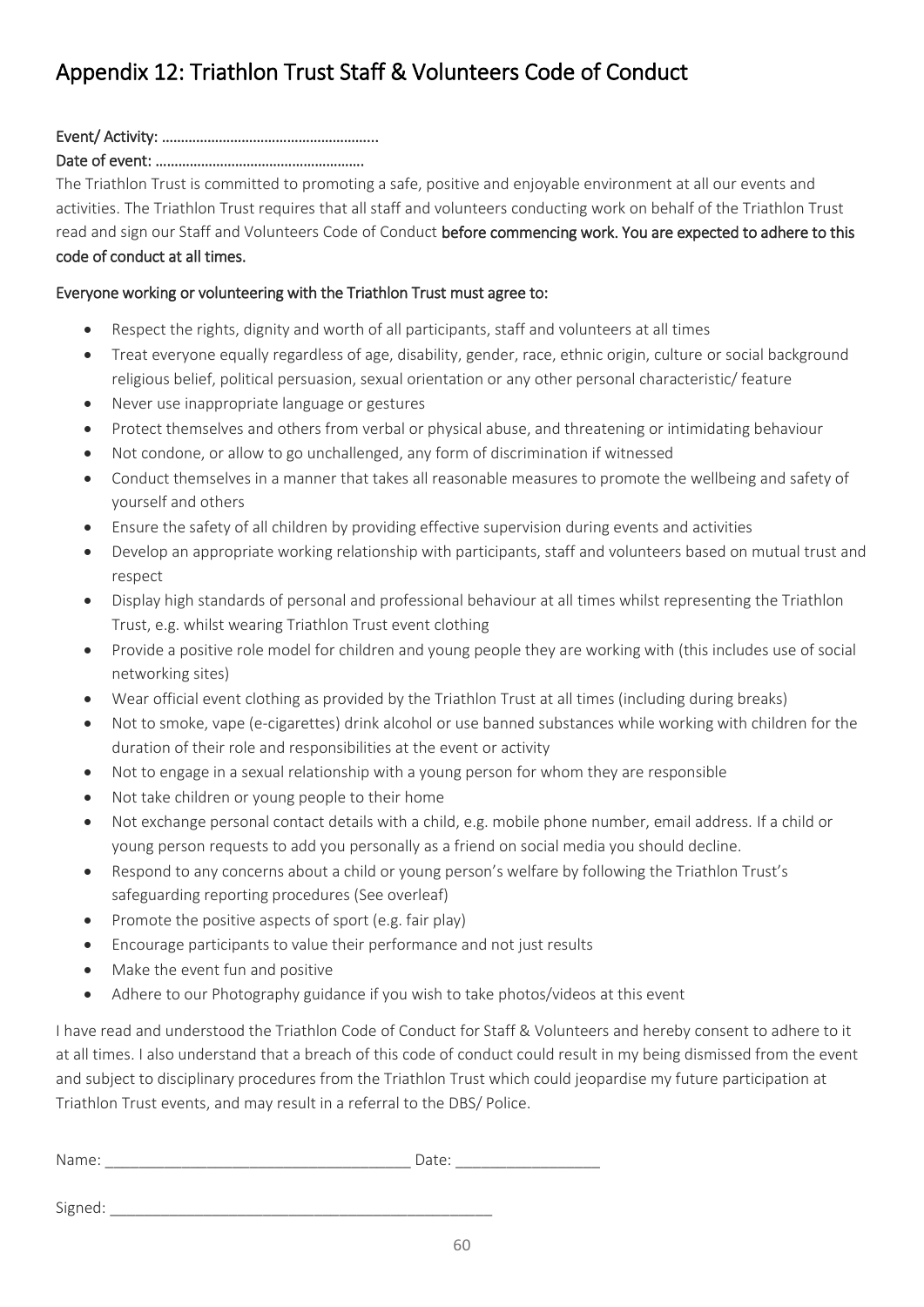# Appendix 12: Triathlon Trust Staff & Volunteers Code of Conduct

**Event/ Activity: ………………………………………………..**

**Date of event: ……………………………………………….**

The Triathlon Trust is committed to promoting a safe, positive and enjoyable environment at all our events and activities. The Triathlon Trust requires that all staff and volunteers conducting work on behalf of the Triathlon Trust read and sign our Staff and Volunteers Code of Conduct **before commencing work. You are expected to adhere to this code of conduct at all times.**

**Everyone working or volunteering with the Triathlon Trust must agree to:**

- Respect the rights, dignity and worth of all participants, staff and volunteers at all times
- Treat everyone equally regardless of age, disability, gender, race, ethnic origin, culture or social background religious belief, political persuasion, sexual orientation or any other personal characteristic/ feature
- Never use inappropriate language or gestures
- Protect themselves and others from verbal or physical abuse, and threatening or intimidating behaviour
- Not condone, or allow to go unchallenged, any form of discrimination if witnessed
- Conduct themselves in a manner that takes all reasonable measures to promote the wellbeing and safety of yourself and others
- Ensure the safety of all children by providing effective supervision during events and activities
- Develop an appropriate working relationship with participants, staff and volunteers based on mutual trust and respect
- Display high standards of personal and professional behaviour at all times whilst representing the Triathlon Trust, e.g. whilst wearing Triathlon Trust event clothing
- Provide a positive role model for children and young people they are working with (this includes use of social networking sites)
- Wear official event clothing as provided by the Triathlon Trust at all times (including during breaks)
- Not to smoke, vape (e-cigarettes) drink alcohol or use banned substances while working with children for the duration of their role and responsibilities at the event or activity
- Not to engage in a sexual relationship with a young person for whom they are responsible
- Not take children or young people to their home
- Not exchange personal contact details with a child, e.g. mobile phone number, email address. If a child or young person requests to add you personally as a friend on social media you should decline.
- Respond to any concerns about a child or young person's welfare by following the Triathlon Trust's safeguarding reporting procedures (See overleaf)
- Promote the positive aspects of sport (e.g. fair play)
- Encourage participants to value their performance and not just results
- Make the event fun and positive
- Adhere to our Photography guidance if you wish to take photos/videos at this event

I have read and understood the Triathlon Code of Conduct for Staff & Volunteers and hereby consent to adhere to it at all times. I also understand that a breach of this code of conduct could result in my being dismissed from the event and subject to disciplinary procedures from the Triathlon Trust which could jeopardise my future participation at Triathlon Trust events, and may result in a referral to the DBS/ Police.

Name: ____________________________________ Date: _________________

Signed: ______________________________________________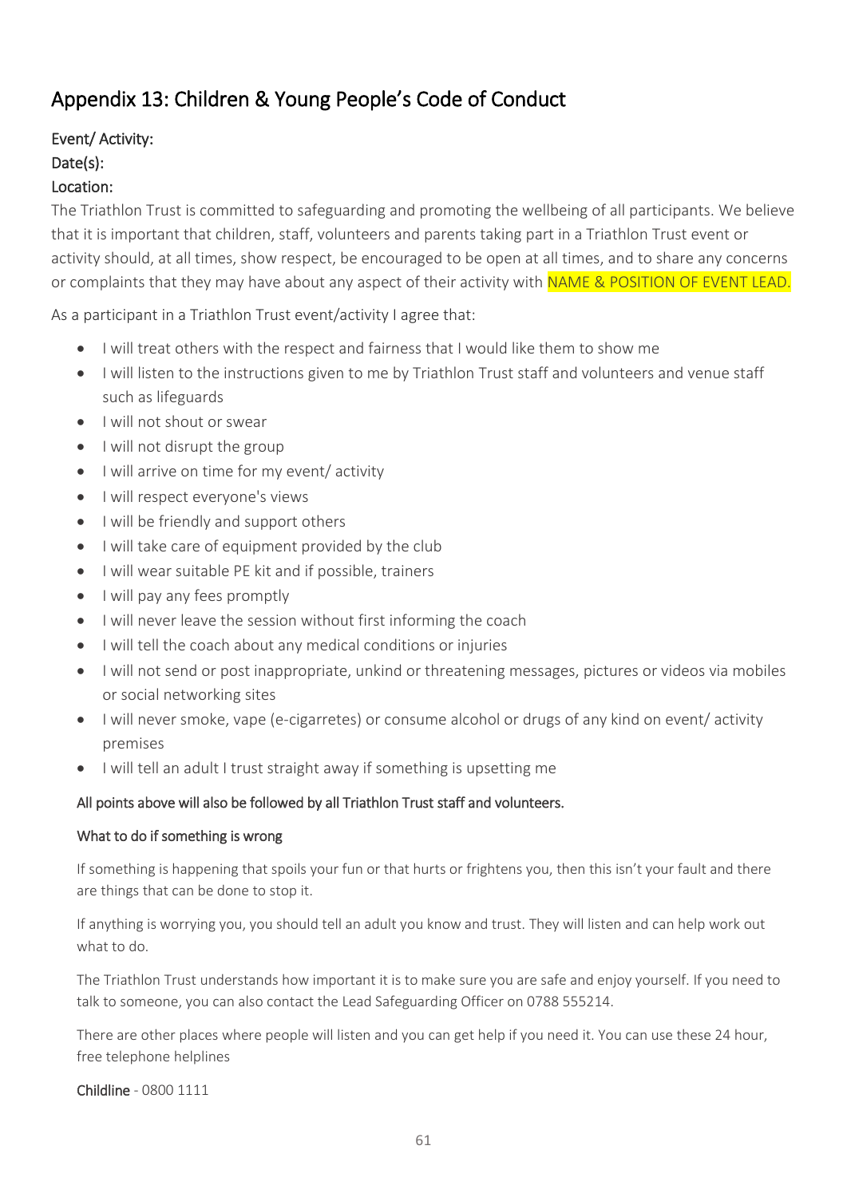# Appendix 13: Children & Young People's Code of Conduct

**Event/ Activity:**

**Date(s):**

**Location:**

The Triathlon Trust is committed to safeguarding and promoting the wellbeing of all participants. We believe that it is important that children, staff, volunteers and parents taking part in a Triathlon Trust event or activity should, at all times, show respect, be encouraged to be open at all times, and to share any concerns or complaints that they may have about any aspect of their activity with NAME & POSITION OF EVENT LEAD.

As a participant in a Triathlon Trust event/activity I agree that:

- I will treat others with the respect and fairness that I would like them to show me
- I will listen to the instructions given to me by Triathlon Trust staff and volunteers and venue staff such as lifeguards
- I will not shout or swear
- I will not disrupt the group
- I will arrive on time for my event/ activity
- I will respect everyone's views
- I will be friendly and support others
- I will take care of equipment provided by the club
- I will wear suitable PE kit and if possible, trainers
- I will pay any fees promptly
- I will never leave the session without first informing the coach
- I will tell the coach about any medical conditions or injuries
- I will not send or post inappropriate, unkind or threatening messages, pictures or videos via mobiles or social networking sites
- I will never smoke, vape (e-cigarretes) or consume alcohol or drugs of any kind on event/ activity premises
- I will tell an adult I trust straight away if something is upsetting me

**All points above will also be followed by all Triathlon Trust staff and volunteers.**

**What to do if something is wrong**

If something is happening that spoils your fun or that hurts or frightens you, then this isn't your fault and there are things that can be done to stop it.

If anything is worrying you, you should tell an adult you know and trust. They will listen and can help work out what to do.

The Triathlon Trust understands how important it is to make sure you are safe and enjoy yourself. If you need to talk to someone, you can also contact the Lead Safeguarding Officer on 0788 555214.

There are other places where people will listen and you can get help if you need it. You can use these 24 hour, free telephone helplines

**Childline** - 0800 1111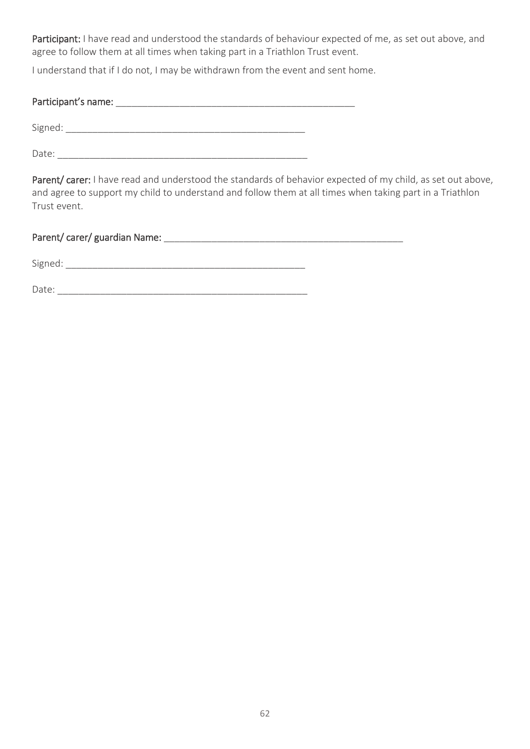**Participant:** I have read and understood the standards of behaviour expected of me, as set out above, and agree to follow them at all times when taking part in a Triathlon Trust event.

I understand that if I do not, I may be withdrawn from the event and sent home.

**Participant's name:** _______________________________________________

Signed: _______________________________________________

Date: _______________________________________________

**Parent/ carer:** I have read and understood the standards of behavior expected of my child, as set out above, and agree to support my child to understand and follow them at all times when taking part in a Triathlon Trust event.

**Parent/ carer/ guardian Name:** _______________________________________________

Signed: _______________________________________________

Date: _______________________________________________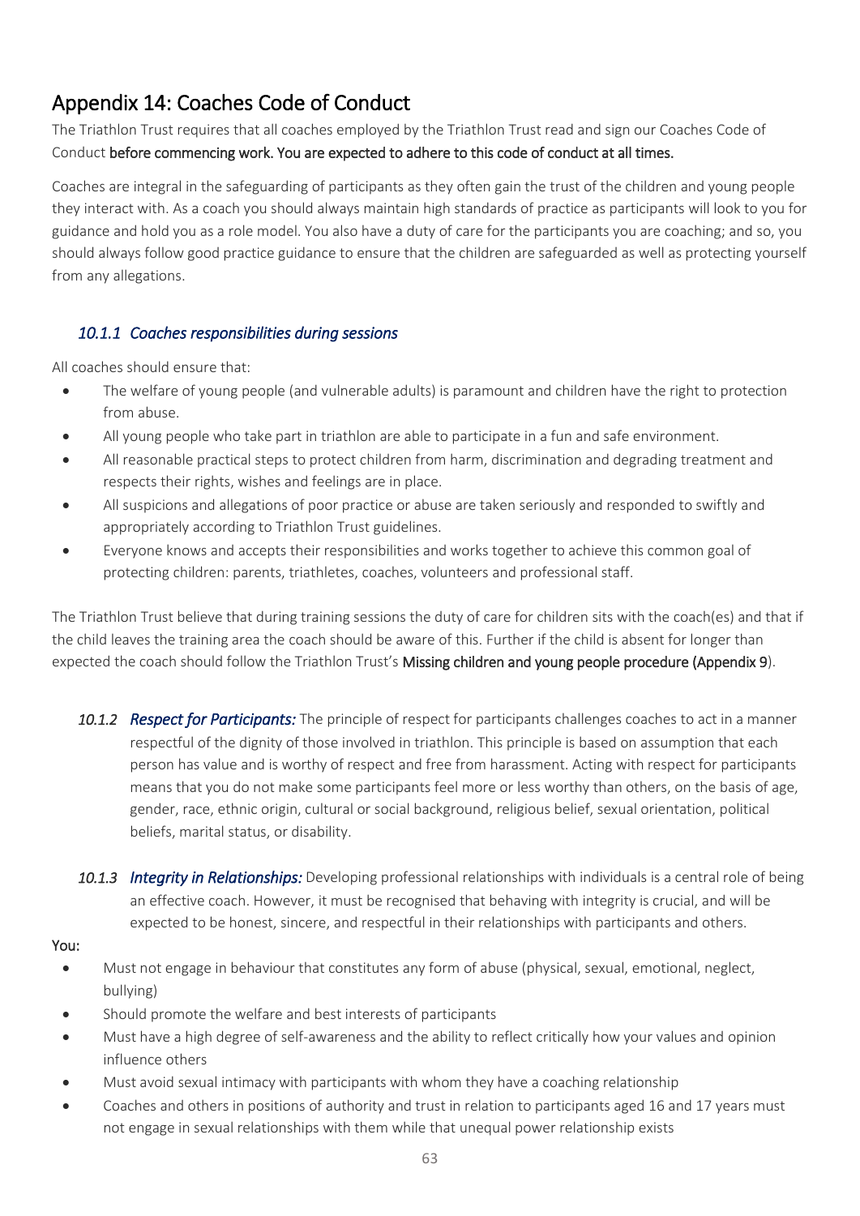# Appendix 14: Coaches Code of Conduct

The Triathlon Trust requires that all coaches employed by the Triathlon Trust read and sign our Coaches Code of Conduct **before commencing work. You are expected to adhere to this code of conduct at all times.**

Coaches are integral in the safeguarding of participants as they often gain the trust of the children and young people they interact with. As a coach you should always maintain high standards of practice as participants will look to you for guidance and hold you as a role model. You also have a duty of care for the participants you are coaching; and so, you should always follow good practice guidance to ensure that the children are safeguarded as well as protecting yourself from any allegations.

### *10.1.1 Coaches responsibilities during sessions*

All coaches should ensure that:

- The welfare of young people (and vulnerable adults) is paramount and children have the right to protection from abuse.
- All young people who take part in triathlon are able to participate in a fun and safe environment.
- All reasonable practical steps to protect children from harm, discrimination and degrading treatment and respects their rights, wishes and feelings are in place.
- All suspicions and allegations of poor practice or abuse are taken seriously and responded to swiftly and appropriately according to Triathlon Trust guidelines.
- Everyone knows and accepts their responsibilities and works together to achieve this common goal of protecting children: parents, triathletes, coaches, volunteers and professional staff.

The Triathlon Trust believe that during training sessions the duty of care for children sits with the coach(es) and that if the child leaves the training area the coach should be aware of this. Further if the child is absent for longer than expected the coach should follow the Triathlon Trust's **Missing children and young people procedure (Appendix 9**).

*10.1.2 **Respect for Participants:*** The principle of respect for participants challenges coaches to act in a manner respectful of the dignity of those involved in triathlon. This principle is based on assumption that each person has value and is worthy of respect and free from harassment. Acting with respect for participants means that you do not make some participants feel more or less worthy than others, on the basis of age, gender, race, ethnic origin, cultural or social background, religious belief, sexual orientation, political beliefs, marital status, or disability.

*10.1.3 **Integrity in Relationships:*** Developing professional relationships with individuals is a central role of being an effective coach. However, it must be recognised that behaving with integrity is crucial, and will be expected to be honest, sincere, and respectful in their relationships with participants and others.

**You:**

- Must not engage in behaviour that constitutes any form of abuse (physical, sexual, emotional, neglect, bullying)
- Should promote the welfare and best interests of participants
- Must have a high degree of self-awareness and the ability to reflect critically how your values and opinion influence others
- Must avoid sexual intimacy with participants with whom they have a coaching relationship
- Coaches and others in positions of authority and trust in relation to participants aged 16 and 17 years must not engage in sexual relationships with them while that unequal power relationship exists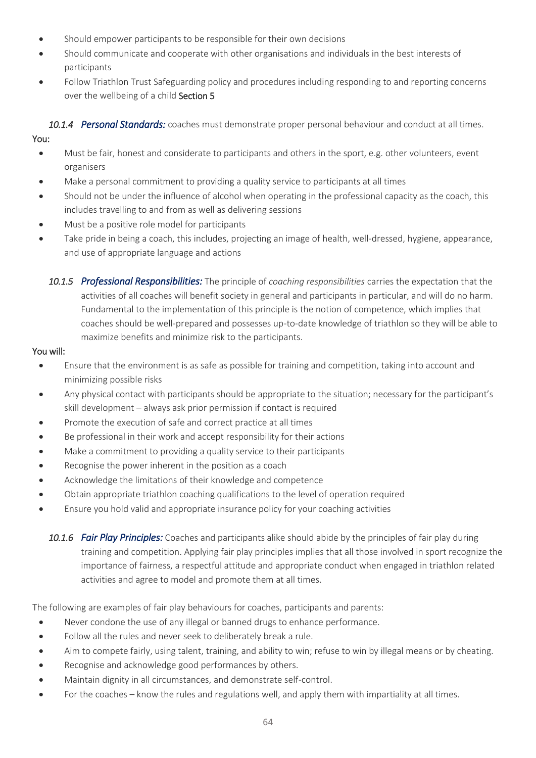- Should empower participants to be responsible for their own decisions
- Should communicate and cooperate with other organisations and individuals in the best interests of participants
- Follow Triathlon Trust Safeguarding policy and procedures including responding to and reporting concerns over the wellbeing of a child Section 5

#### *10.1.4 Personal Standards:* coaches must demonstrate proper personal behaviour and conduct at all times.

You:

- Must be fair, honest and considerate to participants and others in the sport, e.g. other volunteers, event organisers
- Make a personal commitment to providing a quality service to participants at all times
- Should not be under the influence of alcohol when operating in the professional capacity as the coach, this includes travelling to and from as well as delivering sessions
- Must be a positive role model for participants
- Take pride in being a coach, this includes, projecting an image of health, well-dressed, hygiene, appearance, and use of appropriate language and actions

#### *10.1.5 Professional Responsibilities:* The principle of *coaching responsibilities* carries the expectation that the activities of all coaches will benefit society in general and participants in particular, and will do no harm. Fundamental to the implementation of this principle is the notion of competence, which implies that coaches should be well-prepared and possesses up-to-date knowledge of triathlon so they will be able to maximize benefits and minimize risk to the participants.

You will:

- Ensure that the environment is as safe as possible for training and competition, taking into account and minimizing possible risks
- Any physical contact with participants should be appropriate to the situation; necessary for the participant's skill development – always ask prior permission if contact is required
- Promote the execution of safe and correct practice at all times
- Be professional in their work and accept responsibility for their actions
- Make a commitment to providing a quality service to their participants
- Recognise the power inherent in the position as a coach
- Acknowledge the limitations of their knowledge and competence
- Obtain appropriate triathlon coaching qualifications to the level of operation required
- Ensure you hold valid and appropriate insurance policy for your coaching activities

#### *10.1.6 Fair Play Principles:* Coaches and participants alike should abide by the principles of fair play during training and competition. Applying fair play principles implies that all those involved in sport recognize the importance of fairness, a respectful attitude and appropriate conduct when engaged in triathlon related activities and agree to model and promote them at all times.

The following are examples of fair play behaviours for coaches, participants and parents:

- Never condone the use of any illegal or banned drugs to enhance performance.
- Follow all the rules and never seek to deliberately break a rule.
- Aim to compete fairly, using talent, training, and ability to win; refuse to win by illegal means or by cheating.
- Recognise and acknowledge good performances by others.
- Maintain dignity in all circumstances, and demonstrate self-control.
- For the coaches – know the rules and regulations well, and apply them with impartiality at all times.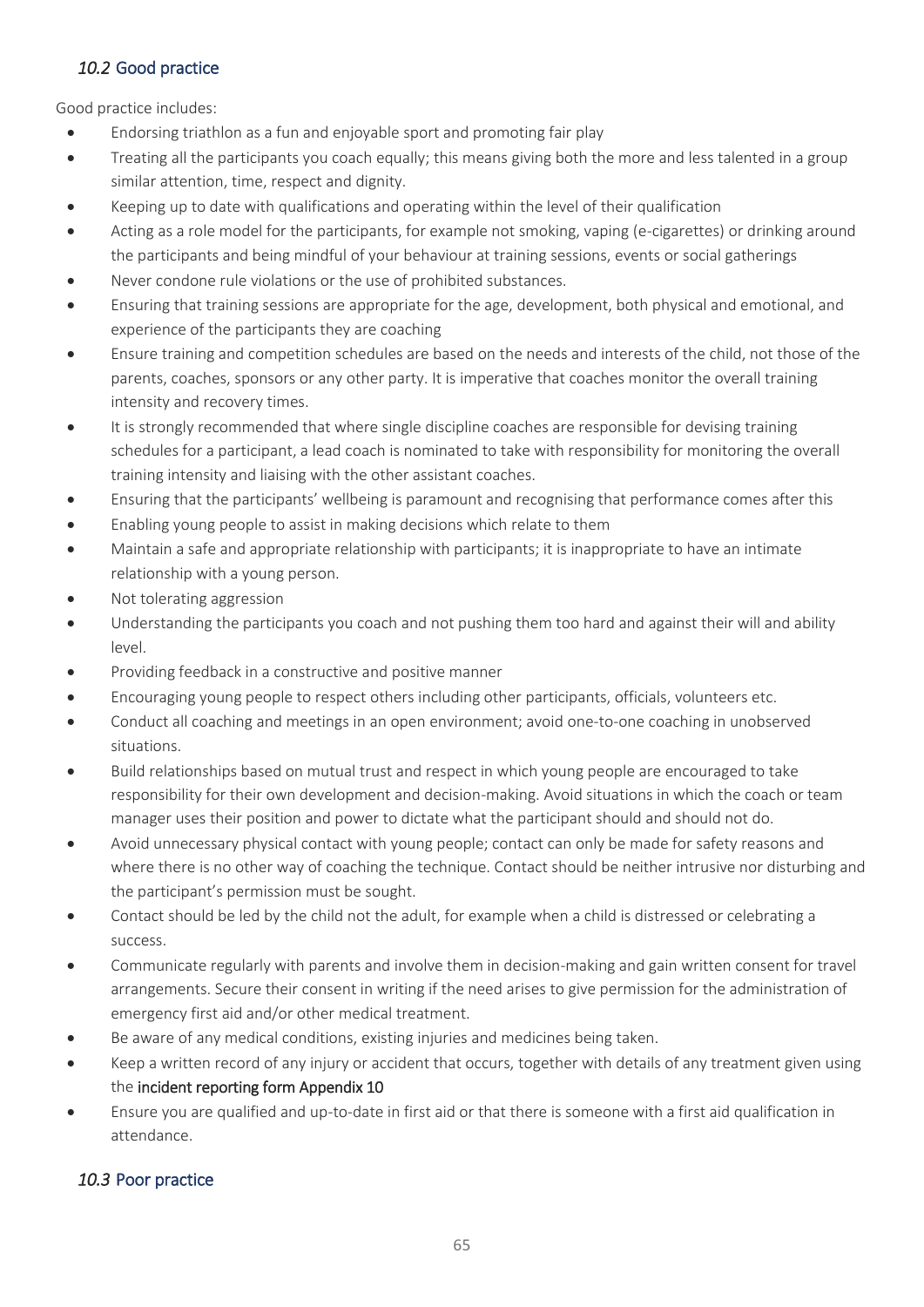## *10.2* Good practice

Good practice includes:

- Endorsing triathlon as a fun and enjoyable sport and promoting fair play
- Treating all the participants you coach equally; this means giving both the more and less talented in a group similar attention, time, respect and dignity.
- Keeping up to date with qualifications and operating within the level of their qualification
- Acting as a role model for the participants, for example not smoking, vaping (e-cigarettes) or drinking around the participants and being mindful of your behaviour at training sessions, events or social gatherings
- Never condone rule violations or the use of prohibited substances.
- Ensuring that training sessions are appropriate for the age, development, both physical and emotional, and experience of the participants they are coaching
- Ensure training and competition schedules are based on the needs and interests of the child, not those of the parents, coaches, sponsors or any other party. It is imperative that coaches monitor the overall training intensity and recovery times.
- It is strongly recommended that where single discipline coaches are responsible for devising training schedules for a participant, a lead coach is nominated to take with responsibility for monitoring the overall training intensity and liaising with the other assistant coaches.
- Ensuring that the participants' wellbeing is paramount and recognising that performance comes after this
- Enabling young people to assist in making decisions which relate to them
- Maintain a safe and appropriate relationship with participants; it is inappropriate to have an intimate relationship with a young person.
- Not tolerating aggression
- Understanding the participants you coach and not pushing them too hard and against their will and ability level.
- Providing feedback in a constructive and positive manner
- Encouraging young people to respect others including other participants, officials, volunteers etc.
- Conduct all coaching and meetings in an open environment; avoid one-to-one coaching in unobserved situations.
- Build relationships based on mutual trust and respect in which young people are encouraged to take responsibility for their own development and decision-making. Avoid situations in which the coach or team manager uses their position and power to dictate what the participant should and should not do.
- Avoid unnecessary physical contact with young people; contact can only be made for safety reasons and where there is no other way of coaching the technique. Contact should be neither intrusive nor disturbing and the participant's permission must be sought.
- Contact should be led by the child not the adult, for example when a child is distressed or celebrating a success.
- Communicate regularly with parents and involve them in decision-making and gain written consent for travel arrangements. Secure their consent in writing if the need arises to give permission for the administration of emergency first aid and/or other medical treatment.
- Be aware of any medical conditions, existing injuries and medicines being taken.
- Keep a written record of any injury or accident that occurs, together with details of any treatment given using the incident reporting form Appendix 10
- Ensure you are qualified and up-to-date in first aid or that there is someone with a first aid qualification in attendance.

## *10.3* Poor practice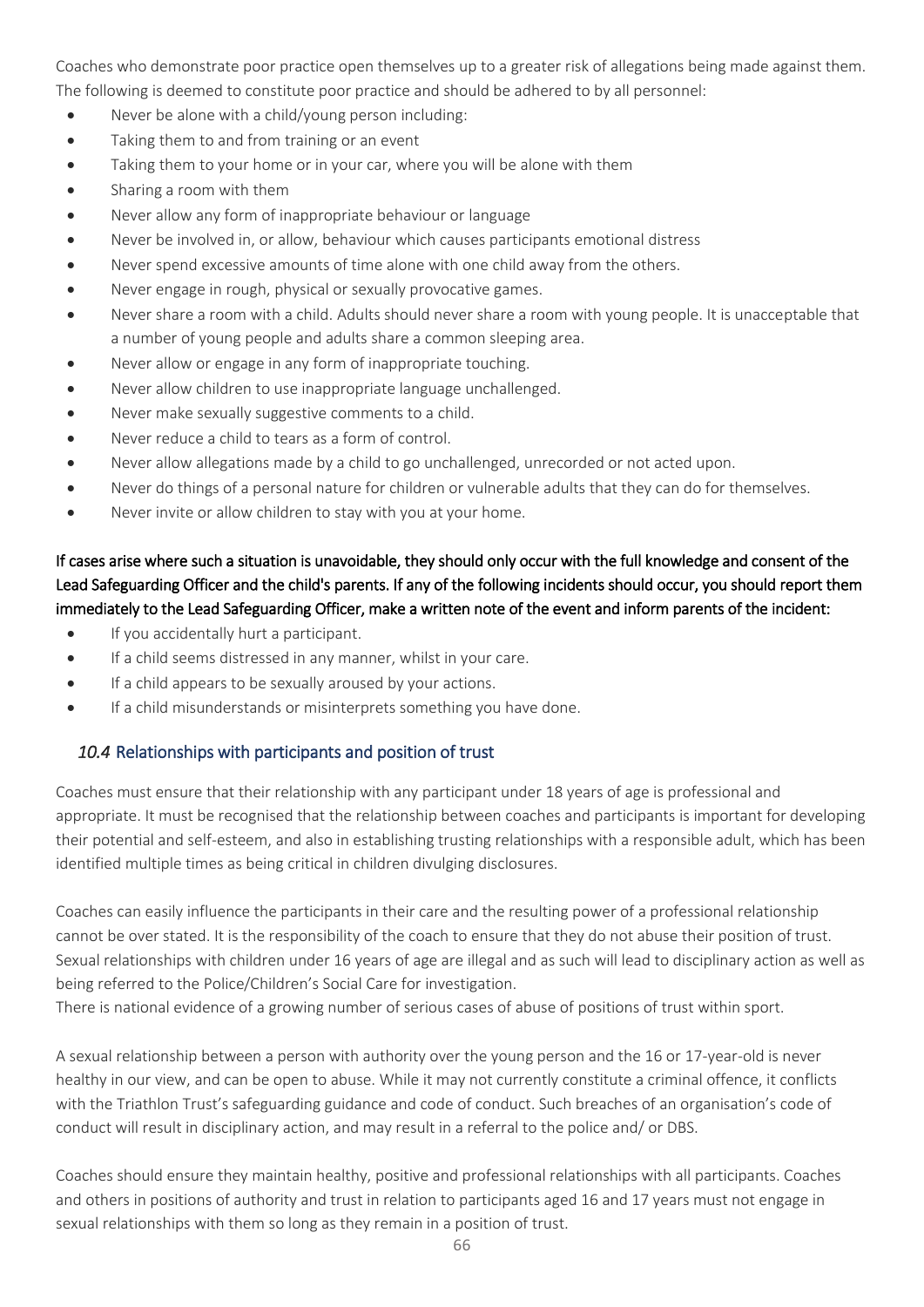Coaches who demonstrate poor practice open themselves up to a greater risk of allegations being made against them. The following is deemed to constitute poor practice and should be adhered to by all personnel:

- Never be alone with a child/young person including:
- Taking them to and from training or an event
- Taking them to your home or in your car, where you will be alone with them
- Sharing a room with them
- Never allow any form of inappropriate behaviour or language
- Never be involved in, or allow, behaviour which causes participants emotional distress
- Never spend excessive amounts of time alone with one child away from the others.
- Never engage in rough, physical or sexually provocative games.
- Never share a room with a child. Adults should never share a room with young people. It is unacceptable that a number of young people and adults share a common sleeping area.
- Never allow or engage in any form of inappropriate touching.
- Never allow children to use inappropriate language unchallenged.
- Never make sexually suggestive comments to a child.
- Never reduce a child to tears as a form of control.
- Never allow allegations made by a child to go unchallenged, unrecorded or not acted upon.
- Never do things of a personal nature for children or vulnerable adults that they can do for themselves.
- Never invite or allow children to stay with you at your home.

If cases arise where such a situation is unavoidable, they should only occur with the full knowledge and consent of the Lead Safeguarding Officer and the child's parents. If any of the following incidents should occur, you should report them immediately to the Lead Safeguarding Officer, make a written note of the event and inform parents of the incident:

- If you accidentally hurt a participant.
- If a child seems distressed in any manner, whilst in your care.
- If a child appears to be sexually aroused by your actions.
- If a child misunderstands or misinterprets something you have done.

### *10.4* Relationships with participants and position of trust

Coaches must ensure that their relationship with any participant under 18 years of age is professional and appropriate. It must be recognised that the relationship between coaches and participants is important for developing their potential and self-esteem, and also in establishing trusting relationships with a responsible adult, which has been identified multiple times as being critical in children divulging disclosures.

Coaches can easily influence the participants in their care and the resulting power of a professional relationship cannot be over stated. It is the responsibility of the coach to ensure that they do not abuse their position of trust. Sexual relationships with children under 16 years of age are illegal and as such will lead to disciplinary action as well as being referred to the Police/Children's Social Care for investigation.
There is national evidence of a growing number of serious cases of abuse of positions of trust within sport.

A sexual relationship between a person with authority over the young person and the 16 or 17-year-old is never healthy in our view, and can be open to abuse. While it may not currently constitute a criminal offence, it conflicts with the Triathlon Trust's safeguarding guidance and code of conduct. Such breaches of an organisation's code of conduct will result in disciplinary action, and may result in a referral to the police and/ or DBS.

Coaches should ensure they maintain healthy, positive and professional relationships with all participants. Coaches and others in positions of authority and trust in relation to participants aged 16 and 17 years must not engage in sexual relationships with them so long as they remain in a position of trust.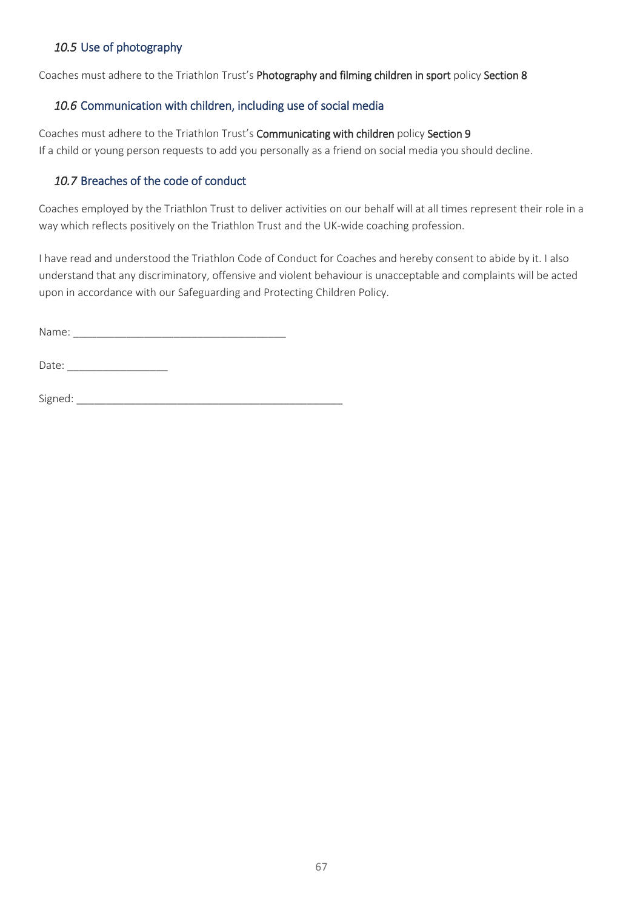### *10.5* Use of photography

Coaches must adhere to the Triathlon Trust's **Photography and filming children in sport** policy **Section 8**

### *10.6* Communication with children, including use of social media

Coaches must adhere to the Triathlon Trust's **Communicating with children** policy **Section 9**
If a child or young person requests to add you personally as a friend on social media you should decline.

### *10.7* Breaches of the code of conduct

Coaches employed by the Triathlon Trust to deliver activities on our behalf will at all times represent their role in a way which reflects positively on the Triathlon Trust and the UK-wide coaching profession.

I have read and understood the Triathlon Code of Conduct for Coaches and hereby consent to abide by it. I also understand that any discriminatory, offensive and violent behaviour is unacceptable and complaints will be acted upon in accordance with our Safeguarding and Protecting Children Policy.

Name: ____________________________________

Date: _________________

Signed: ______________________________________________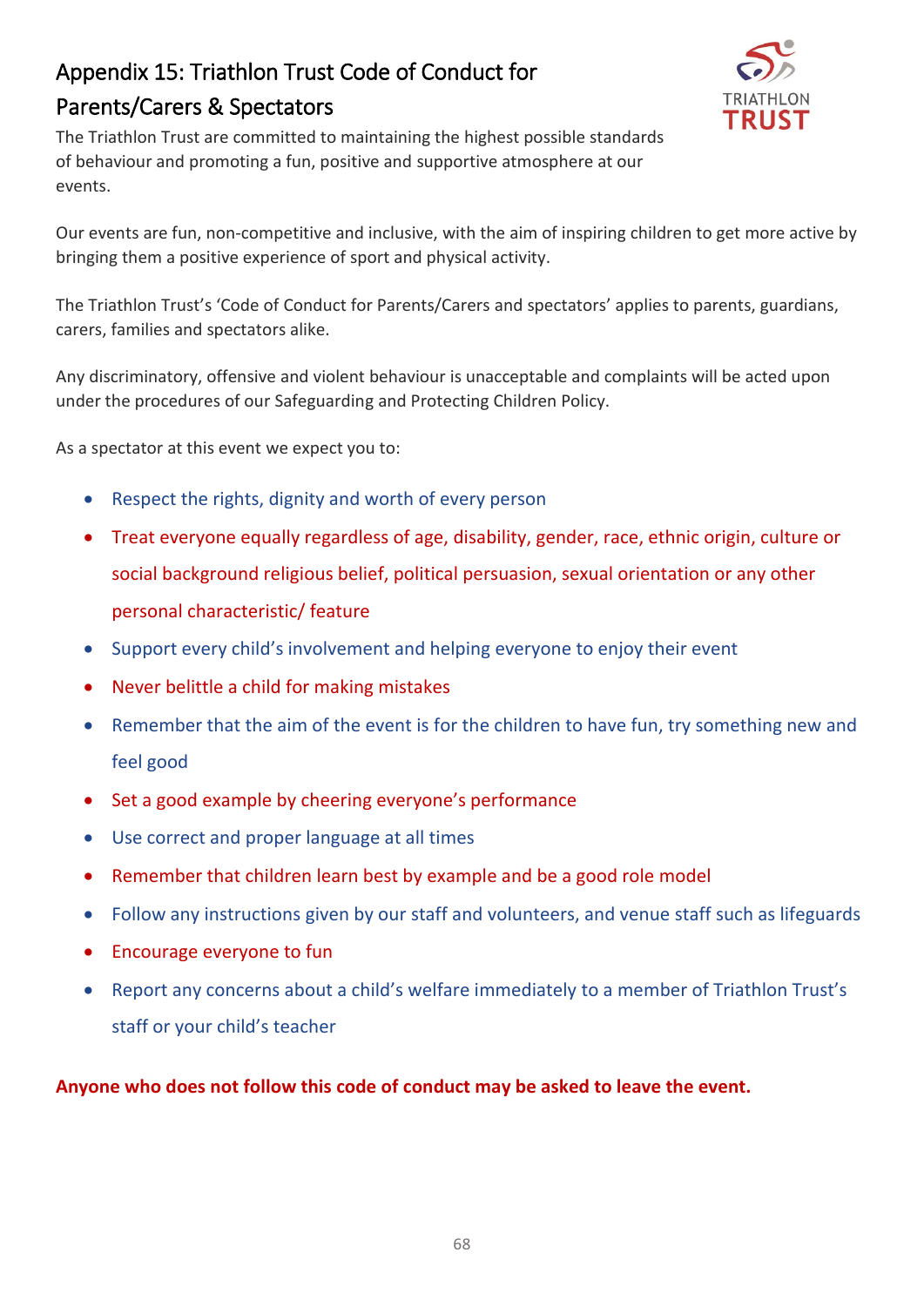# Appendix 15: Triathlon Trust Code of Conduct for Parents/Carers & Spectators

The Triathlon Trust are committed to maintaining the highest possible standards of behaviour and promoting a fun, positive and supportive atmosphere at our events.

Our events are fun, non-competitive and inclusive, with the aim of inspiring children to get more active by bringing them a positive experience of sport and physical activity.

The Triathlon Trust's 'Code of Conduct for Parents/Carers and spectators' applies to parents, guardians, carers, families and spectators alike.

Any discriminatory, offensive and violent behaviour is unacceptable and complaints will be acted upon under the procedures of our Safeguarding and Protecting Children Policy.

As a spectator at this event we expect you to:

- Respect the rights, dignity and worth of every person
- Treat everyone equally regardless of age, disability, gender, race, ethnic origin, culture or social background religious belief, political persuasion, sexual orientation or any other personal characteristic/ feature
- Support every child's involvement and helping everyone to enjoy their event
- Never belittle a child for making mistakes
- Remember that the aim of the event is for the children to have fun, try something new and feel good
- Set a good example by cheering everyone's performance
- Use correct and proper language at all times
- Remember that children learn best by example and be a good role model
- Follow any instructions given by our staff and volunteers, and venue staff such as lifeguards
- Encourage everyone to fun
- Report any concerns about a child's welfare immediately to a member of Triathlon Trust's staff or your child's teacher

**Anyone who does not follow this code of conduct may be asked to leave the event.**